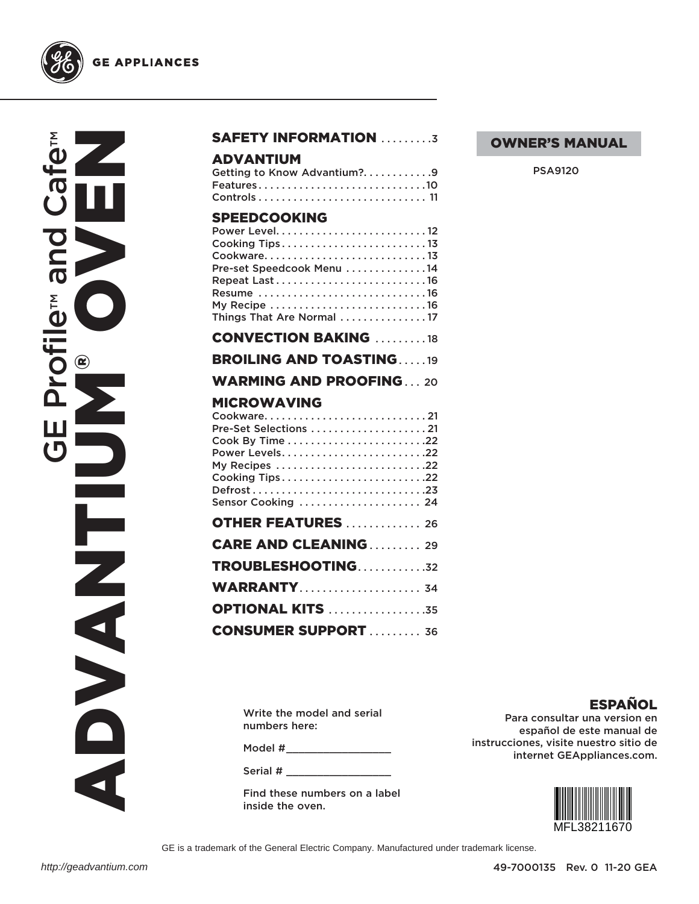GE APPLIANCES

# GE Profile™ and Café™ ADVANTIUM® OVEN

**OWNER'S MANUAL**

PSA9120

## SAFETY INFORMATION . . . . . . . . .3

## ADVANTIUM
Getting to Know Advantium? . . . . . . . . . . . .9
Features . . . . . . . . . . . . . . . . . . . . . . . . . . . .10
Controls . . . . . . . . . . . . . . . . . . . . . . . . . . . . 11

## SPEEDCOOKING
Power Level . . . . . . . . . . . . . . . . . . . . . . . . . 12
Cooking Tips . . . . . . . . . . . . . . . . . . . . . . . . . 13
Cookware . . . . . . . . . . . . . . . . . . . . . . . . . . . 13
Pre-set Speedcook Menu . . . . . . . . . . . . . . 14
Repeat Last . . . . . . . . . . . . . . . . . . . . . . . . . 16
Resume . . . . . . . . . . . . . . . . . . . . . . . . . . . . 16
My Recipe . . . . . . . . . . . . . . . . . . . . . . . . . . 16
Things That Are Normal . . . . . . . . . . . . . . . 17

## CONVECTION BAKING . . . . . . . . . 18

## BROILING AND TOASTING . . . . . 19

## WARMING AND PROOFING . . . 20

## MICROWAVING
Cookware . . . . . . . . . . . . . . . . . . . . . . . . . . . 21
Pre-Set Selections . . . . . . . . . . . . . . . . . . . . 21
Cook By Time . . . . . . . . . . . . . . . . . . . . . . . .22
Power Levels . . . . . . . . . . . . . . . . . . . . . . . . .22
My Recipes . . . . . . . . . . . . . . . . . . . . . . . . . .22
Cooking Tips . . . . . . . . . . . . . . . . . . . . . . . . .22
Defrost . . . . . . . . . . . . . . . . . . . . . . . . . . . . . .23
Sensor Cooking . . . . . . . . . . . . . . . . . . . . . 24

## OTHER FEATURES . . . . . . . . . . . . . 26

## CARE AND CLEANING . . . . . . . . . 29

## TROUBLESHOOTING . . . . . . . . . . . .32

## WARRANTY . . . . . . . . . . . . . . . . . . . . 34

## OPTIONAL KITS . . . . . . . . . . . . . . . . .35

## CONSUMER SUPPORT . . . . . . . . . 36

Write the model and serial numbers here:

Model #__________________

Serial # __________________

Find these numbers on a label inside the oven.

## ESPAÑOL

Para consultar una version en español de este manual de instrucciones, visite nuestro sitio de internet GEAppliances.com.

MFL38211670

GE is a trademark of the General Electric Company. Manufactured under trademark license.

*http://geadvantium.com*

49-7000135 Rev. 0 11-20 GEA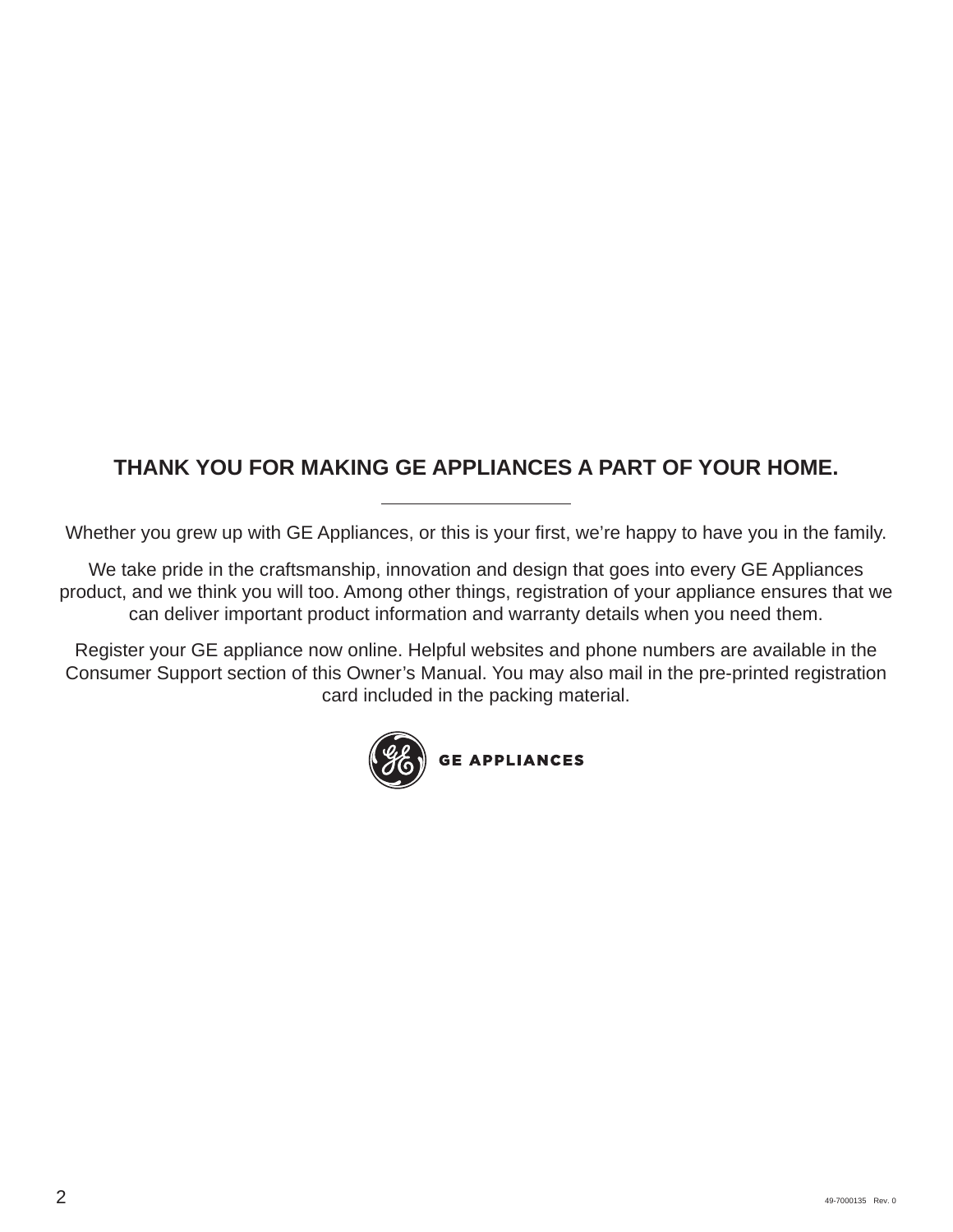## THANK YOU FOR MAKING GE APPLIANCES A PART OF YOUR HOME.

---

Whether you grew up with GE Appliances, or this is your first, we're happy to have you in the family.

We take pride in the craftsmanship, innovation and design that goes into every GE Appliances product, and we think you will too. Among other things, registration of your appliance ensures that we can deliver important product information and warranty details when you need them.

Register your GE appliance now online. Helpful websites and phone numbers are available in the Consumer Support section of this Owner's Manual. You may also mail in the pre-printed registration card included in the packing material.

GE APPLIANCES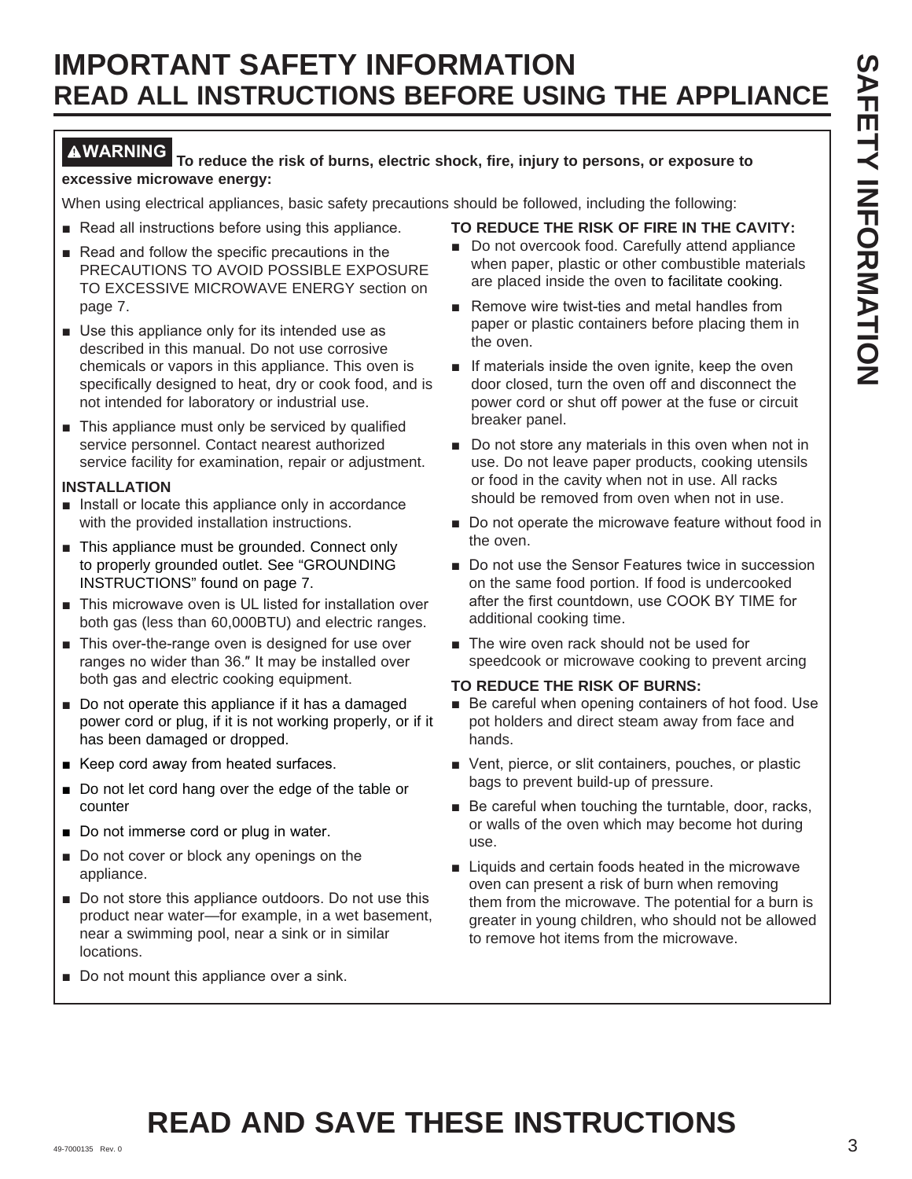# IMPORTANT SAFETY INFORMATION
## READ ALL INSTRUCTIONS BEFORE USING THE APPLIANCE

**⚠WARNING To reduce the risk of burns, electric shock, fire, injury to persons, or exposure to excessive microwave energy:**

When using electrical appliances, basic safety precautions should be followed, including the following:

- Read all instructions before using this appliance.
- Read and follow the specific precautions in the PRECAUTIONS TO AVOID POSSIBLE EXPOSURE TO EXCESSIVE MICROWAVE ENERGY section on page 7.
- Use this appliance only for its intended use as described in this manual. Do not use corrosive chemicals or vapors in this appliance. This oven is specifically designed to heat, dry or cook food, and is not intended for laboratory or industrial use.
- This appliance must only be serviced by qualified service personnel. Contact nearest authorized service facility for examination, repair or adjustment.

**INSTALLATION**

- Install or locate this appliance only in accordance with the provided installation instructions.
- This appliance must be grounded. Connect only to properly grounded outlet. See "GROUNDING INSTRUCTIONS" found on page 7.
- This microwave oven is UL listed for installation over both gas (less than 60,000BTU) and electric ranges.
- This over-the-range oven is designed for use over ranges no wider than 36." It may be installed over both gas and electric cooking equipment.
- Do not operate this appliance if it has a damaged power cord or plug, if it is not working properly, or if it has been damaged or dropped.
- Keep cord away from heated surfaces.
- Do not let cord hang over the edge of the table or counter
- Do not immerse cord or plug in water.
- Do not cover or block any openings on the appliance.
- Do not store this appliance outdoors. Do not use this product near water—for example, in a wet basement, near a swimming pool, near a sink or in similar locations.
- Do not mount this appliance over a sink.

**TO REDUCE THE RISK OF FIRE IN THE CAVITY:**

- Do not overcook food. Carefully attend appliance when paper, plastic or other combustible materials are placed inside the oven to facilitate cooking.
- Remove wire twist-ties and metal handles from paper or plastic containers before placing them in the oven.
- If materials inside the oven ignite, keep the oven door closed, turn the oven off and disconnect the power cord or shut off power at the fuse or circuit breaker panel.
- Do not store any materials in this oven when not in use. Do not leave paper products, cooking utensils or food in the cavity when not in use. All racks should be removed from oven when not in use.
- Do not operate the microwave feature without food in the oven.
- Do not use the Sensor Features twice in succession on the same food portion. If food is undercooked after the first countdown, use COOK BY TIME for additional cooking time.
- The wire oven rack should not be used for speedcook or microwave cooking to prevent arcing

**TO REDUCE THE RISK OF BURNS:**

- Be careful when opening containers of hot food. Use pot holders and direct steam away from face and hands.
- Vent, pierce, or slit containers, pouches, or plastic bags to prevent build-up of pressure.
- Be careful when touching the turntable, door, racks, or walls of the oven which may become hot during use.
- Liquids and certain foods heated in the microwave oven can present a risk of burn when removing them from the microwave. The potential for a burn is greater in young children, who should not be allowed to remove hot items from the microwave.

# READ AND SAVE THESE INSTRUCTIONS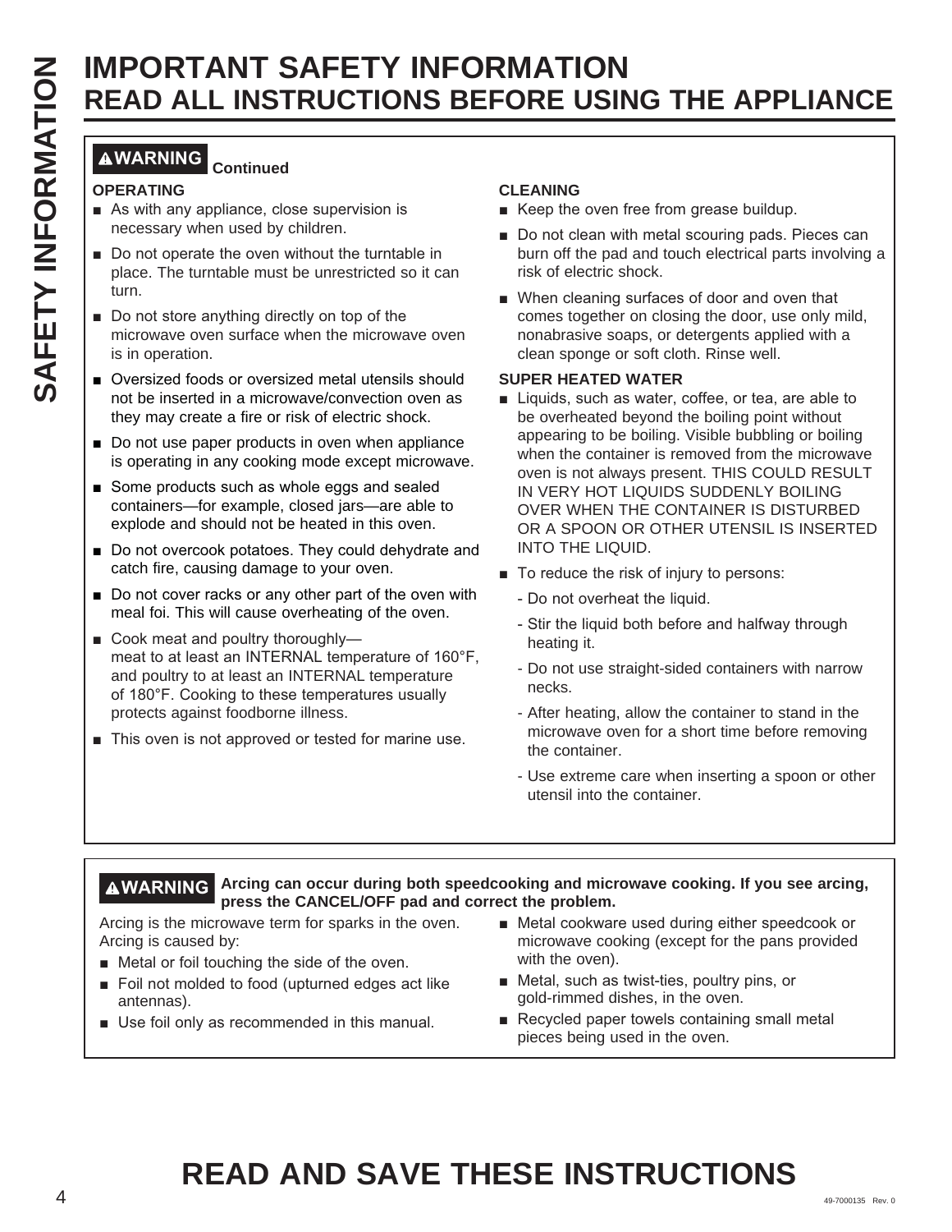# IMPORTANT SAFETY INFORMATION
## READ ALL INSTRUCTIONS BEFORE USING THE APPLIANCE

**⚠WARNING Continued**

**OPERATING**

- As with any appliance, close supervision is necessary when used by children.
- Do not operate the oven without the turntable in place. The turntable must be unrestricted so it can turn.
- Do not store anything directly on top of the microwave oven surface when the microwave oven is in operation.
- Oversized foods or oversized metal utensils should not be inserted in a microwave/convection oven as they may create a fire or risk of electric shock.
- Do not use paper products in oven when appliance is operating in any cooking mode except microwave.
- Some products such as whole eggs and sealed containers—for example, closed jars—are able to explode and should not be heated in this oven.
- Do not overcook potatoes. They could dehydrate and catch fire, causing damage to your oven.
- Do not cover racks or any other part of the oven with meal foi. This will cause overheating of the oven.
- Cook meat and poultry thoroughly—meat to at least an INTERNAL temperature of 160°F, and poultry to at least an INTERNAL temperature of 180°F. Cooking to these temperatures usually protects against foodborne illness.
- This oven is not approved or tested for marine use.

**CLEANING**

- Keep the oven free from grease buildup.
- Do not clean with metal scouring pads. Pieces can burn off the pad and touch electrical parts involving a risk of electric shock.
- When cleaning surfaces of door and oven that comes together on closing the door, use only mild, nonabrasive soaps, or detergents applied with a clean sponge or soft cloth. Rinse well.

**SUPER HEATED WATER**

- Liquids, such as water, coffee, or tea, are able to be overheated beyond the boiling point without appearing to be boiling. Visible bubbling or boiling when the container is removed from the microwave oven is not always present. THIS COULD RESULT IN VERY HOT LIQUIDS SUDDENLY BOILING OVER WHEN THE CONTAINER IS DISTURBED OR A SPOON OR OTHER UTENSIL IS INSERTED INTO THE LIQUID.
- To reduce the risk of injury to persons:
  - Do not overheat the liquid.
  - Stir the liquid both before and halfway through heating it.
  - Do not use straight-sided containers with narrow necks.
  - After heating, allow the container to stand in the microwave oven for a short time before removing the container.
  - Use extreme care when inserting a spoon or other utensil into the container.

**⚠WARNING Arcing can occur during both speedcooking and microwave cooking. If you see arcing, press the CANCEL/OFF pad and correct the problem.**

Arcing is the microwave term for sparks in the oven. Arcing is caused by:

- Metal or foil touching the side of the oven.
- Foil not molded to food (upturned edges act like antennas).
- Use foil only as recommended in this manual.
- Metal cookware used during either speedcook or microwave cooking (except for the pans provided with the oven).
- Metal, such as twist-ties, poultry pins, or gold-rimmed dishes, in the oven.
- Recycled paper towels containing small metal pieces being used in the oven.

# READ AND SAVE THESE INSTRUCTIONS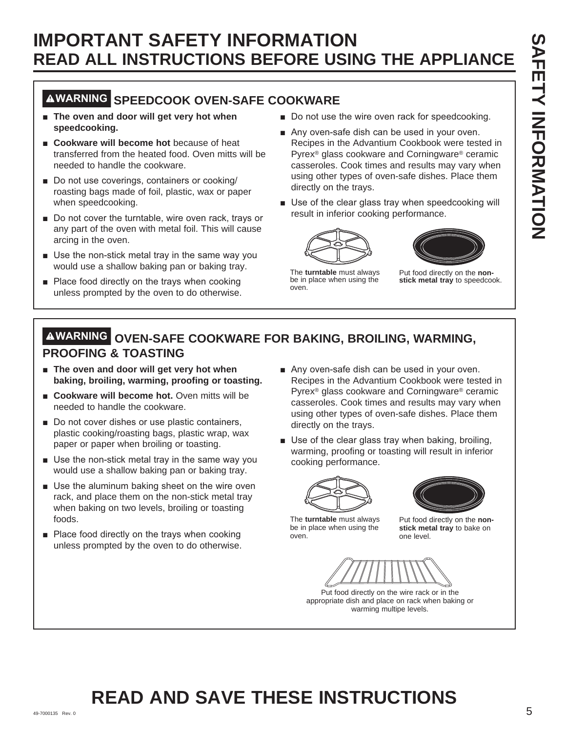# IMPORTANT SAFETY INFORMATION
## READ ALL INSTRUCTIONS BEFORE USING THE APPLIANCE

### ⚠WARNING SPEEDCOOK OVEN-SAFE COOKWARE

- **The oven and door will get very hot when speedcooking.**
- **Cookware will become hot** because of heat transferred from the heated food. Oven mitts will be needed to handle the cookware.
- Do not use coverings, containers or cooking/roasting bags made of foil, plastic, wax or paper when speedcooking.
- Do not cover the turntable, wire oven rack, trays or any part of the oven with metal foil. This will cause arcing in the oven.
- Use the non-stick metal tray in the same way you would use a shallow baking pan or baking tray.
- Place food directly on the trays when cooking unless prompted by the oven to do otherwise.
- Do not use the wire oven rack for speedcooking.
- Any oven-safe dish can be used in your oven. Recipes in the Advantium Cookbook were tested in Pyrex® glass cookware and Corningware® ceramic casseroles. Cook times and results may vary when using other types of oven-safe dishes. Place them directly on the trays.
- Use of the clear glass tray when speedcooking will result in inferior cooking performance.

The **turntable** must always be in place when using the oven.

Put food directly on the **non-stick metal tray** to speedcook.

### ⚠WARNING OVEN-SAFE COOKWARE FOR BAKING, BROILING, WARMING, PROOFING & TOASTING

- **The oven and door will get very hot when baking, broiling, warming, proofing or toasting.**
- **Cookware will become hot.** Oven mitts will be needed to handle the cookware.
- Do not cover dishes or use plastic containers, plastic cooking/roasting bags, plastic wrap, wax paper or paper when broiling or toasting.
- Use the non-stick metal tray in the same way you would use a shallow baking pan or baking tray.
- Use the aluminum baking sheet on the wire oven rack, and place them on the non-stick metal tray when baking on two levels, broiling or toasting foods.
- Place food directly on the trays when cooking unless prompted by the oven to do otherwise.
- Any oven-safe dish can be used in your oven. Recipes in the Advantium Cookbook were tested in Pyrex® glass cookware and Corningware® ceramic casseroles. Cook times and results may vary when using other types of oven-safe dishes. Place them directly on the trays.
- Use of the clear glass tray when baking, broiling, warming, proofing or toasting will result in inferior cooking performance.

The **turntable** must always be in place when using the oven.

Put food directly on the **non-stick metal tray** to bake on one level.

Put food directly on the wire rack or in the appropriate dish and place on rack when baking or warming multipe levels.

## READ AND SAVE THESE INSTRUCTIONS

49-7000135 Rev. 0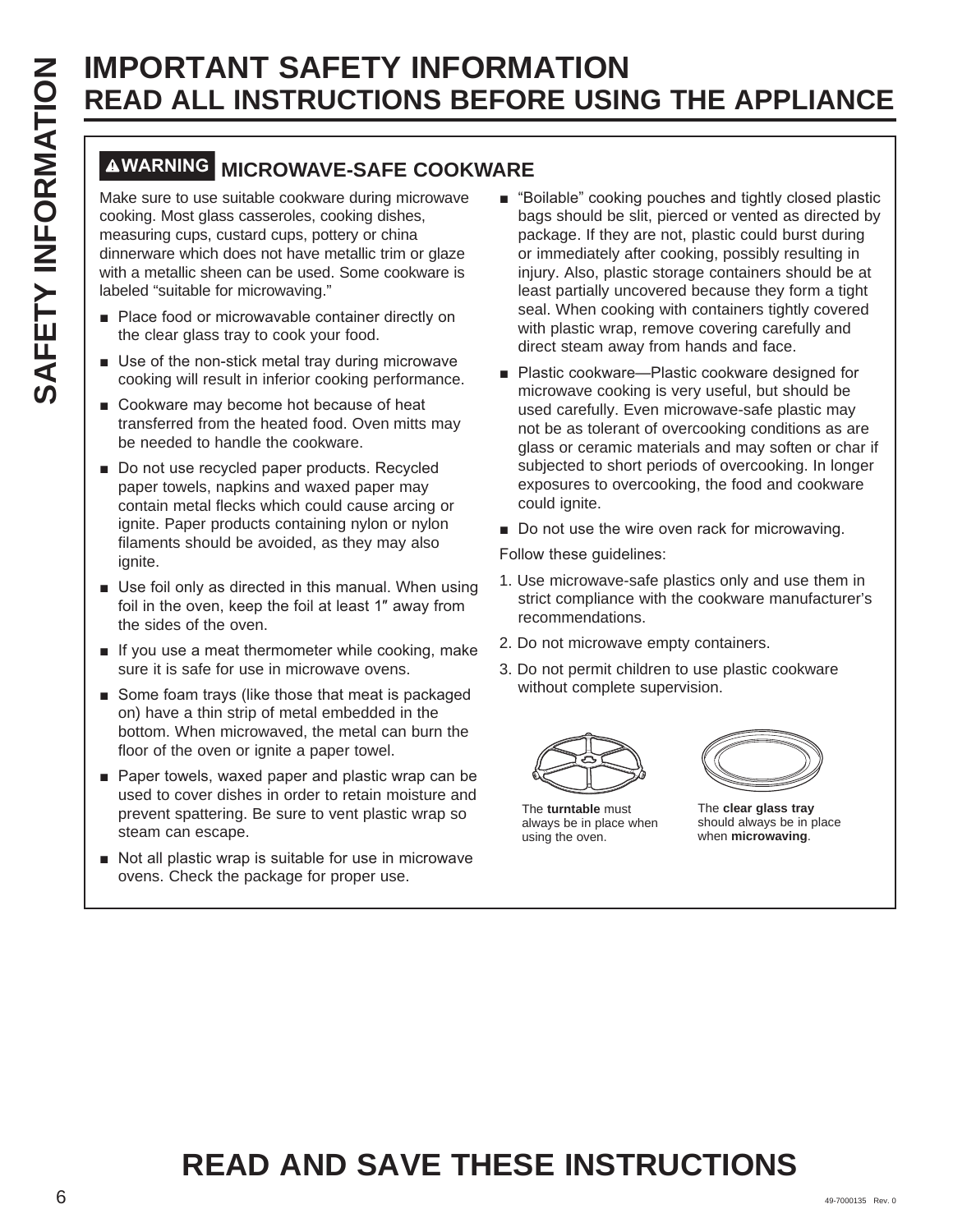# IMPORTANT SAFETY INFORMATION
## READ ALL INSTRUCTIONS BEFORE USING THE APPLIANCE

### ⚠WARNING MICROWAVE-SAFE COOKWARE

Make sure to use suitable cookware during microwave cooking. Most glass casseroles, cooking dishes, measuring cups, custard cups, pottery or china dinnerware which does not have metallic trim or glaze with a metallic sheen can be used. Some cookware is labeled "suitable for microwaving."

- Place food or microwavable container directly on the clear glass tray to cook your food.
- Use of the non-stick metal tray during microwave cooking will result in inferior cooking performance.
- Cookware may become hot because of heat transferred from the heated food. Oven mitts may be needed to handle the cookware.
- Do not use recycled paper products. Recycled paper towels, napkins and waxed paper may contain metal flecks which could cause arcing or ignite. Paper products containing nylon or nylon filaments should be avoided, as they may also ignite.
- Use foil only as directed in this manual. When using foil in the oven, keep the foil at least 1″ away from the sides of the oven.
- If you use a meat thermometer while cooking, make sure it is safe for use in microwave ovens.
- Some foam trays (like those that meat is packaged on) have a thin strip of metal embedded in the bottom. When microwaved, the metal can burn the floor of the oven or ignite a paper towel.
- Paper towels, waxed paper and plastic wrap can be used to cover dishes in order to retain moisture and prevent spattering. Be sure to vent plastic wrap so steam can escape.
- Not all plastic wrap is suitable for use in microwave ovens. Check the package for proper use.
- "Boilable" cooking pouches and tightly closed plastic bags should be slit, pierced or vented as directed by package. If they are not, plastic could burst during or immediately after cooking, possibly resulting in injury. Also, plastic storage containers should be at least partially uncovered because they form a tight seal. When cooking with containers tightly covered with plastic wrap, remove covering carefully and direct steam away from hands and face.
- Plastic cookware—Plastic cookware designed for microwave cooking is very useful, but should be used carefully. Even microwave-safe plastic may not be as tolerant of overcooking conditions as are glass or ceramic materials and may soften or char if subjected to short periods of overcooking. In longer exposures to overcooking, the food and cookware could ignite.
- Do not use the wire oven rack for microwaving.

Follow these guidelines:

1. Use microwave-safe plastics only and use them in strict compliance with the cookware manufacturer's recommendations.
2. Do not microwave empty containers.
3. Do not permit children to use plastic cookware without complete supervision.

The **turntable** must always be in place when using the oven.

The **clear glass tray** should always be in place when **microwaving**.

## READ AND SAVE THESE INSTRUCTIONS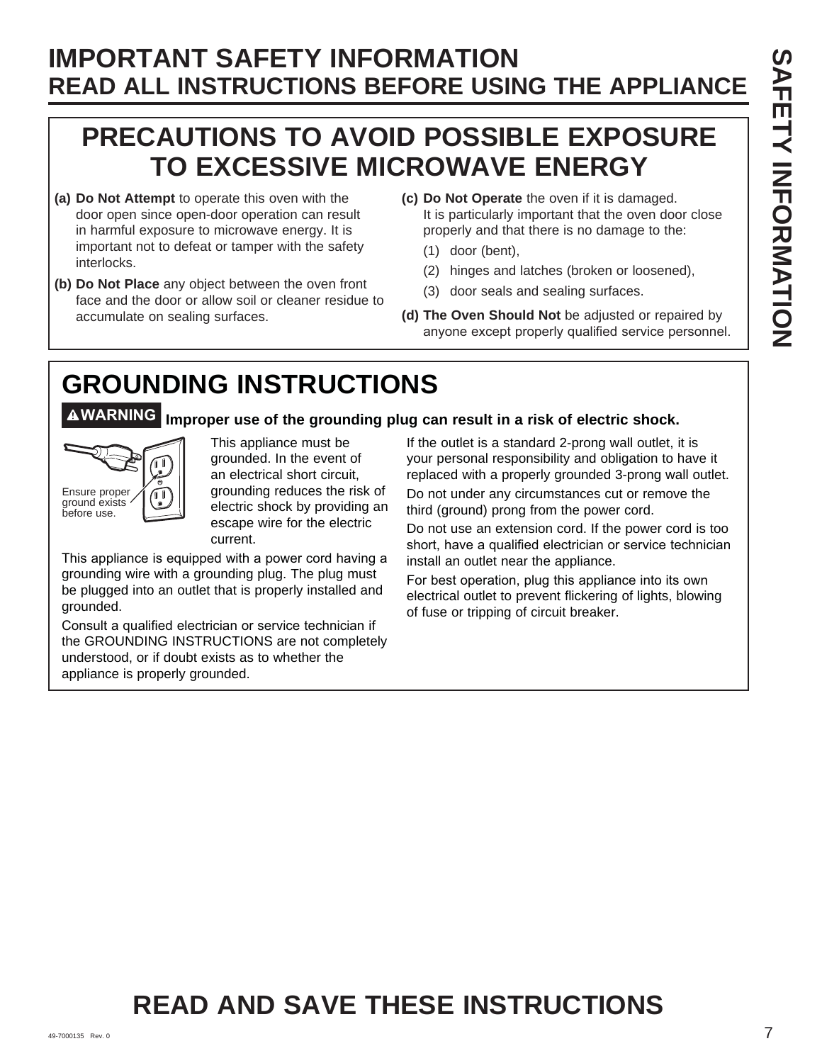# IMPORTANT SAFETY INFORMATION
## READ ALL INSTRUCTIONS BEFORE USING THE APPLIANCE

## PRECAUTIONS TO AVOID POSSIBLE EXPOSURE TO EXCESSIVE MICROWAVE ENERGY

**(a) Do Not Attempt** to operate this oven with the door open since open-door operation can result in harmful exposure to microwave energy. It is important not to defeat or tamper with the safety interlocks.

**(b) Do Not Place** any object between the oven front face and the door or allow soil or cleaner residue to accumulate on sealing surfaces.

**(c) Do Not Operate** the oven if it is damaged. It is particularly important that the oven door close properly and that there is no damage to the:

(1) door (bent),

(2) hinges and latches (broken or loosened),

(3) door seals and sealing surfaces.

**(d) The Oven Should Not** be adjusted or repaired by anyone except properly qualified service personnel.

## GROUNDING INSTRUCTIONS

**WARNING** **Improper use of the grounding plug can result in a risk of electric shock.**

Ensure proper ground exists before use.

This appliance must be grounded. In the event of an electrical short circuit, grounding reduces the risk of electric shock by providing an escape wire for the electric current.

This appliance is equipped with a power cord having a grounding wire with a grounding plug. The plug must be plugged into an outlet that is properly installed and grounded.

Consult a qualified electrician or service technician if the GROUNDING INSTRUCTIONS are not completely understood, or if doubt exists as to whether the appliance is properly grounded.

If the outlet is a standard 2-prong wall outlet, it is your personal responsibility and obligation to have it replaced with a properly grounded 3-prong wall outlet.

Do not under any circumstances cut or remove the third (ground) prong from the power cord.

Do not use an extension cord. If the power cord is too short, have a qualified electrician or service technician install an outlet near the appliance.

For best operation, plug this appliance into its own electrical outlet to prevent flickering of lights, blowing of fuse or tripping of circuit breaker.

# READ AND SAVE THESE INSTRUCTIONS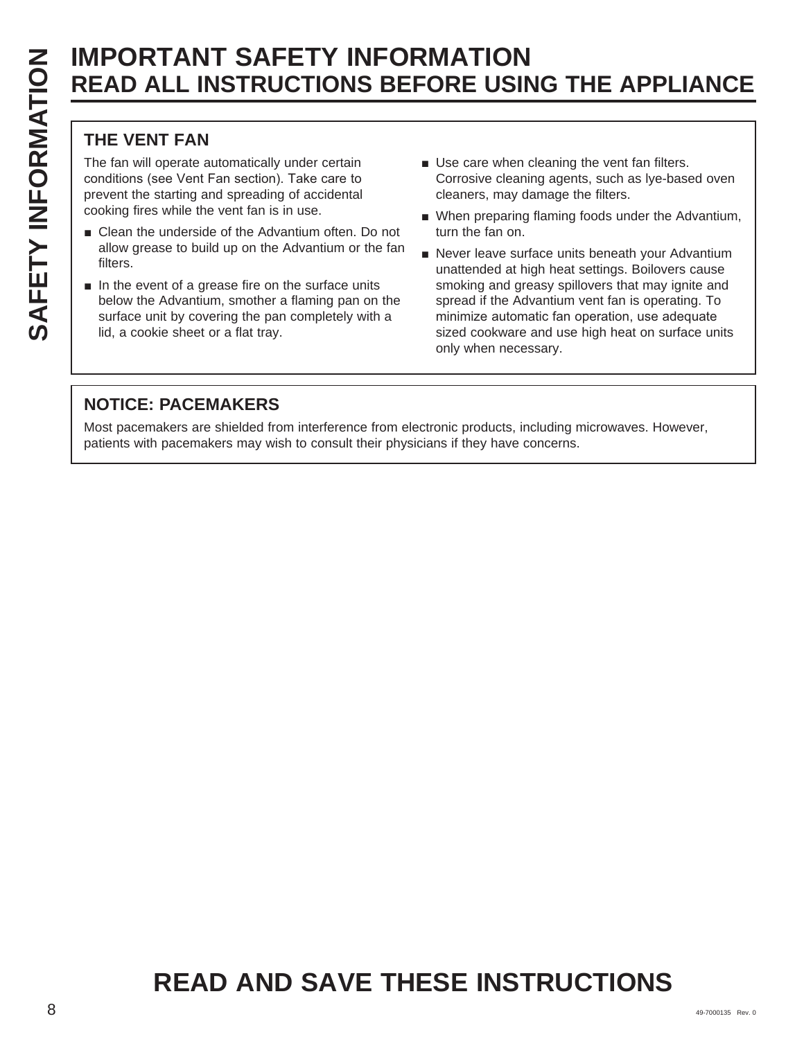# IMPORTANT SAFETY INFORMATION
# READ ALL INSTRUCTIONS BEFORE USING THE APPLIANCE

## THE VENT FAN

The fan will operate automatically under certain conditions (see Vent Fan section). Take care to prevent the starting and spreading of accidental cooking fires while the vent fan is in use.

- Clean the underside of the Advantium often. Do not allow grease to build up on the Advantium or the fan filters.
- In the event of a grease fire on the surface units below the Advantium, smother a flaming pan on the surface unit by covering the pan completely with a lid, a cookie sheet or a flat tray.
- Use care when cleaning the vent fan filters. Corrosive cleaning agents, such as lye-based oven cleaners, may damage the filters.
- When preparing flaming foods under the Advantium, turn the fan on.
- Never leave surface units beneath your Advantium unattended at high heat settings. Boilovers cause smoking and greasy spillovers that may ignite and spread if the Advantium vent fan is operating. To minimize automatic fan operation, use adequate sized cookware and use high heat on surface units only when necessary.

## NOTICE: PACEMAKERS

Most pacemakers are shielded from interference from electronic products, including microwaves. However, patients with pacemakers may wish to consult their physicians if they have concerns.

# READ AND SAVE THESE INSTRUCTIONS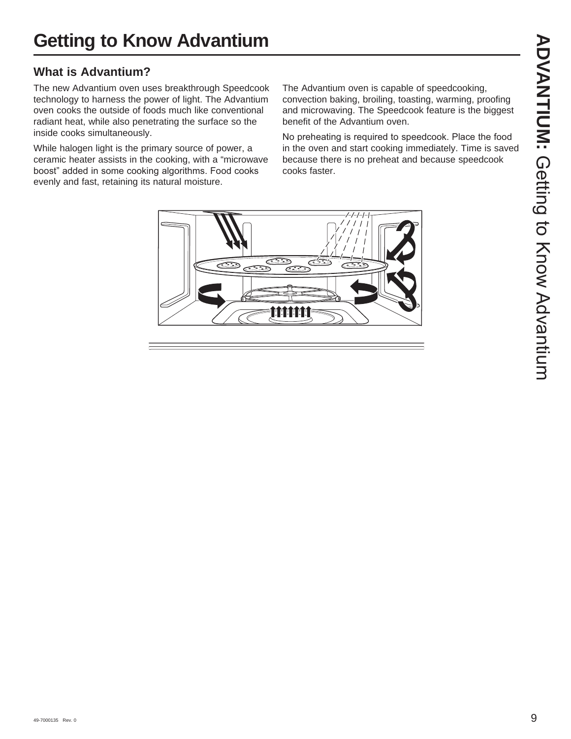# Getting to Know Advantium

## What is Advantium?

The new Advantium oven uses breakthrough Speedcook technology to harness the power of light. The Advantium oven cooks the outside of foods much like conventional radiant heat, while also penetrating the surface so the inside cooks simultaneously.

While halogen light is the primary source of power, a ceramic heater assists in the cooking, with a "microwave boost" added in some cooking algorithms. Food cooks evenly and fast, retaining its natural moisture.

The Advantium oven is capable of speedcooking, convection baking, broiling, toasting, warming, proofing and microwaving. The Speedcook feature is the biggest benefit of the Advantium oven.

No preheating is required to speedcook. Place the food in the oven and start cooking immediately. Time is saved because there is no preheat and because speedcook cooks faster.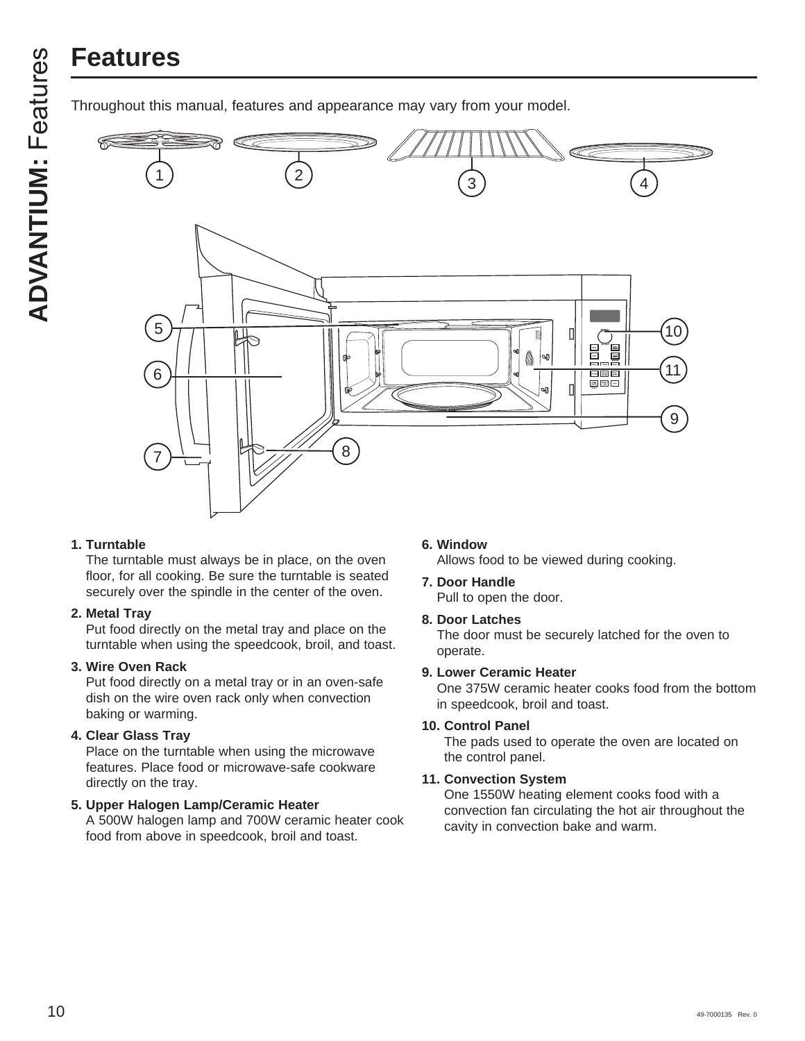# Features

Throughout this manual, features and appearance may vary from your model.

1. **Turntable**
   The turntable must always be in place, on the oven floor, for all cooking. Be sure the turntable is seated securely over the spindle in the center of the oven.

2. **Metal Tray**
   Put food directly on the metal tray and place on the turntable when using the speedcook, broil, and toast.

3. **Wire Oven Rack**
   Put food directly on a metal tray or in an oven-safe dish on the wire oven rack only when convection baking or warming.

4. **Clear Glass Tray**
   Place on the turntable when using the microwave features. Place food or microwave-safe cookware directly on the tray.

5. **Upper Halogen Lamp/Ceramic Heater**
   A 500W halogen lamp and 700W ceramic heater cook food from above in speedcook, broil and toast.

6. **Window**
   Allows food to be viewed during cooking.

7. **Door Handle**
   Pull to open the door.

8. **Door Latches**
   The door must be securely latched for the oven to operate.

9. **Lower Ceramic Heater**
   One 375W ceramic heater cooks food from the bottom in speedcook, broil and toast.

10. **Control Panel**
    The pads used to operate the oven are located on the control panel.

11. **Convection System**
    One 1550W heating element cooks food with a convection fan circulating the hot air throughout the cavity in convection bake and warm.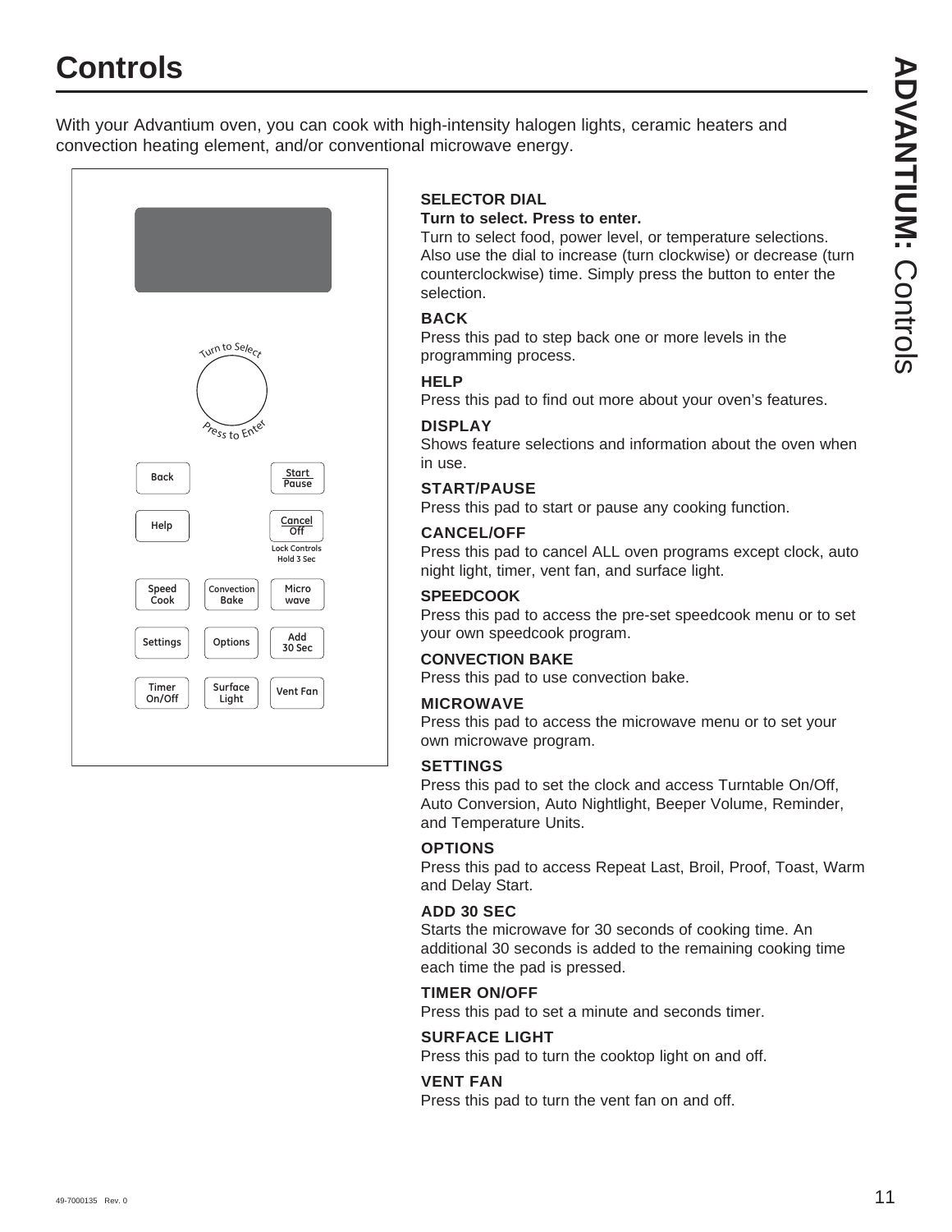# Controls

With your Advantium oven, you can cook with high-intensity halogen lights, ceramic heaters and convection heating element, and/or conventional microwave energy.

Turn to Select

Press to Enter

| | | |
|---|---|---|
| Back | | Start Pause |
| Help | | Cancel Off<br>Lock Controls Hold 3 Sec |
| Speed Cook | Convection Bake | Micro wave |
| Settings | Options | Add 30 Sec |
| Timer On/Off | Surface Light | Vent Fan |

**SELECTOR DIAL**

**Turn to select. Press to enter.**

Turn to select food, power level, or temperature selections. Also use the dial to increase (turn clockwise) or decrease (turn counterclockwise) time. Simply press the button to enter the selection.

**BACK**

Press this pad to step back one or more levels in the programming process.

**HELP**

Press this pad to find out more about your oven's features.

**DISPLAY**

Shows feature selections and information about the oven when in use.

**START/PAUSE**

Press this pad to start or pause any cooking function.

**CANCEL/OFF**

Press this pad to cancel ALL oven programs except clock, auto night light, timer, vent fan, and surface light.

**SPEEDCOOK**

Press this pad to access the pre-set speedcook menu or to set your own speedcook program.

**CONVECTION BAKE**

Press this pad to use convection bake.

**MICROWAVE**

Press this pad to access the microwave menu or to set your own microwave program.

**SETTINGS**

Press this pad to set the clock and access Turntable On/Off, Auto Conversion, Auto Nightlight, Beeper Volume, Reminder, and Temperature Units.

**OPTIONS**

Press this pad to access Repeat Last, Broil, Proof, Toast, Warm and Delay Start.

**ADD 30 SEC**

Starts the microwave for 30 seconds of cooking time. An additional 30 seconds is added to the remaining cooking time each time the pad is pressed.

**TIMER ON/OFF**

Press this pad to set a minute and seconds timer.

**SURFACE LIGHT**

Press this pad to turn the cooktop light on and off.

**VENT FAN**

Press this pad to turn the vent fan on and off.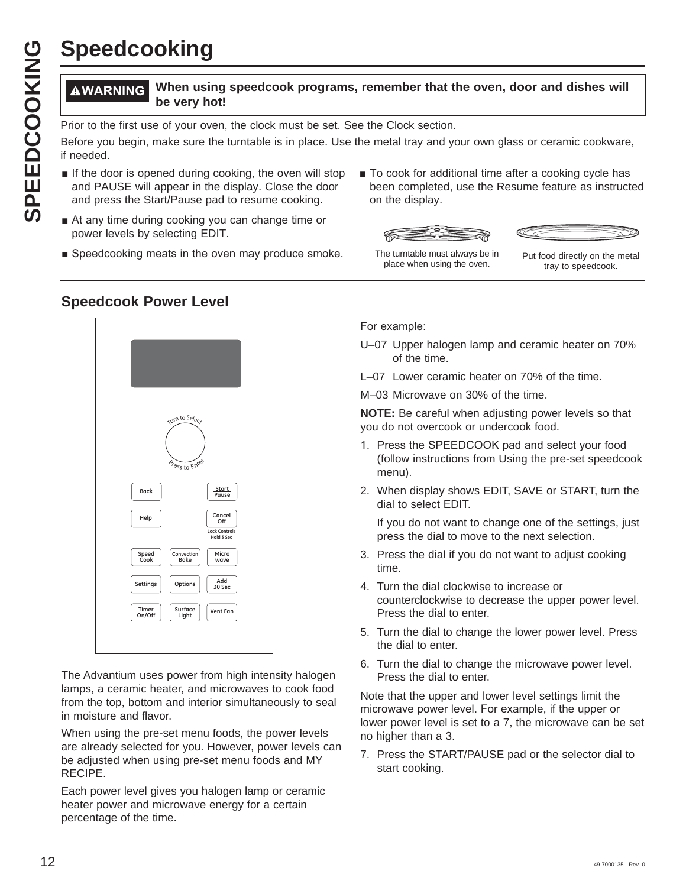# Speedcooking

**⚠WARNING** **When using speedcook programs, remember that the oven, door and dishes will be very hot!**

Prior to the first use of your oven, the clock must be set. See the Clock section.

Before you begin, make sure the turntable is in place. Use the metal tray and your own glass or ceramic cookware, if needed.

- If the door is opened during cooking, the oven will stop and PAUSE will appear in the display. Close the door and press the Start/Pause pad to resume cooking.
- At any time during cooking you can change time or power levels by selecting EDIT.
- Speedcooking meats in the oven may produce smoke.
- To cook for additional time after a cooking cycle has been completed, use the Resume feature as instructed on the display.

The turntable must always be in place when using the oven.

Put food directly on the metal tray to speedcook.

## Speedcook Power Level

Turn to Select

Press to Enter

Back | Start Pause | Help | Cancel Off (Lock Controls Hold 3 Sec) | Speed Cook | Convection Bake | Micro wave | Settings | Options | Add 30 Sec | Timer On/Off | Surface Light | Vent Fan

The Advantium uses power from high intensity halogen lamps, a ceramic heater, and microwaves to cook food from the top, bottom and interior simultaneously to seal in moisture and flavor.

When using the pre-set menu foods, the power levels are already selected for you. However, power levels can be adjusted when using pre-set menu foods and MY RECIPE.

Each power level gives you halogen lamp or ceramic heater power and microwave energy for a certain percentage of the time.

For example:

U–07 Upper halogen lamp and ceramic heater on 70% of the time.

L–07 Lower ceramic heater on 70% of the time.

M–03 Microwave on 30% of the time.

**NOTE:** Be careful when adjusting power levels so that you do not overcook or undercook food.

1. Press the SPEEDCOOK pad and select your food (follow instructions from Using the pre-set speedcook menu).
2. When display shows EDIT, SAVE or START, turn the dial to select EDIT.

   If you do not want to change one of the settings, just press the dial to move to the next selection.
3. Press the dial if you do not want to adjust cooking time.
4. Turn the dial clockwise to increase or counterclockwise to decrease the upper power level. Press the dial to enter.
5. Turn the dial to change the lower power level. Press the dial to enter.
6. Turn the dial to change the microwave power level. Press the dial to enter.

Note that the upper and lower level settings limit the microwave power level. For example, if the upper or lower power level is set to a 7, the microwave can be set no higher than a 3.

7. Press the START/PAUSE pad or the selector dial to start cooking.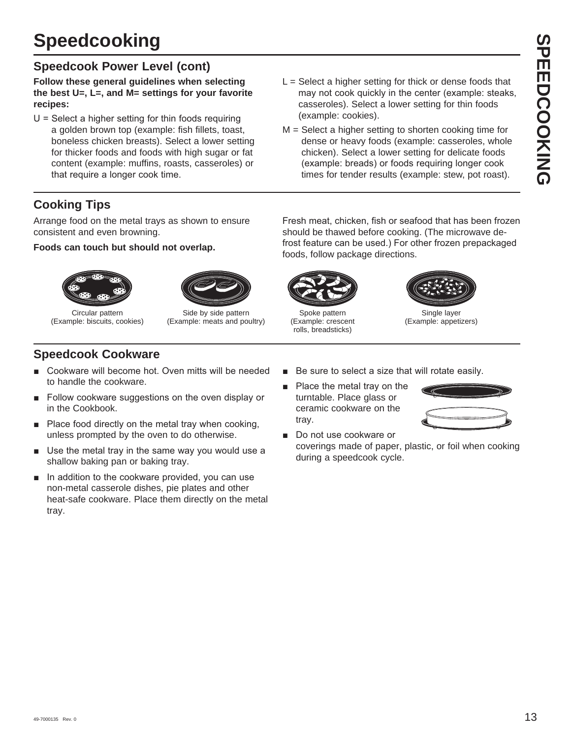# Speedcooking

## Speedcook Power Level (cont)

**Follow these general guidelines when selecting the best U=, L=, and M= settings for your favorite recipes:**

U = Select a higher setting for thin foods requiring a golden brown top (example: fish fillets, toast, boneless chicken breasts). Select a lower setting for thicker foods and foods with high sugar or fat content (example: muffins, roasts, casseroles) or that require a longer cook time.

L = Select a higher setting for thick or dense foods that may not cook quickly in the center (example: steaks, casseroles). Select a lower setting for thin foods (example: cookies).

M = Select a higher setting to shorten cooking time for dense or heavy foods (example: casseroles, whole chicken). Select a lower setting for delicate foods (example: breads) or foods requiring longer cook times for tender results (example: stew, pot roast).

## Cooking Tips

Arrange food on the metal trays as shown to ensure consistent and even browning.

**Foods can touch but should not overlap.**

Fresh meat, chicken, fish or seafood that has been frozen should be thawed before cooking. (The microwave de-frost feature can be used.) For other frozen prepackaged foods, follow package directions.

Circular pattern (Example: biscuits, cookies)

Side by side pattern (Example: meats and poultry)

Spoke pattern (Example: crescent rolls, breadsticks)

Single layer (Example: appetizers)

## Speedcook Cookware

- Cookware will become hot. Oven mitts will be needed to handle the cookware.
- Follow cookware suggestions on the oven display or in the Cookbook.
- Place food directly on the metal tray when cooking, unless prompted by the oven to do otherwise.
- Use the metal tray in the same way you would use a shallow baking pan or baking tray.
- In addition to the cookware provided, you can use non-metal casserole dishes, pie plates and other heat-safe cookware. Place them directly on the metal tray.
- Be sure to select a size that will rotate easily.
- Place the metal tray on the turntable. Place glass or ceramic cookware on the tray.
- Do not use cookware or coverings made of paper, plastic, or foil when cooking during a speedcook cycle.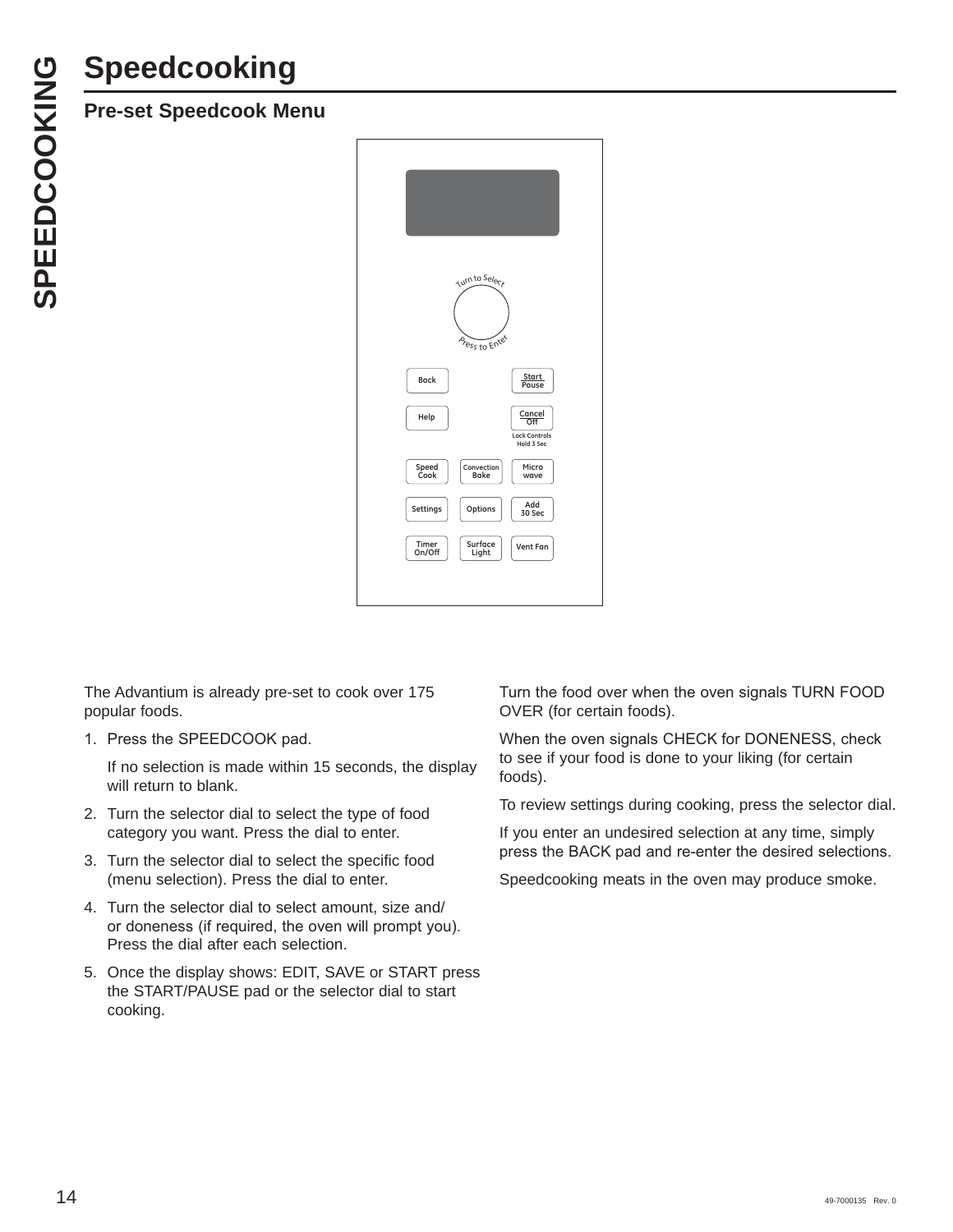# Speedcooking

## Pre-set Speedcook Menu

The Advantium is already pre-set to cook over 175 popular foods.

1. Press the SPEEDCOOK pad.

   If no selection is made within 15 seconds, the display will return to blank.

2. Turn the selector dial to select the type of food category you want. Press the dial to enter.
3. Turn the selector dial to select the specific food (menu selection). Press the dial to enter.
4. Turn the selector dial to select amount, size and/ or doneness (if required, the oven will prompt you). Press the dial after each selection.
5. Once the display shows: EDIT, SAVE or START press the START/PAUSE pad or the selector dial to start cooking.

Turn the food over when the oven signals TURN FOOD OVER (for certain foods).

When the oven signals CHECK for DONENESS, check to see if your food is done to your liking (for certain foods).

To review settings during cooking, press the selector dial.

If you enter an undesired selection at any time, simply press the BACK pad and re-enter the desired selections.

Speedcooking meats in the oven may produce smoke.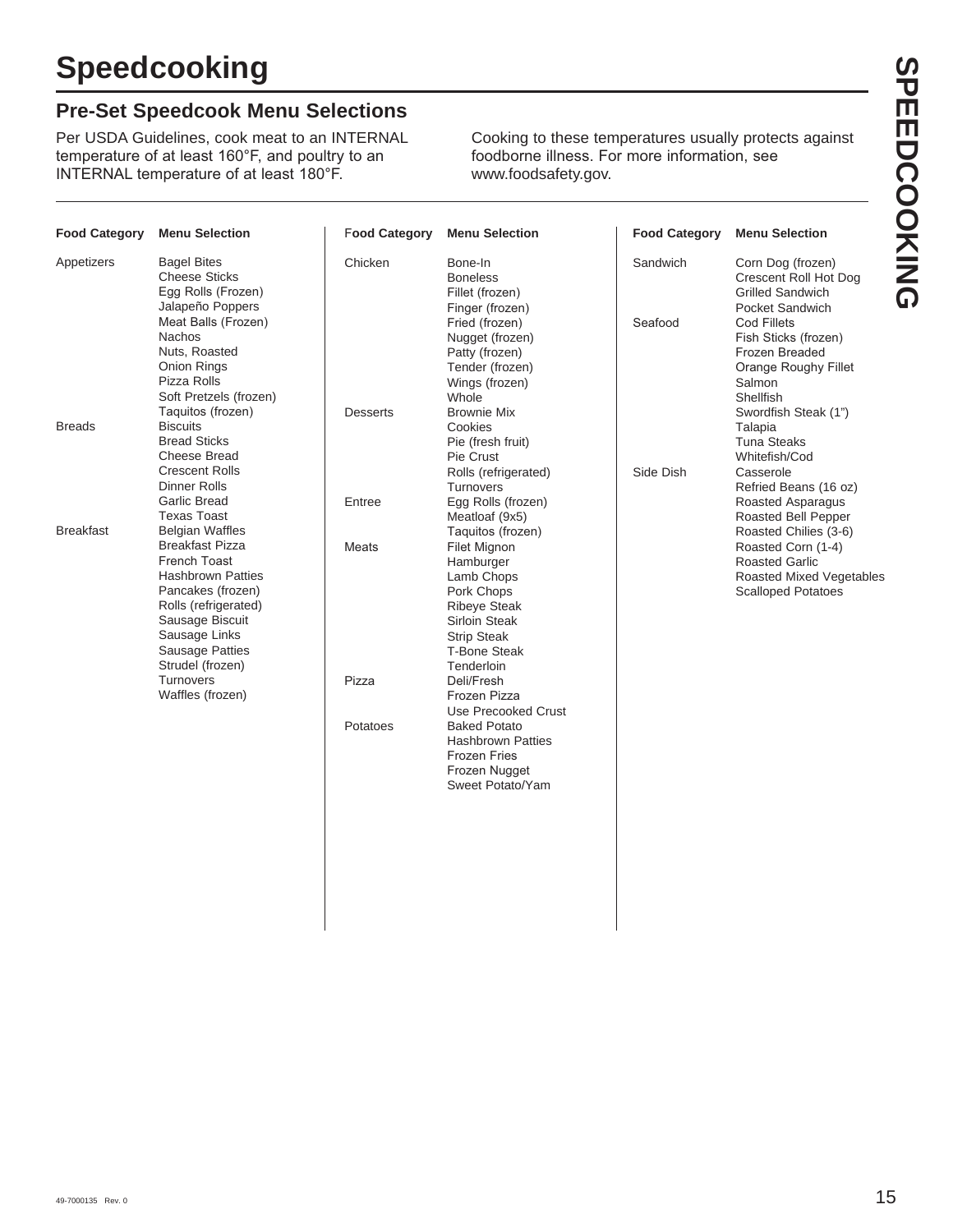# Speedcooking

## Pre-Set Speedcook Menu Selections

Per USDA Guidelines, cook meat to an INTERNAL temperature of at least 160°F, and poultry to an INTERNAL temperature of at least 180°F.

Cooking to these temperatures usually protects against foodborne illness. For more information, see www.foodsafety.gov.

| Food Category | Menu Selection |
|---|---|
| Appetizers | Bagel Bites<br>Cheese Sticks<br>Egg Rolls (Frozen)<br>Jalapeño Poppers<br>Meat Balls (Frozen)<br>Nachos<br>Nuts, Roasted<br>Onion Rings<br>Pizza Rolls<br>Soft Pretzels (frozen)<br>Taquitos (frozen) |
| Breads | Biscuits<br>Bread Sticks<br>Cheese Bread<br>Crescent Rolls<br>Dinner Rolls<br>Garlic Bread<br>Texas Toast |
| Breakfast | Belgian Waffles<br>Breakfast Pizza<br>French Toast<br>Hashbrown Patties<br>Pancakes (frozen)<br>Rolls (refrigerated)<br>Sausage Biscuit<br>Sausage Links<br>Sausage Patties<br>Strudel (frozen)<br>Turnovers<br>Waffles (frozen) |

| Food Category | Menu Selection |
|---|---|
| Chicken | Bone-In<br>Boneless<br>Fillet (frozen)<br>Finger (frozen)<br>Fried (frozen)<br>Nugget (frozen)<br>Patty (frozen)<br>Tender (frozen)<br>Wings (frozen)<br>Whole |
| Desserts | Brownie Mix<br>Cookies<br>Pie (fresh fruit)<br>Pie Crust<br>Rolls (refrigerated)<br>Turnovers |
| Entree | Egg Rolls (frozen)<br>Meatloaf (9x5)<br>Taquitos (frozen) |
| Meats | Filet Mignon<br>Hamburger<br>Lamb Chops<br>Pork Chops<br>Ribeye Steak<br>Sirloin Steak<br>Strip Steak<br>T-Bone Steak<br>Tenderloin |
| Pizza | Deli/Fresh<br>Frozen Pizza<br>Use Precooked Crust |
| Potatoes | Baked Potato<br>Hashbrown Patties<br>Frozen Fries<br>Frozen Nugget<br>Sweet Potato/Yam |

| Food Category | Menu Selection |
|---|---|
| Sandwich | Corn Dog (frozen)<br>Crescent Roll Hot Dog<br>Grilled Sandwich<br>Pocket Sandwich |
| Seafood | Cod Fillets<br>Fish Sticks (frozen)<br>Frozen Breaded<br>Orange Roughy Fillet<br>Salmon<br>Shellfish<br>Swordfish Steak (1")<br>Talapia<br>Tuna Steaks<br>Whitefish/Cod |
| Side Dish | Casserole<br>Refried Beans (16 oz)<br>Roasted Asparagus<br>Roasted Bell Pepper<br>Roasted Chilies (3-6)<br>Roasted Corn (1-4)<br>Roasted Garlic<br>Roasted Mixed Vegetables<br>Scalloped Potatoes |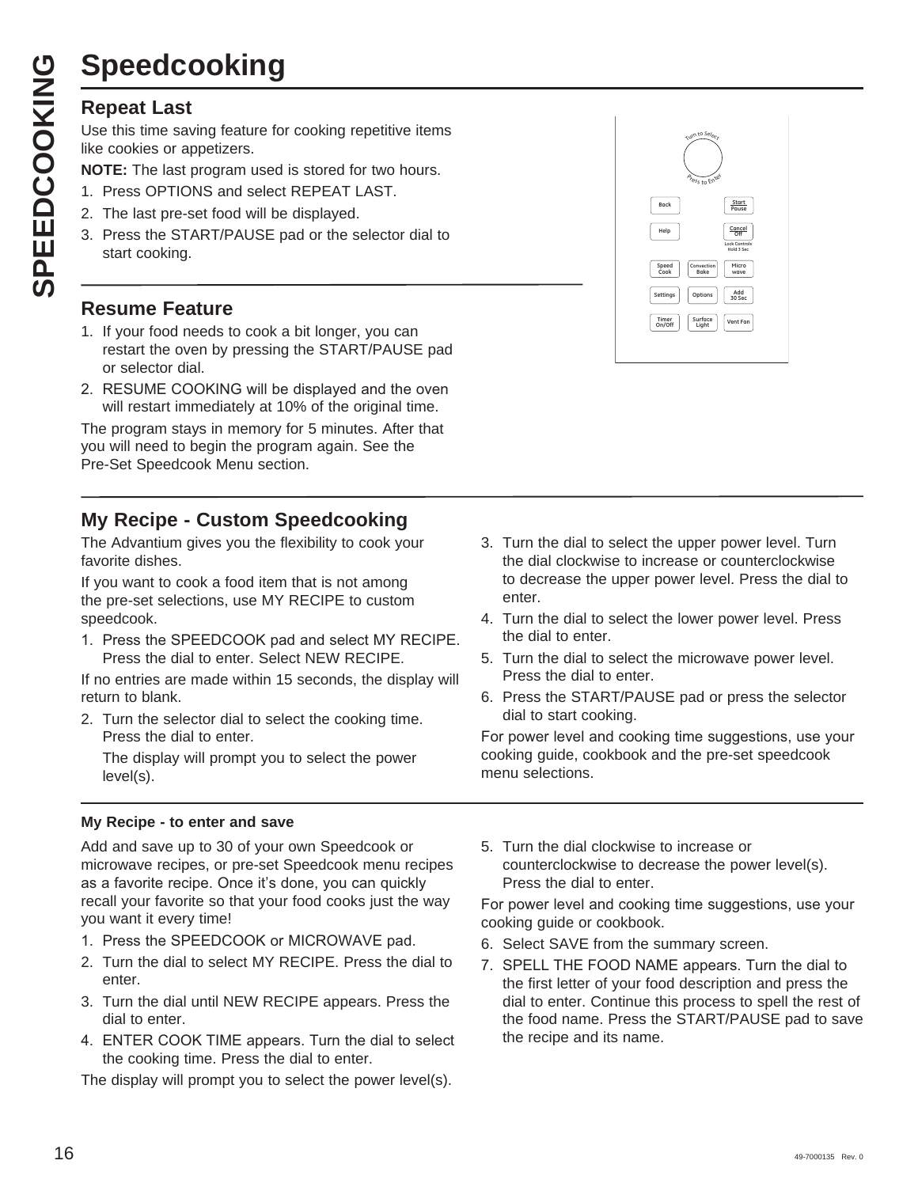# Speedcooking

## Repeat Last

Use this time saving feature for cooking repetitive items like cookies or appetizers.

**NOTE:** The last program used is stored for two hours.

1. Press OPTIONS and select REPEAT LAST.
2. The last pre-set food will be displayed.
3. Press the START/PAUSE pad or the selector dial to start cooking.

## Resume Feature

1. If your food needs to cook a bit longer, you can restart the oven by pressing the START/PAUSE pad or selector dial.
2. RESUME COOKING will be displayed and the oven will restart immediately at 10% of the original time.

The program stays in memory for 5 minutes. After that you will need to begin the program again. See the Pre-Set Speedcook Menu section.

## My Recipe - Custom Speedcooking

The Advantium gives you the flexibility to cook your favorite dishes.

If you want to cook a food item that is not among the pre-set selections, use MY RECIPE to custom speedcook.

1. Press the SPEEDCOOK pad and select MY RECIPE. Press the dial to enter. Select NEW RECIPE.

If no entries are made within 15 seconds, the display will return to blank.

2. Turn the selector dial to select the cooking time. Press the dial to enter.

   The display will prompt you to select the power level(s).

3. Turn the dial to select the upper power level. Turn the dial clockwise to increase or counterclockwise to decrease the upper power level. Press the dial to enter.
4. Turn the dial to select the lower power level. Press the dial to enter.
5. Turn the dial to select the microwave power level. Press the dial to enter.
6. Press the START/PAUSE pad or press the selector dial to start cooking.

For power level and cooking time suggestions, use your cooking guide, cookbook and the pre-set speedcook menu selections.

### My Recipe - to enter and save

Add and save up to 30 of your own Speedcook or microwave recipes, or pre-set Speedcook menu recipes as a favorite recipe. Once it's done, you can quickly recall your favorite so that your food cooks just the way you want it every time!

1. Press the SPEEDCOOK or MICROWAVE pad.
2. Turn the dial to select MY RECIPE. Press the dial to enter.
3. Turn the dial until NEW RECIPE appears. Press the dial to enter.
4. ENTER COOK TIME appears. Turn the dial to select the cooking time. Press the dial to enter.

The display will prompt you to select the power level(s).

5. Turn the dial clockwise to increase or counterclockwise to decrease the power level(s). Press the dial to enter.

For power level and cooking time suggestions, use your cooking guide or cookbook.

6. Select SAVE from the summary screen.
7. SPELL THE FOOD NAME appears. Turn the dial to the first letter of your food description and press the dial to enter. Continue this process to spell the rest of the food name. Press the START/PAUSE pad to save the recipe and its name.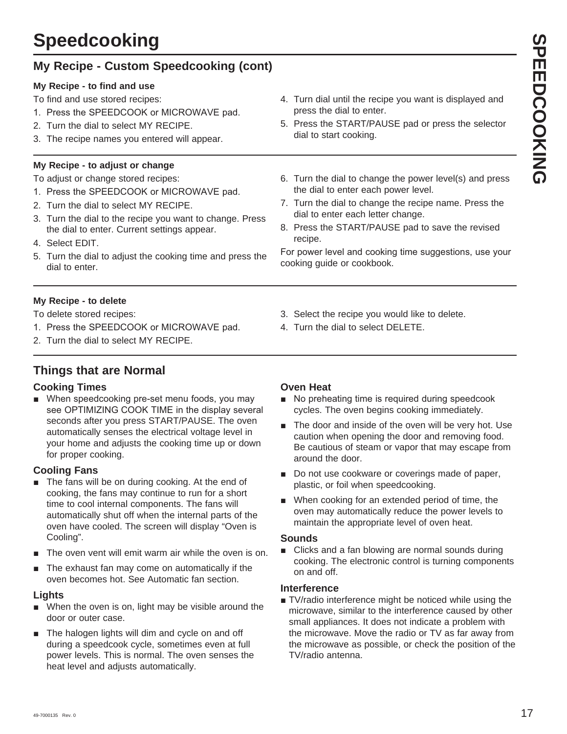# Speedcooking

## My Recipe - Custom Speedcooking (cont)

**My Recipe - to find and use**

To find and use stored recipes:

1. Press the SPEEDCOOK or MICROWAVE pad.
2. Turn the dial to select MY RECIPE.
3. The recipe names you entered will appear.
4. Turn dial until the recipe you want is displayed and press the dial to enter.
5. Press the START/PAUSE pad or press the selector dial to start cooking.

**My Recipe - to adjust or change**

To adjust or change stored recipes:

1. Press the SPEEDCOOK or MICROWAVE pad.
2. Turn the dial to select MY RECIPE.
3. Turn the dial to the recipe you want to change. Press the dial to enter. Current settings appear.
4. Select EDIT.
5. Turn the dial to adjust the cooking time and press the dial to enter.
6. Turn the dial to change the power level(s) and press the dial to enter each power level.
7. Turn the dial to change the recipe name. Press the dial to enter each letter change.
8. Press the START/PAUSE pad to save the revised recipe.

For power level and cooking time suggestions, use your cooking guide or cookbook.

**My Recipe - to delete**

To delete stored recipes:

1. Press the SPEEDCOOK or MICROWAVE pad.
2. Turn the dial to select MY RECIPE.
3. Select the recipe you would like to delete.
4. Turn the dial to select DELETE.

## Things that are Normal

### Cooking Times

- When speedcooking pre-set menu foods, you may see OPTIMIZING COOK TIME in the display several seconds after you press START/PAUSE. The oven automatically senses the electrical voltage level in your home and adjusts the cooking time up or down for proper cooking.

### Cooling Fans

- The fans will be on during cooking. At the end of cooking, the fans may continue to run for a short time to cool internal components. The fans will automatically shut off when the internal parts of the oven have cooled. The screen will display "Oven is Cooling".
- The oven vent will emit warm air while the oven is on.
- The exhaust fan may come on automatically if the oven becomes hot. See Automatic fan section.

### Lights

- When the oven is on, light may be visible around the door or outer case.
- The halogen lights will dim and cycle on and off during a speedcook cycle, sometimes even at full power levels. This is normal. The oven senses the heat level and adjusts automatically.

### Oven Heat

- No preheating time is required during speedcook cycles. The oven begins cooking immediately.
- The door and inside of the oven will be very hot. Use caution when opening the door and removing food. Be cautious of steam or vapor that may escape from around the door.
- Do not use cookware or coverings made of paper, plastic, or foil when speedcooking.
- When cooking for an extended period of time, the oven may automatically reduce the power levels to maintain the appropriate level of oven heat.

### Sounds

- Clicks and a fan blowing are normal sounds during cooking. The electronic control is turning components on and off.

### Interference

- TV/radio interference might be noticed while using the microwave, similar to the interference caused by other small appliances. It does not indicate a problem with the microwave. Move the radio or TV as far away from the microwave as possible, or check the position of the TV/radio antenna.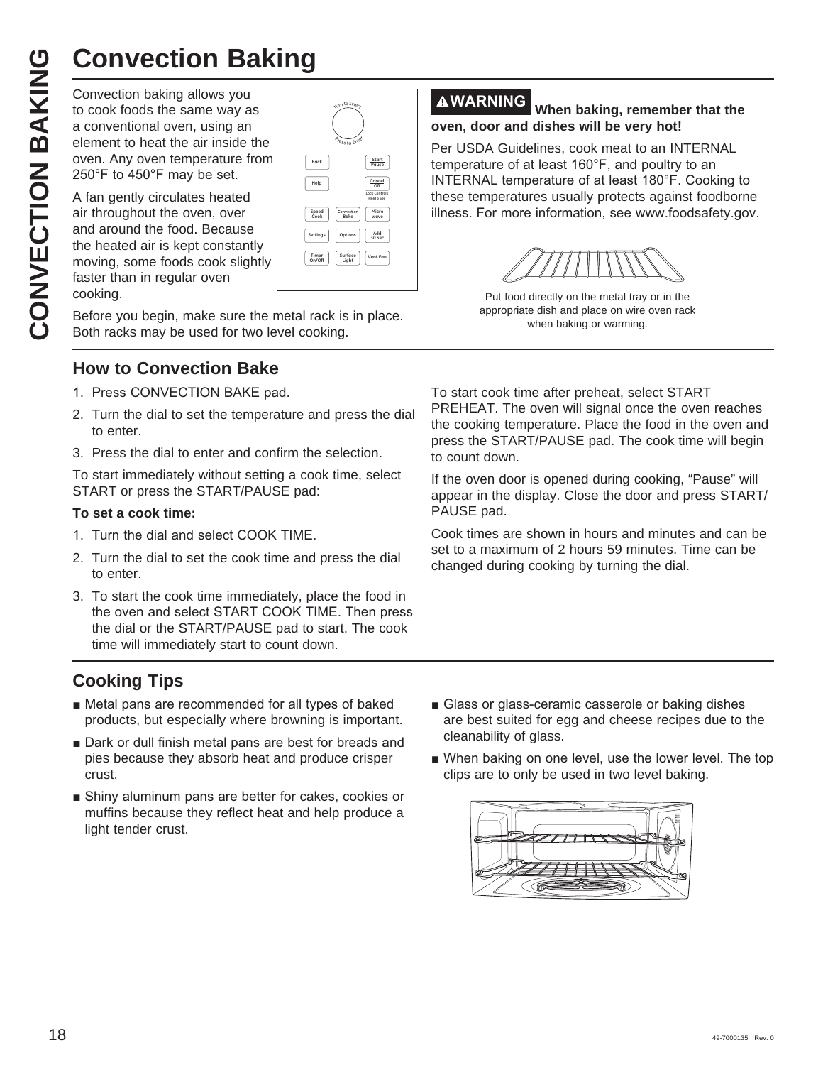# Convection Baking

Convection baking allows you to cook foods the same way as a conventional oven, using an element to heat the air inside the oven. Any oven temperature from 250°F to 450°F may be set.

A fan gently circulates heated air throughout the oven, over and around the food. Because the heated air is kept constantly moving, some foods cook slightly faster than in regular oven cooking.

Before you begin, make sure the metal rack is in place. Both racks may be used for two level cooking.

**⚠WARNING When baking, remember that the oven, door and dishes will be very hot!**

Per USDA Guidelines, cook meat to an INTERNAL temperature of at least 160°F, and poultry to an INTERNAL temperature of at least 180°F. Cooking to these temperatures usually protects against foodborne illness. For more information, see www.foodsafety.gov.

Put food directly on the metal tray or in the appropriate dish and place on wire oven rack when baking or warming.

## How to Convection Bake

1. Press CONVECTION BAKE pad.
2. Turn the dial to set the temperature and press the dial to enter.
3. Press the dial to enter and confirm the selection.

To start immediately without setting a cook time, select START or press the START/PAUSE pad:

**To set a cook time:**

1. Turn the dial and select COOK TIME.
2. Turn the dial to set the cook time and press the dial to enter.
3. To start the cook time immediately, place the food in the oven and select START COOK TIME. Then press the dial or the START/PAUSE pad to start. The cook time will immediately start to count down.

To start cook time after preheat, select START PREHEAT. The oven will signal once the oven reaches the cooking temperature. Place the food in the oven and press the START/PAUSE pad. The cook time will begin to count down.

If the oven door is opened during cooking, "Pause" will appear in the display. Close the door and press START/PAUSE pad.

Cook times are shown in hours and minutes and can be set to a maximum of 2 hours 59 minutes. Time can be changed during cooking by turning the dial.

## Cooking Tips

- Metal pans are recommended for all types of baked products, but especially where browning is important.
- Dark or dull finish metal pans are best for breads and pies because they absorb heat and produce crisper crust.
- Shiny aluminum pans are better for cakes, cookies or muffins because they reflect heat and help produce a light tender crust.
- Glass or glass-ceramic casserole or baking dishes are best suited for egg and cheese recipes due to the cleanability of glass.
- When baking on one level, use the lower level. The top clips are to only be used in two level baking.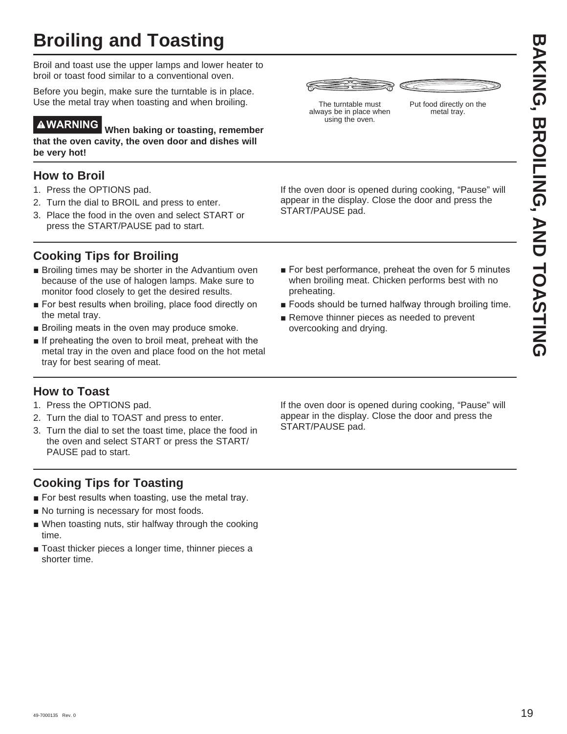# Broiling and Toasting

Broil and toast use the upper lamps and lower heater to broil or toast food similar to a conventional oven.

Before you begin, make sure the turntable is in place. Use the metal tray when toasting and when broiling.

The turntable must always be in place when using the oven.

Put food directly on the metal tray.

**⚠WARNING When baking or toasting, remember that the oven cavity, the oven door and dishes will be very hot!**

## How to Broil

1. Press the OPTIONS pad.
2. Turn the dial to BROIL and press to enter.
3. Place the food in the oven and select START or press the START/PAUSE pad to start.

If the oven door is opened during cooking, "Pause" will appear in the display. Close the door and press the START/PAUSE pad.

## Cooking Tips for Broiling

- Broiling times may be shorter in the Advantium oven because of the use of halogen lamps. Make sure to monitor food closely to get the desired results.
- For best results when broiling, place food directly on the metal tray.
- Broiling meats in the oven may produce smoke.
- If preheating the oven to broil meat, preheat with the metal tray in the oven and place food on the hot metal tray for best searing of meat.
- For best performance, preheat the oven for 5 minutes when broiling meat. Chicken performs best with no preheating.
- Foods should be turned halfway through broiling time.
- Remove thinner pieces as needed to prevent overcooking and drying.

## How to Toast

1. Press the OPTIONS pad.
2. Turn the dial to TOAST and press to enter.
3. Turn the dial to set the toast time, place the food in the oven and select START or press the START/PAUSE pad to start.

If the oven door is opened during cooking, "Pause" will appear in the display. Close the door and press the START/PAUSE pad.

## Cooking Tips for Toasting

- For best results when toasting, use the metal tray.
- No turning is necessary for most foods.
- When toasting nuts, stir halfway through the cooking time.
- Toast thicker pieces a longer time, thinner pieces a shorter time.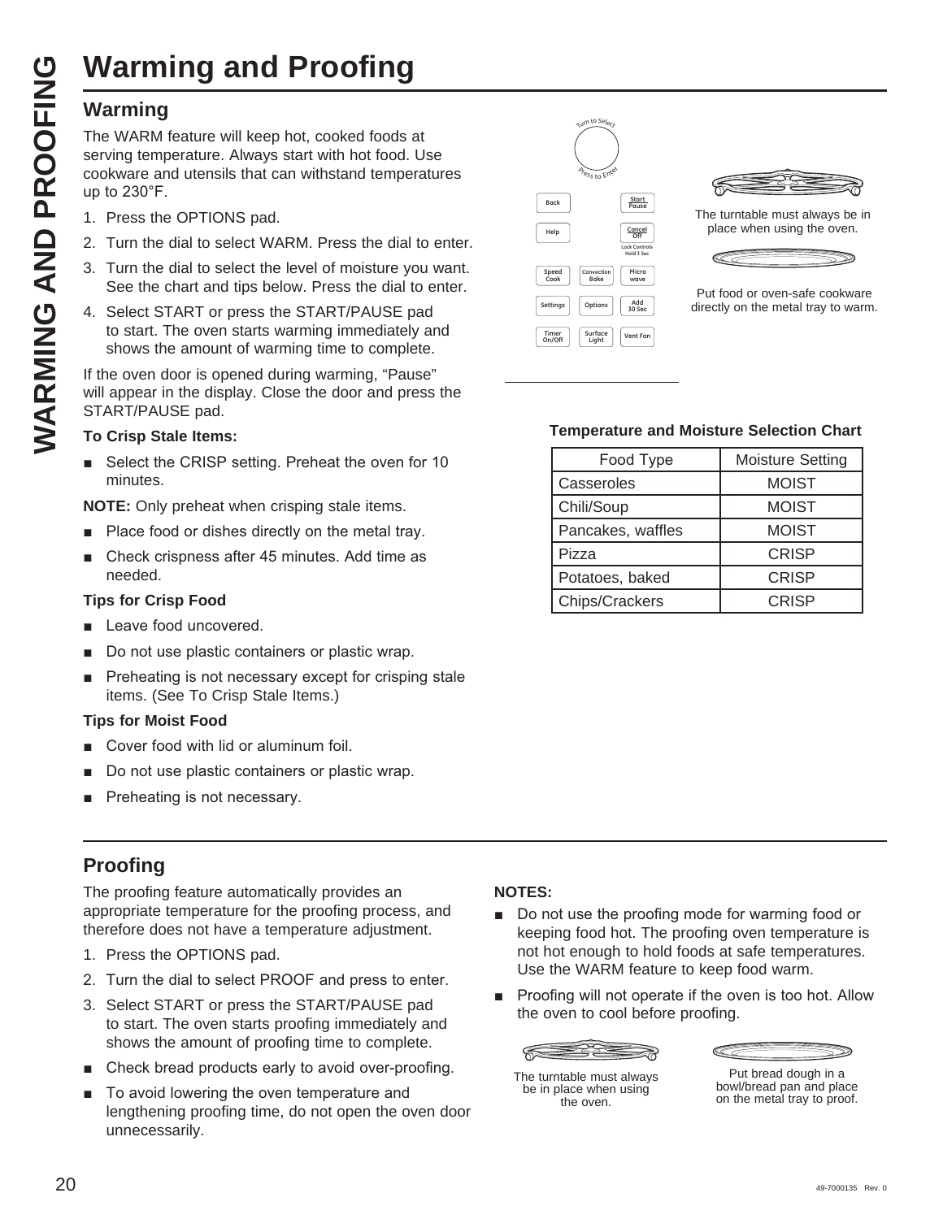# Warming and Proofing

## Warming

The WARM feature will keep hot, cooked foods at serving temperature. Always start with hot food. Use cookware and utensils that can withstand temperatures up to 230°F.

1. Press the OPTIONS pad.
2. Turn the dial to select WARM. Press the dial to enter.
3. Turn the dial to select the level of moisture you want. See the chart and tips below. Press the dial to enter.
4. Select START or press the START/PAUSE pad to start. The oven starts warming immediately and shows the amount of warming time to complete.

If the oven door is opened during warming, "Pause" will appear in the display. Close the door and press the START/PAUSE pad.

**To Crisp Stale Items:**

- Select the CRISP setting. Preheat the oven for 10 minutes.

**NOTE:** Only preheat when crisping stale items.

- Place food or dishes directly on the metal tray.
- Check crispness after 45 minutes. Add time as needed.

**Tips for Crisp Food**

- Leave food uncovered.
- Do not use plastic containers or plastic wrap.
- Preheating is not necessary except for crisping stale items. (See To Crisp Stale Items.)

**Tips for Moist Food**

- Cover food with lid or aluminum foil.
- Do not use plastic containers or plastic wrap.
- Preheating is not necessary.

Turn to Select / Press to Enter

Back | Start Pause | Help | Cancel Off | Lock Controls Hold 3 Sec | Speed Cook | Convection Bake | Micro wave | Settings | Options | Add 30 Sec | Timer On/Off | Surface Light | Vent Fan

The turntable must always be in place when using the oven.

Put food or oven-safe cookware directly on the metal tray to warm.

**Temperature and Moisture Selection Chart**

| Food Type | Moisture Setting |
|---|---|
| Casseroles | MOIST |
| Chili/Soup | MOIST |
| Pancakes, waffles | MOIST |
| Pizza | CRISP |
| Potatoes, baked | CRISP |
| Chips/Crackers | CRISP |

## Proofing

The proofing feature automatically provides an appropriate temperature for the proofing process, and therefore does not have a temperature adjustment.

1. Press the OPTIONS pad.
2. Turn the dial to select PROOF and press to enter.
3. Select START or press the START/PAUSE pad to start. The oven starts proofing immediately and shows the amount of proofing time to complete.

- Check bread products early to avoid over-proofing.
- To avoid lowering the oven temperature and lengthening proofing time, do not open the oven door unnecessarily.

**NOTES:**

- Do not use the proofing mode for warming food or keeping food hot. The proofing oven temperature is not hot enough to hold foods at safe temperatures. Use the WARM feature to keep food warm.
- Proofing will not operate if the oven is too hot. Allow the oven to cool before proofing.

The turntable must always be in place when using the oven.

Put bread dough in a bowl/bread pan and place on the metal tray to proof.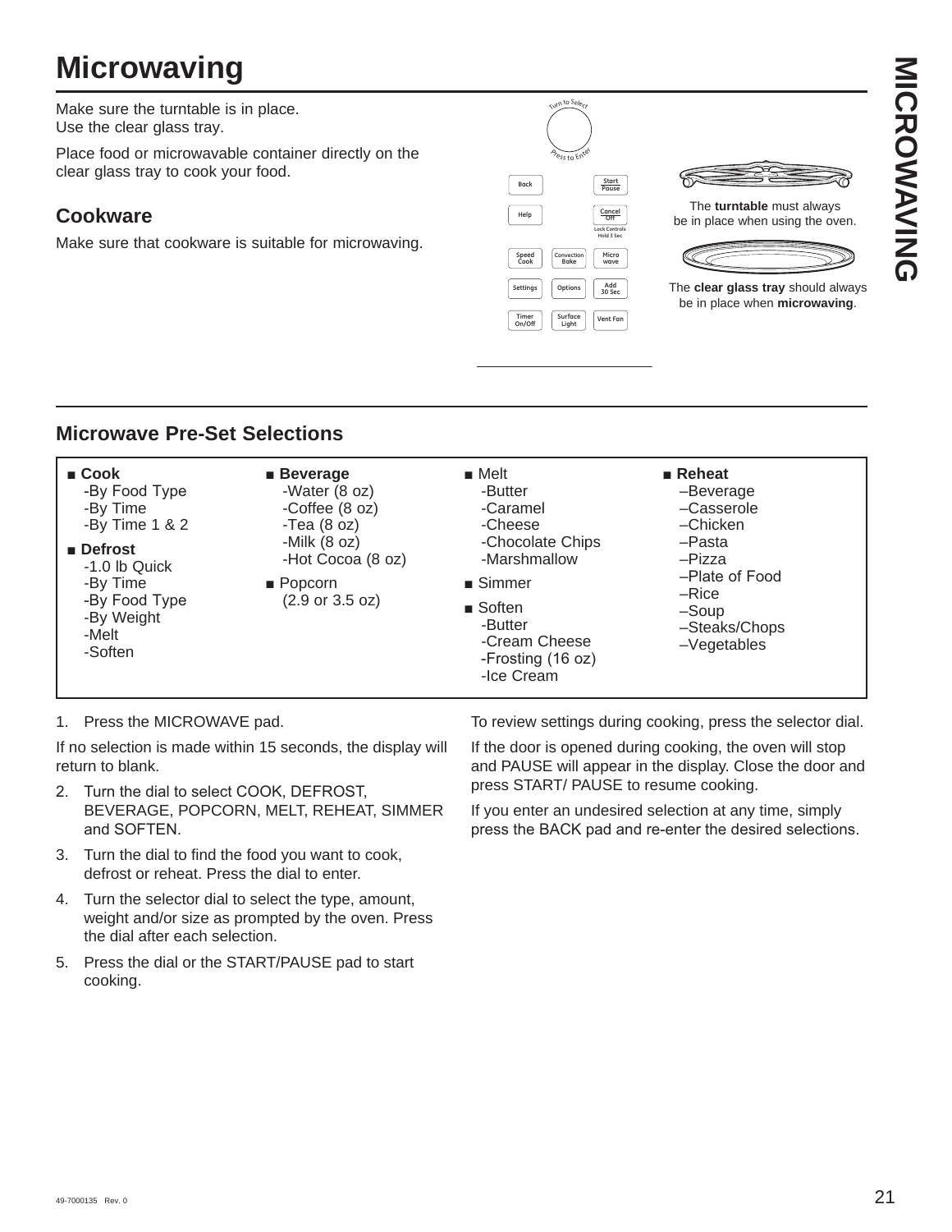# Microwaving

Make sure the turntable is in place.
Use the clear glass tray.

Place food or microwavable container directly on the clear glass tray to cook your food.

## Cookware

Make sure that cookware is suitable for microwaving.

The **turntable** must always be in place when using the oven.

The **clear glass tray** should always be in place when **microwaving**.

## Microwave Pre-Set Selections

- **Cook**
  - By Food Type
  - By Time
  - By Time 1 & 2
- **Defrost**
  - 1.0 lb Quick
  - By Time
  - By Food Type
  - By Weight
  - Melt
  - Soften
- **Beverage**
  - Water (8 oz)
  - Coffee (8 oz)
  - Tea (8 oz)
  - Milk (8 oz)
  - Hot Cocoa (8 oz)
- Popcorn (2.9 or 3.5 oz)
- Melt
  - Butter
  - Caramel
  - Cheese
  - Chocolate Chips
  - Marshmallow
- Simmer
- Soften
  - Butter
  - Cream Cheese
  - Frosting (16 oz)
  - Ice Cream
- **Reheat**
  - Beverage
  - Casserole
  - Chicken
  - Pasta
  - Pizza
  - Plate of Food
  - Rice
  - Soup
  - Steaks/Chops
  - Vegetables

1. Press the MICROWAVE pad.

If no selection is made within 15 seconds, the display will return to blank.

2. Turn the dial to select COOK, DEFROST, BEVERAGE, POPCORN, MELT, REHEAT, SIMMER and SOFTEN.
3. Turn the dial to find the food you want to cook, defrost or reheat. Press the dial to enter.
4. Turn the selector dial to select the type, amount, weight and/or size as prompted by the oven. Press the dial after each selection.
5. Press the dial or the START/PAUSE pad to start cooking.

To review settings during cooking, press the selector dial.

If the door is opened during cooking, the oven will stop and PAUSE will appear in the display. Close the door and press START/ PAUSE to resume cooking.

If you enter an undesired selection at any time, simply press the BACK pad and re-enter the desired selections.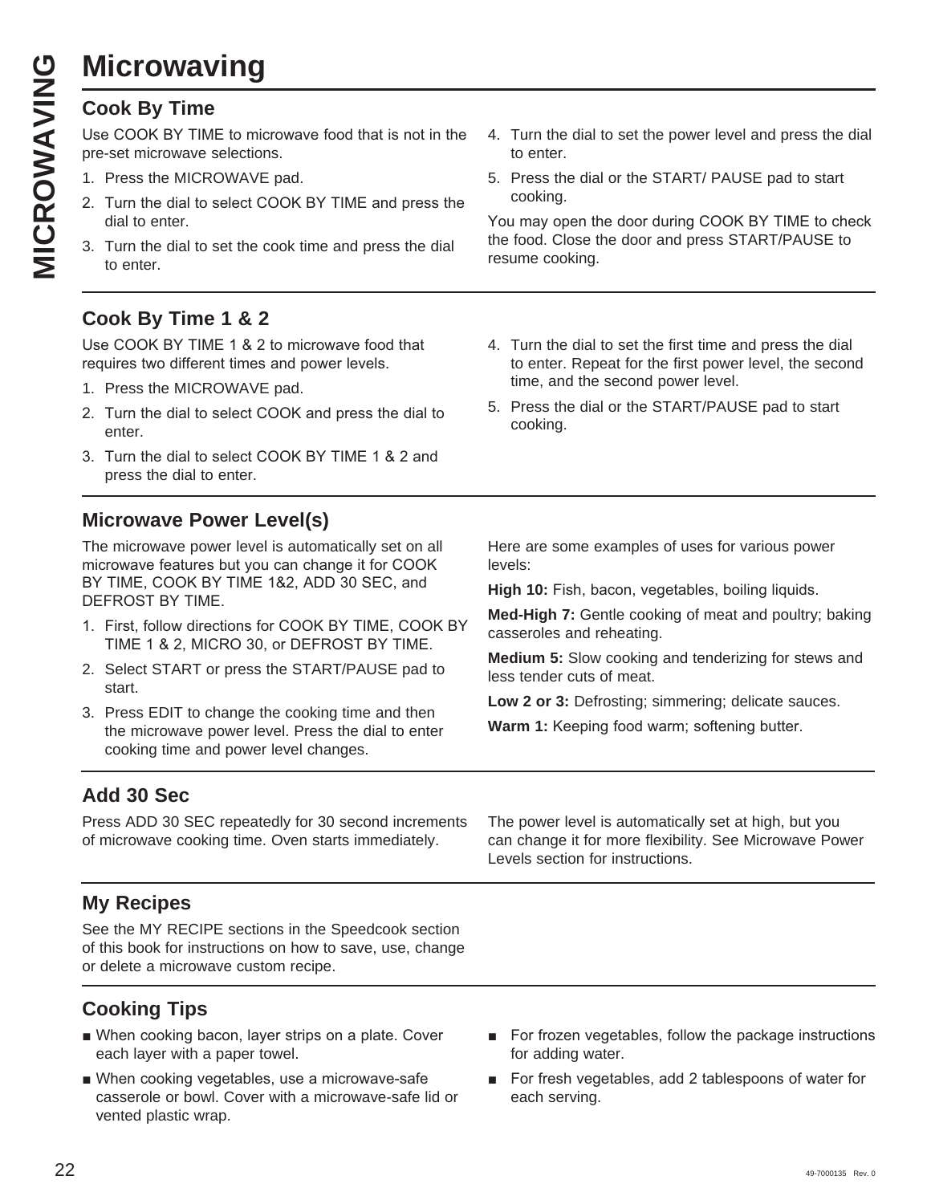# Microwaving

## Cook By Time

Use COOK BY TIME to microwave food that is not in the pre-set microwave selections.

1. Press the MICROWAVE pad.
2. Turn the dial to select COOK BY TIME and press the dial to enter.
3. Turn the dial to set the cook time and press the dial to enter.
4. Turn the dial to set the power level and press the dial to enter.
5. Press the dial or the START/ PAUSE pad to start cooking.

You may open the door during COOK BY TIME to check the food. Close the door and press START/PAUSE to resume cooking.

## Cook By Time 1 & 2

Use COOK BY TIME 1 & 2 to microwave food that requires two different times and power levels.

1. Press the MICROWAVE pad.
2. Turn the dial to select COOK and press the dial to enter.
3. Turn the dial to select COOK BY TIME 1 & 2 and press the dial to enter.
4. Turn the dial to set the first time and press the dial to enter. Repeat for the first power level, the second time, and the second power level.
5. Press the dial or the START/PAUSE pad to start cooking.

## Microwave Power Level(s)

The microwave power level is automatically set on all microwave features but you can change it for COOK BY TIME, COOK BY TIME 1&2, ADD 30 SEC, and DEFROST BY TIME.

1. First, follow directions for COOK BY TIME, COOK BY TIME 1 & 2, MICRO 30, or DEFROST BY TIME.
2. Select START or press the START/PAUSE pad to start.
3. Press EDIT to change the cooking time and then the microwave power level. Press the dial to enter cooking time and power level changes.

Here are some examples of uses for various power levels:

**High 10:** Fish, bacon, vegetables, boiling liquids.

**Med-High 7:** Gentle cooking of meat and poultry; baking casseroles and reheating.

**Medium 5:** Slow cooking and tenderizing for stews and less tender cuts of meat.

**Low 2 or 3:** Defrosting; simmering; delicate sauces.

**Warm 1:** Keeping food warm; softening butter.

## Add 30 Sec

Press ADD 30 SEC repeatedly for 30 second increments of microwave cooking time. Oven starts immediately.

The power level is automatically set at high, but you can change it for more flexibility. See Microwave Power Levels section for instructions.

## My Recipes

See the MY RECIPE sections in the Speedcook section of this book for instructions on how to save, use, change or delete a microwave custom recipe.

## Cooking Tips

- When cooking bacon, layer strips on a plate. Cover each layer with a paper towel.
- When cooking vegetables, use a microwave-safe casserole or bowl. Cover with a microwave-safe lid or vented plastic wrap.
- For frozen vegetables, follow the package instructions for adding water.
- For fresh vegetables, add 2 tablespoons of water for each serving.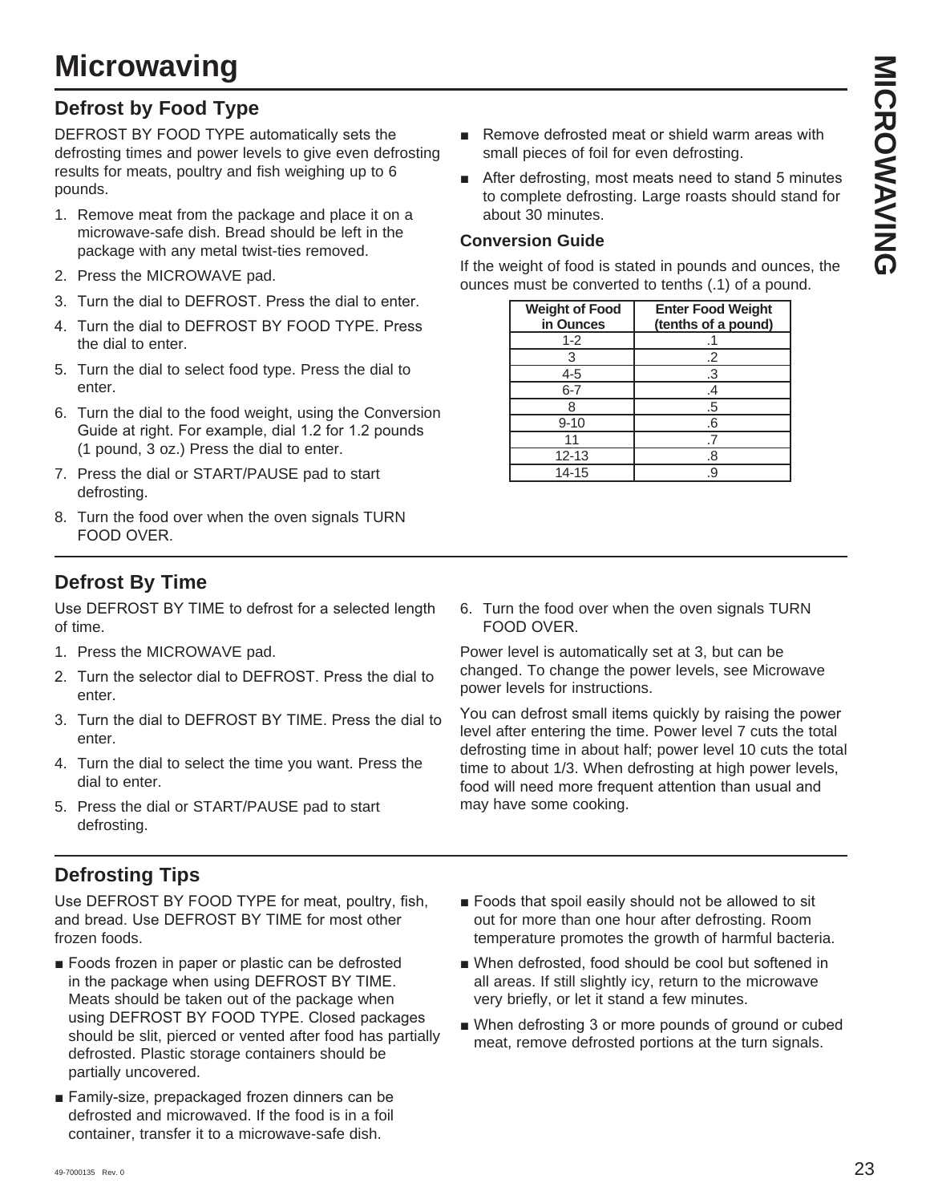# Microwaving

## Defrost by Food Type

DEFROST BY FOOD TYPE automatically sets the defrosting times and power levels to give even defrosting results for meats, poultry and fish weighing up to 6 pounds.

1. Remove meat from the package and place it on a microwave-safe dish. Bread should be left in the package with any metal twist-ties removed.
2. Press the MICROWAVE pad.
3. Turn the dial to DEFROST. Press the dial to enter.
4. Turn the dial to DEFROST BY FOOD TYPE. Press the dial to enter.
5. Turn the dial to select food type. Press the dial to enter.
6. Turn the dial to the food weight, using the Conversion Guide at right. For example, dial 1.2 for 1.2 pounds (1 pound, 3 oz.) Press the dial to enter.
7. Press the dial or START/PAUSE pad to start defrosting.
8. Turn the food over when the oven signals TURN FOOD OVER.

- Remove defrosted meat or shield warm areas with small pieces of foil for even defrosting.
- After defrosting, most meats need to stand 5 minutes to complete defrosting. Large roasts should stand for about 30 minutes.

### Conversion Guide

If the weight of food is stated in pounds and ounces, the ounces must be converted to tenths (.1) of a pound.

| Weight of Food in Ounces | Enter Food Weight (tenths of a pound) |
|---|---|
| 1-2 | .1 |
| 3 | .2 |
| 4-5 | .3 |
| 6-7 | .4 |
| 8 | .5 |
| 9-10 | .6 |
| 11 | .7 |
| 12-13 | .8 |
| 14-15 | .9 |

## Defrost By Time

Use DEFROST BY TIME to defrost for a selected length of time.

1. Press the MICROWAVE pad.
2. Turn the selector dial to DEFROST. Press the dial to enter.
3. Turn the dial to DEFROST BY TIME. Press the dial to enter.
4. Turn the dial to select the time you want. Press the dial to enter.
5. Press the dial or START/PAUSE pad to start defrosting.
6. Turn the food over when the oven signals TURN FOOD OVER.

Power level is automatically set at 3, but can be changed. To change the power levels, see Microwave power levels for instructions.

You can defrost small items quickly by raising the power level after entering the time. Power level 7 cuts the total defrosting time in about half; power level 10 cuts the total time to about 1/3. When defrosting at high power levels, food will need more frequent attention than usual and may have some cooking.

## Defrosting Tips

Use DEFROST BY FOOD TYPE for meat, poultry, fish, and bread. Use DEFROST BY TIME for most other frozen foods.

- Foods frozen in paper or plastic can be defrosted in the package when using DEFROST BY TIME. Meats should be taken out of the package when using DEFROST BY FOOD TYPE. Closed packages should be slit, pierced or vented after food has partially defrosted. Plastic storage containers should be partially uncovered.
- Family-size, prepackaged frozen dinners can be defrosted and microwaved. If the food is in a foil container, transfer it to a microwave-safe dish.
- Foods that spoil easily should not be allowed to sit out for more than one hour after defrosting. Room temperature promotes the growth of harmful bacteria.
- When defrosted, food should be cool but softened in all areas. If still slightly icy, return to the microwave very briefly, or let it stand a few minutes.
- When defrosting 3 or more pounds of ground or cubed meat, remove defrosted portions at the turn signals.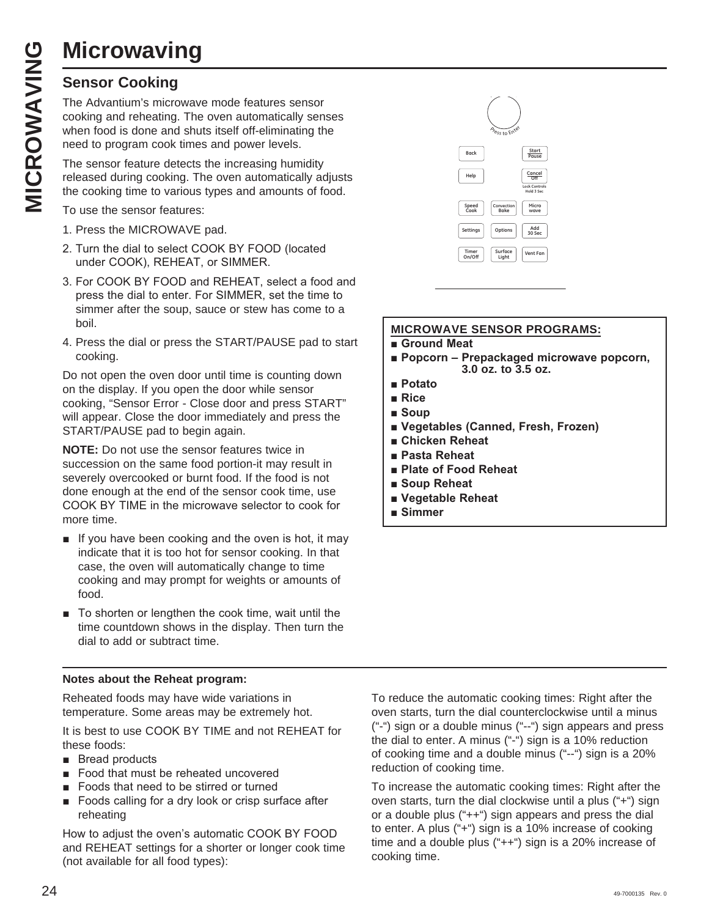# Microwaving

## Sensor Cooking

The Advantium's microwave mode features sensor cooking and reheating. The oven automatically senses when food is done and shuts itself off-eliminating the need to program cook times and power levels.

The sensor feature detects the increasing humidity released during cooking. The oven automatically adjusts the cooking time to various types and amounts of food.

To use the sensor features:

1. Press the MICROWAVE pad.
2. Turn the dial to select COOK BY FOOD (located under COOK), REHEAT, or SIMMER.
3. For COOK BY FOOD and REHEAT, select a food and press the dial to enter. For SIMMER, set the time to simmer after the soup, sauce or stew has come to a boil.
4. Press the dial or press the START/PAUSE pad to start cooking.

Do not open the oven door until time is counting down on the display. If you open the door while sensor cooking, "Sensor Error - Close door and press START" will appear. Close the door immediately and press the START/PAUSE pad to begin again.

**NOTE:** Do not use the sensor features twice in succession on the same food portion-it may result in severely overcooked or burnt food. If the food is not done enough at the end of the sensor cook time, use COOK BY TIME in the microwave selector to cook for more time.

- If you have been cooking and the oven is hot, it may indicate that it is too hot for sensor cooking. In that case, the oven will automatically change to time cooking and may prompt for weights or amounts of food.
- To shorten or lengthen the cook time, wait until the time countdown shows in the display. Then turn the dial to add or subtract time.

**MICROWAVE SENSOR PROGRAMS:**

- **Ground Meat**
- **Popcorn – Prepackaged microwave popcorn, 3.0 oz. to 3.5 oz.**
- **Potato**
- **Rice**
- **Soup**
- **Vegetables (Canned, Fresh, Frozen)**
- **Chicken Reheat**
- **Pasta Reheat**
- **Plate of Food Reheat**
- **Soup Reheat**
- **Vegetable Reheat**
- **Simmer**

**Notes about the Reheat program:**

Reheated foods may have wide variations in temperature. Some areas may be extremely hot.

It is best to use COOK BY TIME and not REHEAT for these foods:

- Bread products
- Food that must be reheated uncovered
- Foods that need to be stirred or turned
- Foods calling for a dry look or crisp surface after reheating

How to adjust the oven's automatic COOK BY FOOD and REHEAT settings for a shorter or longer cook time (not available for all food types):

To reduce the automatic cooking times: Right after the oven starts, turn the dial counterclockwise until a minus ("-") sign or a double minus ("--") sign appears and press the dial to enter. A minus ("-") sign is a 10% reduction of cooking time and a double minus ("--") sign is a 20% reduction of cooking time.

To increase the automatic cooking times: Right after the oven starts, turn the dial clockwise until a plus ("+") sign or a double plus ("++") sign appears and press the dial to enter. A plus ("+") sign is a 10% increase of cooking time and a double plus ("++") sign is a 20% increase of cooking time.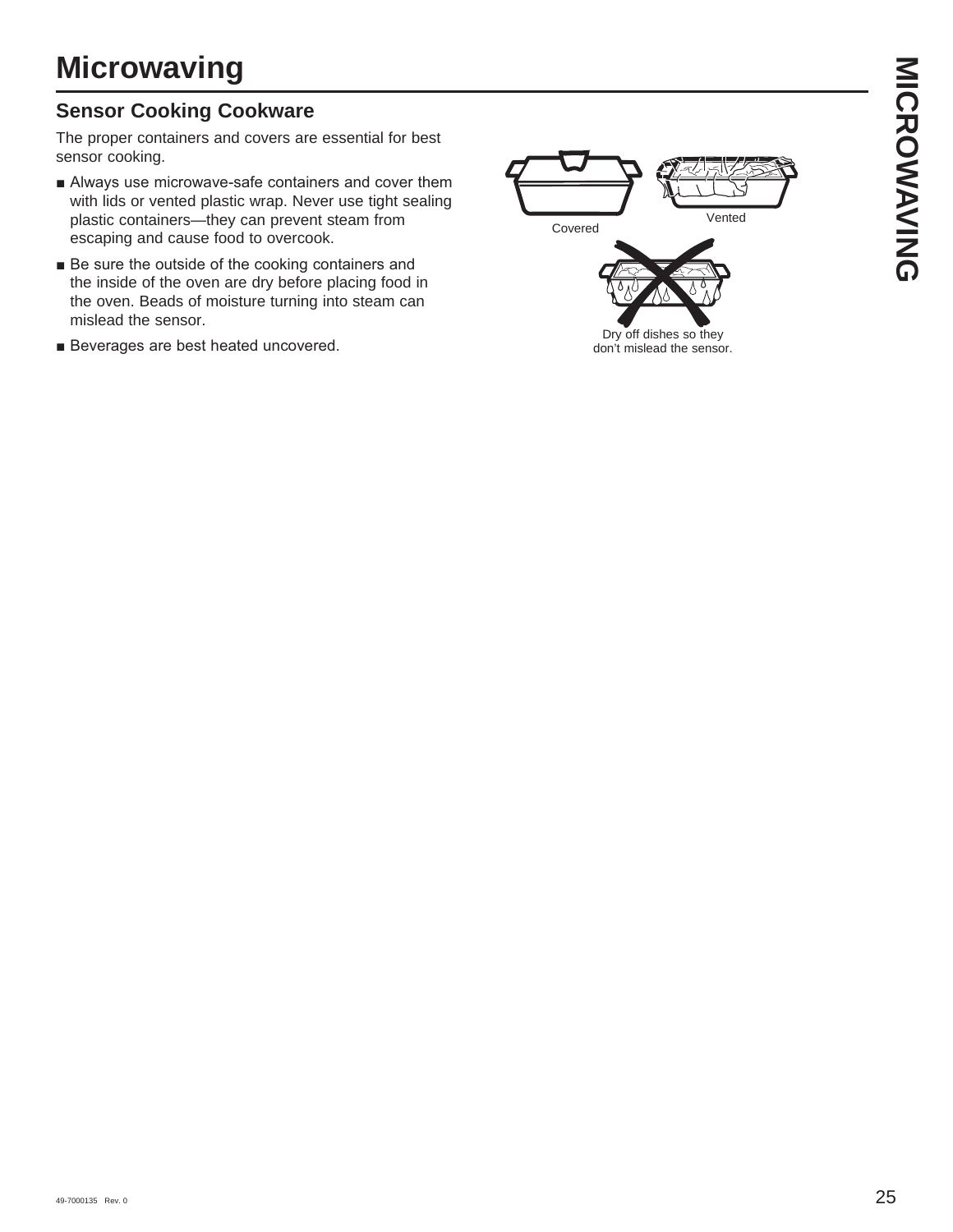# Microwaving

## Sensor Cooking Cookware

The proper containers and covers are essential for best sensor cooking.

- Always use microwave-safe containers and cover them with lids or vented plastic wrap. Never use tight sealing plastic containers—they can prevent steam from escaping and cause food to overcook.
- Be sure the outside of the cooking containers and the inside of the oven are dry before placing food in the oven. Beads of moisture turning into steam can mislead the sensor.
- Beverages are best heated uncovered.

Covered

Vented

Dry off dishes so they don't mislead the sensor.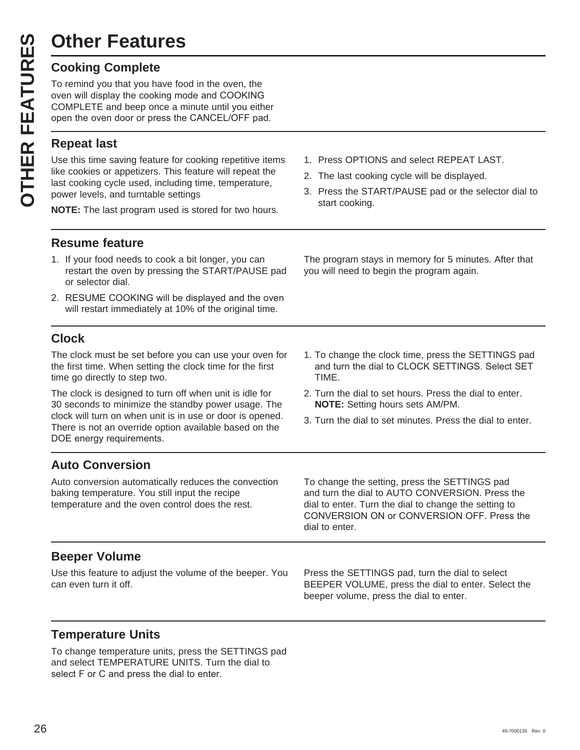# Other Features

## Cooking Complete

To remind you that you have food in the oven, the oven will display the cooking mode and COOKING COMPLETE and beep once a minute until you either open the oven door or press the CANCEL/OFF pad.

## Repeat last

Use this time saving feature for cooking repetitive items like cookies or appetizers. This feature will repeat the last cooking cycle used, including time, temperature, power levels, and turntable settings

**NOTE:** The last program used is stored for two hours.

1. Press OPTIONS and select REPEAT LAST.
2. The last cooking cycle will be displayed.
3. Press the START/PAUSE pad or the selector dial to start cooking.

## Resume feature

1. If your food needs to cook a bit longer, you can restart the oven by pressing the START/PAUSE pad or selector dial.
2. RESUME COOKING will be displayed and the oven will restart immediately at 10% of the original time.

The program stays in memory for 5 minutes. After that you will need to begin the program again.

## Clock

The clock must be set before you can use your oven for the first time. When setting the clock time for the first time go directly to step two.

The clock is designed to turn off when unit is idle for 30 seconds to minimize the standby power usage. The clock will turn on when unit is in use or door is opened. There is not an override option available based on the DOE energy requirements.

1. To change the clock time, press the SETTINGS pad and turn the dial to CLOCK SETTINGS. Select SET TIME.
2. Turn the dial to set hours. Press the dial to enter. **NOTE:** Setting hours sets AM/PM.
3. Turn the dial to set minutes. Press the dial to enter.

## Auto Conversion

Auto conversion automatically reduces the convection baking temperature. You still input the recipe temperature and the oven control does the rest.

To change the setting, press the SETTINGS pad and turn the dial to AUTO CONVERSION. Press the dial to enter. Turn the dial to change the setting to CONVERSION ON or CONVERSION OFF. Press the dial to enter.

## Beeper Volume

Use this feature to adjust the volume of the beeper. You can even turn it off.

Press the SETTINGS pad, turn the dial to select BEEPER VOLUME, press the dial to enter. Select the beeper volume, press the dial to enter.

## Temperature Units

To change temperature units, press the SETTINGS pad and select TEMPERATURE UNITS. Turn the dial to select F or C and press the dial to enter.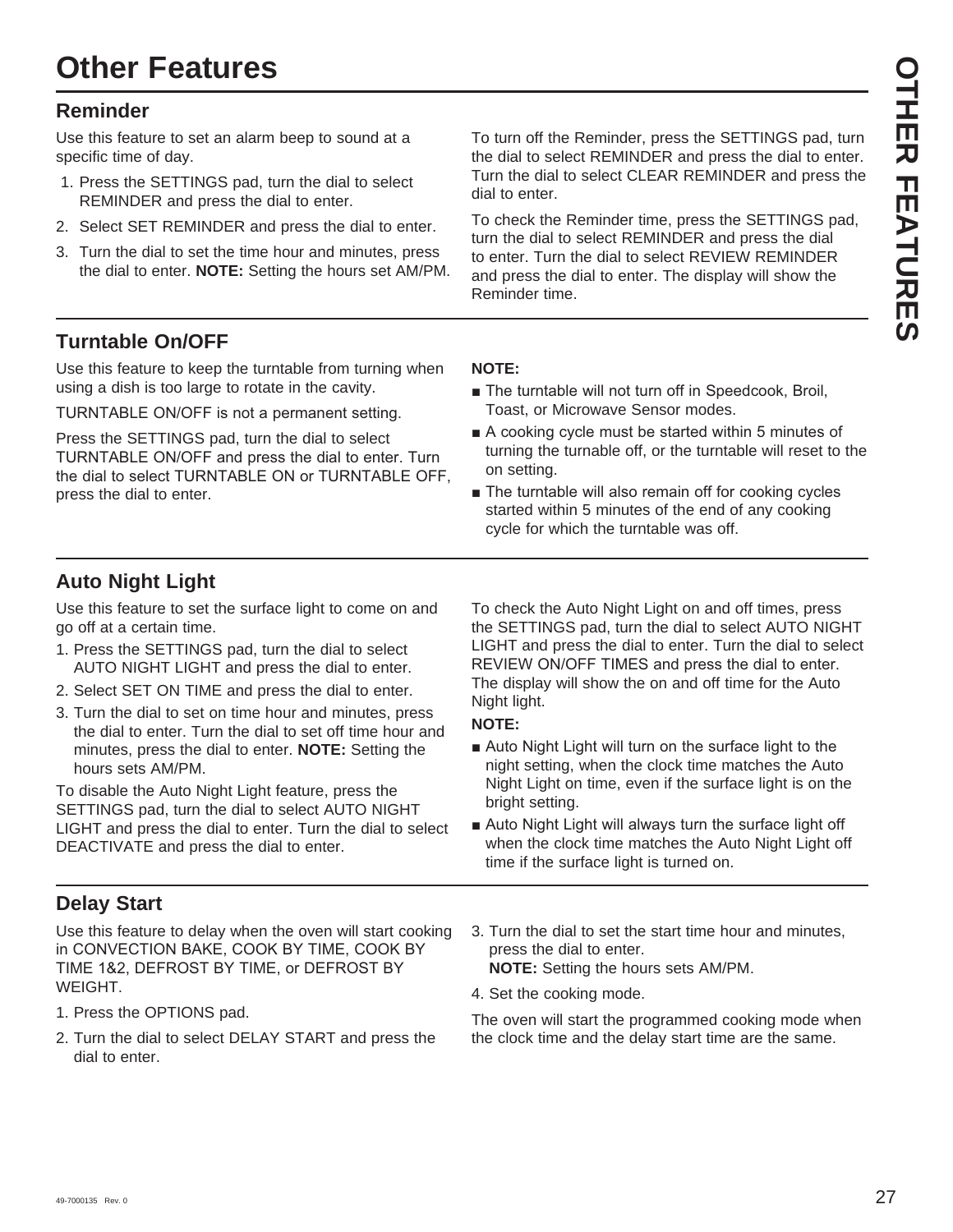# Other Features

## Reminder

Use this feature to set an alarm beep to sound at a specific time of day.

1. Press the SETTINGS pad, turn the dial to select REMINDER and press the dial to enter.
2. Select SET REMINDER and press the dial to enter.
3. Turn the dial to set the time hour and minutes, press the dial to enter. **NOTE:** Setting the hours set AM/PM.

To turn off the Reminder, press the SETTINGS pad, turn the dial to select REMINDER and press the dial to enter. Turn the dial to select CLEAR REMINDER and press the dial to enter.

To check the Reminder time, press the SETTINGS pad, turn the dial to select REMINDER and press the dial to enter. Turn the dial to select REVIEW REMINDER and press the dial to enter. The display will show the Reminder time.

## Turntable On/OFF

Use this feature to keep the turntable from turning when using a dish is too large to rotate in the cavity.

TURNTABLE ON/OFF is not a permanent setting.

Press the SETTINGS pad, turn the dial to select TURNTABLE ON/OFF and press the dial to enter. Turn the dial to select TURNTABLE ON or TURNTABLE OFF, press the dial to enter.

**NOTE:**

- The turntable will not turn off in Speedcook, Broil, Toast, or Microwave Sensor modes.
- A cooking cycle must be started within 5 minutes of turning the turnable off, or the turntable will reset to the on setting.
- The turntable will also remain off for cooking cycles started within 5 minutes of the end of any cooking cycle for which the turntable was off.

## Auto Night Light

Use this feature to set the surface light to come on and go off at a certain time.

1. Press the SETTINGS pad, turn the dial to select AUTO NIGHT LIGHT and press the dial to enter.
2. Select SET ON TIME and press the dial to enter.
3. Turn the dial to set on time hour and minutes, press the dial to enter. Turn the dial to set off time hour and minutes, press the dial to enter. **NOTE:** Setting the hours sets AM/PM.

To disable the Auto Night Light feature, press the SETTINGS pad, turn the dial to select AUTO NIGHT LIGHT and press the dial to enter. Turn the dial to select DEACTIVATE and press the dial to enter.

To check the Auto Night Light on and off times, press the SETTINGS pad, turn the dial to select AUTO NIGHT LIGHT and press the dial to enter. Turn the dial to select REVIEW ON/OFF TIMES and press the dial to enter. The display will show the on and off time for the Auto Night light.

**NOTE:**

- Auto Night Light will turn on the surface light to the night setting, when the clock time matches the Auto Night Light on time, even if the surface light is on the bright setting.
- Auto Night Light will always turn the surface light off when the clock time matches the Auto Night Light off time if the surface light is turned on.

## Delay Start

Use this feature to delay when the oven will start cooking in CONVECTION BAKE, COOK BY TIME, COOK BY TIME 1&2, DEFROST BY TIME, or DEFROST BY WEIGHT.

1. Press the OPTIONS pad.
2. Turn the dial to select DELAY START and press the dial to enter.
3. Turn the dial to set the start time hour and minutes, press the dial to enter.
   **NOTE:** Setting the hours sets AM/PM.
4. Set the cooking mode.

The oven will start the programmed cooking mode when the clock time and the delay start time are the same.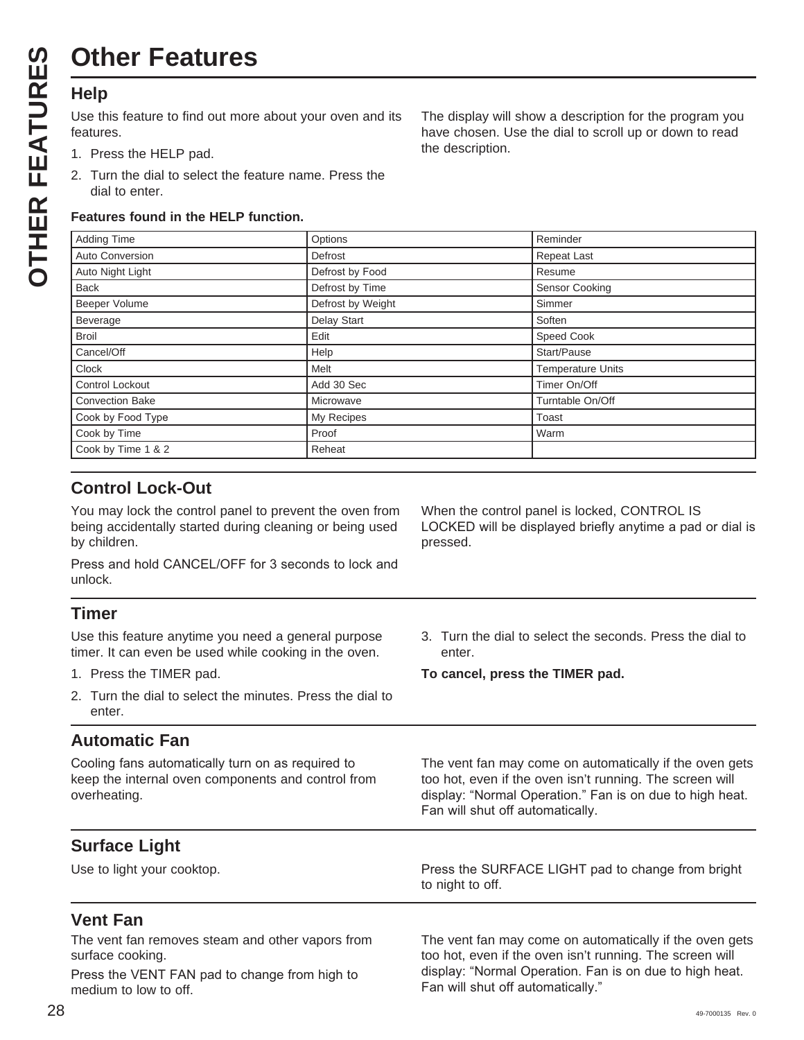# Other Features

## Help

Use this feature to find out more about your oven and its features.

1. Press the HELP pad.
2. Turn the dial to select the feature name. Press the dial to enter.

The display will show a description for the program you have chosen. Use the dial to scroll up or down to read the description.

**Features found in the HELP function.**

| | | |
|---|---|---|
| Adding Time | Options | Reminder |
| Auto Conversion | Defrost | Repeat Last |
| Auto Night Light | Defrost by Food | Resume |
| Back | Defrost by Time | Sensor Cooking |
| Beeper Volume | Defrost by Weight | Simmer |
| Beverage | Delay Start | Soften |
| Broil | Edit | Speed Cook |
| Cancel/Off | Help | Start/Pause |
| Clock | Melt | Temperature Units |
| Control Lockout | Add 30 Sec | Timer On/Off |
| Convection Bake | Microwave | Turntable On/Off |
| Cook by Food Type | My Recipes | Toast |
| Cook by Time | Proof | Warm |
| Cook by Time 1 & 2 | Reheat | |

## Control Lock-Out

You may lock the control panel to prevent the oven from being accidentally started during cleaning or being used by children.

Press and hold CANCEL/OFF for 3 seconds to lock and unlock.

When the control panel is locked, CONTROL IS LOCKED will be displayed briefly anytime a pad or dial is pressed.

## Timer

Use this feature anytime you need a general purpose timer. It can even be used while cooking in the oven.

1. Press the TIMER pad.
2. Turn the dial to select the minutes. Press the dial to enter.
3. Turn the dial to select the seconds. Press the dial to enter.

**To cancel, press the TIMER pad.**

## Automatic Fan

Cooling fans automatically turn on as required to keep the internal oven components and control from overheating.

The vent fan may come on automatically if the oven gets too hot, even if the oven isn't running. The screen will display: "Normal Operation." Fan is on due to high heat. Fan will shut off automatically.

## Surface Light

Use to light your cooktop.

Press the SURFACE LIGHT pad to change from bright to night to off.

## Vent Fan

The vent fan removes steam and other vapors from surface cooking.

Press the VENT FAN pad to change from high to medium to low to off.

The vent fan may come on automatically if the oven gets too hot, even if the oven isn't running. The screen will display: "Normal Operation. Fan is on due to high heat. Fan will shut off automatically."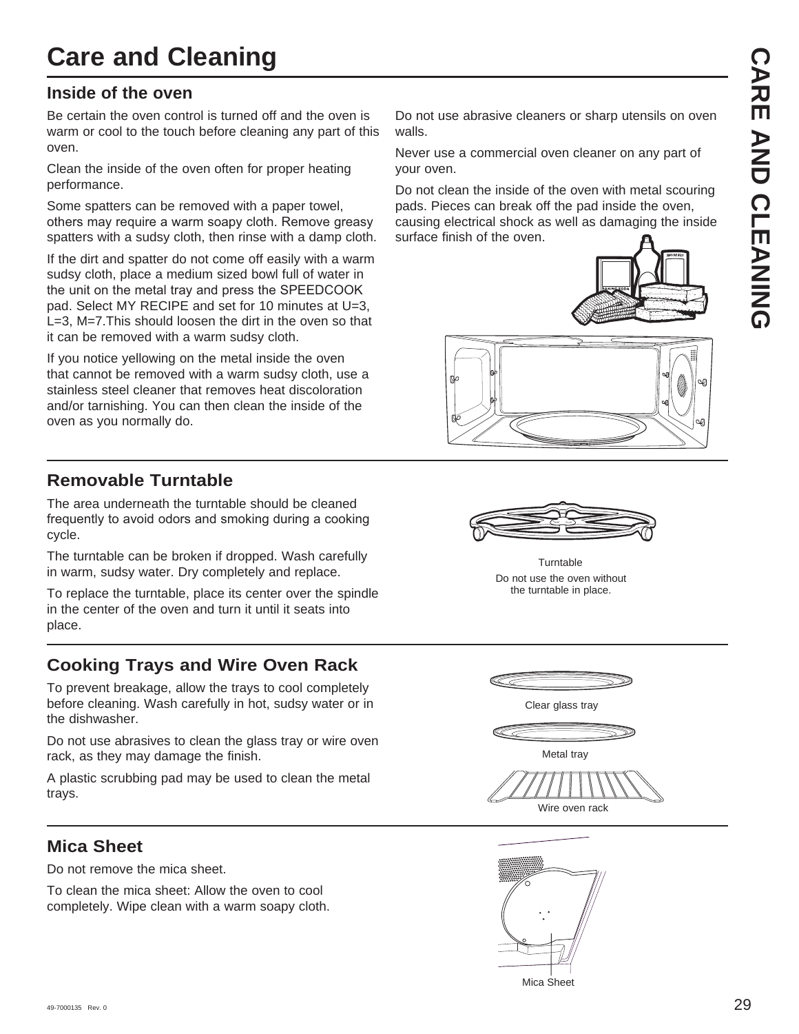# Care and Cleaning

## Inside of the oven

Be certain the oven control is turned off and the oven is warm or cool to the touch before cleaning any part of this oven.

Clean the inside of the oven often for proper heating performance.

Some spatters can be removed with a paper towel, others may require a warm soapy cloth. Remove greasy spatters with a sudsy cloth, then rinse with a damp cloth.

If the dirt and spatter do not come off easily with a warm sudsy cloth, place a medium sized bowl full of water in the unit on the metal tray and press the SPEEDCOOK pad. Select MY RECIPE and set for 10 minutes at U=3, L=3, M=7.This should loosen the dirt in the oven so that it can be removed with a warm sudsy cloth.

If you notice yellowing on the metal inside the oven that cannot be removed with a warm sudsy cloth, use a stainless steel cleaner that removes heat discoloration and/or tarnishing. You can then clean the inside of the oven as you normally do.

Do not use abrasive cleaners or sharp utensils on oven walls.

Never use a commercial oven cleaner on any part of your oven.

Do not clean the inside of the oven with metal scouring pads. Pieces can break off the pad inside the oven, causing electrical shock as well as damaging the inside surface finish of the oven.

## Removable Turntable

The area underneath the turntable should be cleaned frequently to avoid odors and smoking during a cooking cycle.

The turntable can be broken if dropped. Wash carefully in warm, sudsy water. Dry completely and replace.

To replace the turntable, place its center over the spindle in the center of the oven and turn it until it seats into place.

Turntable

Do not use the oven without the turntable in place.

## Cooking Trays and Wire Oven Rack

To prevent breakage, allow the trays to cool completely before cleaning. Wash carefully in hot, sudsy water or in the dishwasher.

Do not use abrasives to clean the glass tray or wire oven rack, as they may damage the finish.

A plastic scrubbing pad may be used to clean the metal trays.

Clear glass tray

Metal tray

Wire oven rack

## Mica Sheet

Do not remove the mica sheet.

To clean the mica sheet: Allow the oven to cool completely. Wipe clean with a warm soapy cloth.

Mica Sheet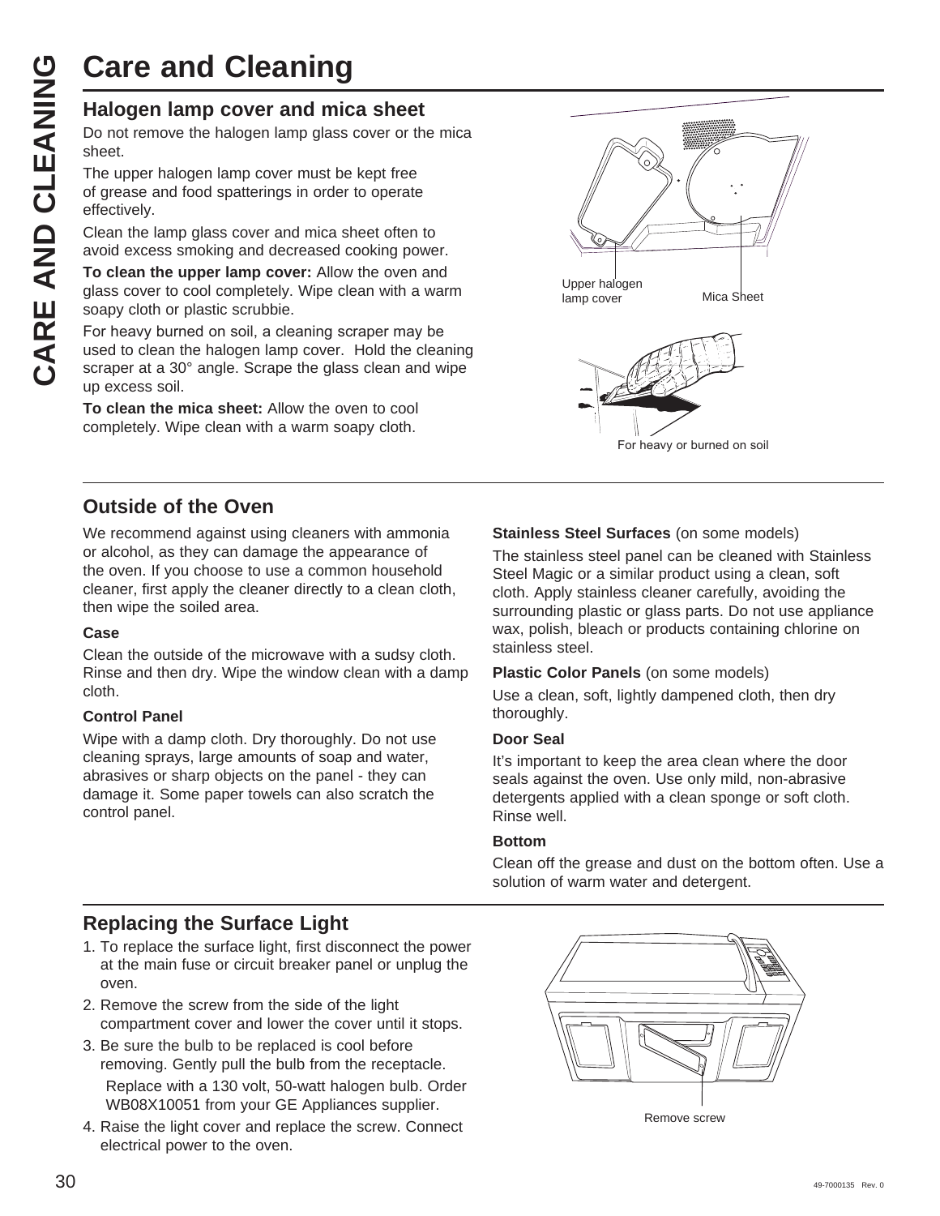# Care and Cleaning

## Halogen lamp cover and mica sheet

Do not remove the halogen lamp glass cover or the mica sheet.

The upper halogen lamp cover must be kept free of grease and food spatterings in order to operate effectively.

Clean the lamp glass cover and mica sheet often to avoid excess smoking and decreased cooking power.

**To clean the upper lamp cover:** Allow the oven and glass cover to cool completely. Wipe clean with a warm soapy cloth or plastic scrubbie.

For heavy burned on soil, a cleaning scraper may be used to clean the halogen lamp cover. Hold the cleaning scraper at a 30° angle. Scrape the glass clean and wipe up excess soil.

**To clean the mica sheet:** Allow the oven to cool completely. Wipe clean with a warm soapy cloth.

Upper halogen lamp cover

Mica Sheet

For heavy or burned on soil

## Outside of the Oven

We recommend against using cleaners with ammonia or alcohol, as they can damage the appearance of the oven. If you choose to use a common household cleaner, first apply the cleaner directly to a clean cloth, then wipe the soiled area.

### Case

Clean the outside of the microwave with a sudsy cloth. Rinse and then dry. Wipe the window clean with a damp cloth.

### Control Panel

Wipe with a damp cloth. Dry thoroughly. Do not use cleaning sprays, large amounts of soap and water, abrasives or sharp objects on the panel - they can damage it. Some paper towels can also scratch the control panel.

### Stainless Steel Surfaces (on some models)

The stainless steel panel can be cleaned with Stainless Steel Magic or a similar product using a clean, soft cloth. Apply stainless cleaner carefully, avoiding the surrounding plastic or glass parts. Do not use appliance wax, polish, bleach or products containing chlorine on stainless steel.

### Plastic Color Panels (on some models)

Use a clean, soft, lightly dampened cloth, then dry thoroughly.

### Door Seal

It's important to keep the area clean where the door seals against the oven. Use only mild, non-abrasive detergents applied with a clean sponge or soft cloth. Rinse well.

### Bottom

Clean off the grease and dust on the bottom often. Use a solution of warm water and detergent.

## Replacing the Surface Light

1. To replace the surface light, first disconnect the power at the main fuse or circuit breaker panel or unplug the oven.
2. Remove the screw from the side of the light compartment cover and lower the cover until it stops.
3. Be sure the bulb to be replaced is cool before removing. Gently pull the bulb from the receptacle.

   Replace with a 130 volt, 50-watt halogen bulb. Order WB08X10051 from your GE Appliances supplier.
4. Raise the light cover and replace the screw. Connect electrical power to the oven.

Remove screw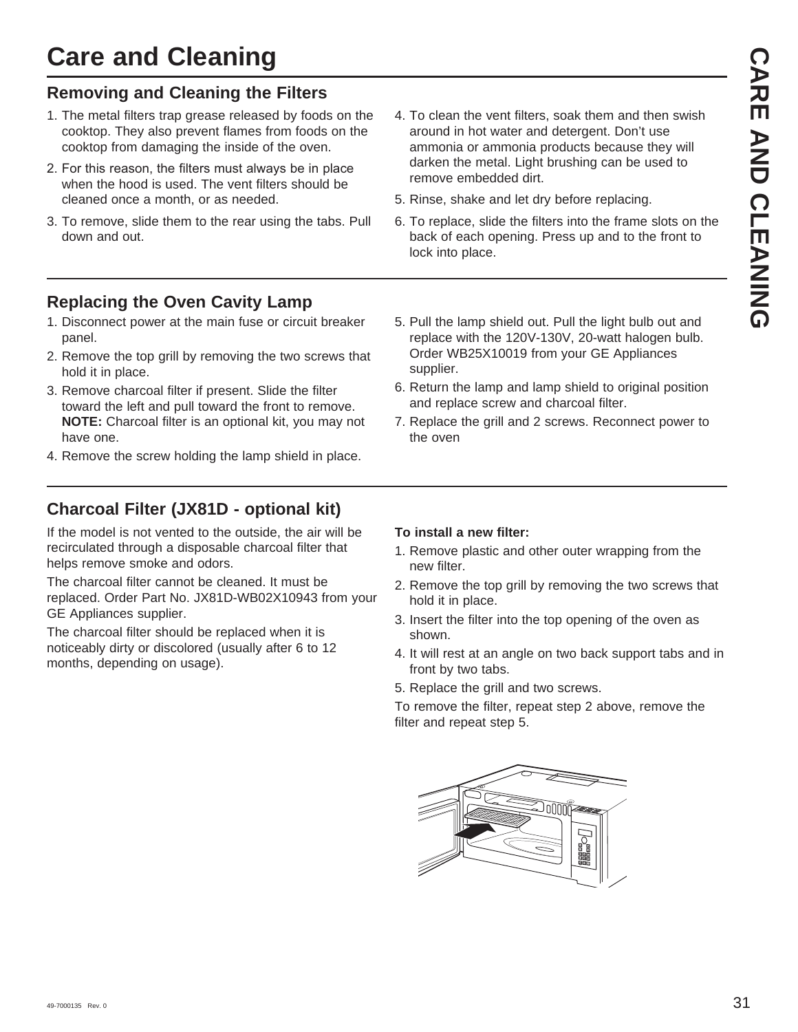# Care and Cleaning

## Removing and Cleaning the Filters

1. The metal filters trap grease released by foods on the cooktop. They also prevent flames from foods on the cooktop from damaging the inside of the oven.
2. For this reason, the filters must always be in place when the hood is used. The vent filters should be cleaned once a month, or as needed.
3. To remove, slide them to the rear using the tabs. Pull down and out.
4. To clean the vent filters, soak them and then swish around in hot water and detergent. Don't use ammonia or ammonia products because they will darken the metal. Light brushing can be used to remove embedded dirt.
5. Rinse, shake and let dry before replacing.
6. To replace, slide the filters into the frame slots on the back of each opening. Press up and to the front to lock into place.

## Replacing the Oven Cavity Lamp

1. Disconnect power at the main fuse or circuit breaker panel.
2. Remove the top grill by removing the two screws that hold it in place.
3. Remove charcoal filter if present. Slide the filter toward the left and pull toward the front to remove. **NOTE:** Charcoal filter is an optional kit, you may not have one.
4. Remove the screw holding the lamp shield in place.
5. Pull the lamp shield out. Pull the light bulb out and replace with the 120V-130V, 20-watt halogen bulb. Order WB25X10019 from your GE Appliances supplier.
6. Return the lamp and lamp shield to original position and replace screw and charcoal filter.
7. Replace the grill and 2 screws. Reconnect power to the oven

## Charcoal Filter (JX81D - optional kit)

If the model is not vented to the outside, the air will be recirculated through a disposable charcoal filter that helps remove smoke and odors.

The charcoal filter cannot be cleaned. It must be replaced. Order Part No. JX81D-WB02X10943 from your GE Appliances supplier.

The charcoal filter should be replaced when it is noticeably dirty or discolored (usually after 6 to 12 months, depending on usage).

**To install a new filter:**

1. Remove plastic and other outer wrapping from the new filter.
2. Remove the top grill by removing the two screws that hold it in place.
3. Insert the filter into the top opening of the oven as shown.
4. It will rest at an angle on two back support tabs and in front by two tabs.
5. Replace the grill and two screws.

To remove the filter, repeat step 2 above, remove the filter and repeat step 5.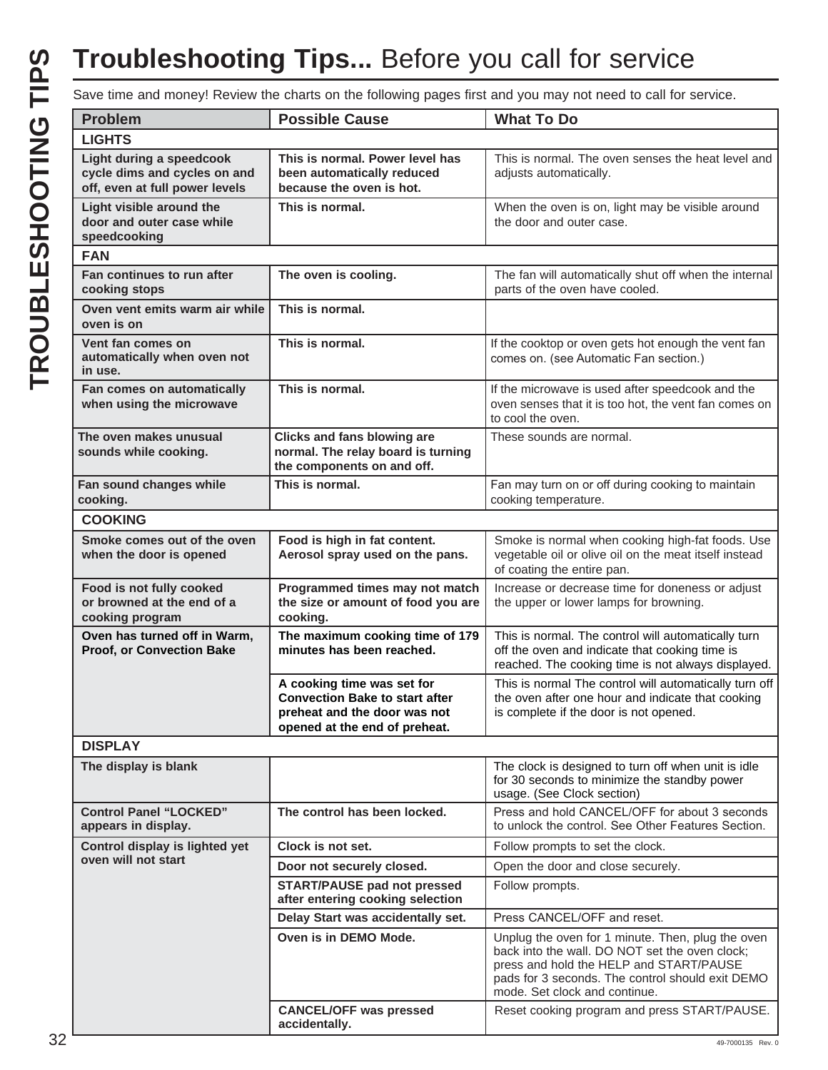# Troubleshooting Tips... Before you call for service

Save time and money! Review the charts on the following pages first and you may not need to call for service.

| Problem | Possible Cause | What To Do |
|---|---|---|
| **LIGHTS** | | |
| **Light during a speedcook cycle dims and cycles on and off, even at full power levels** | **This is normal. Power level has been automatically reduced because the oven is hot.** | This is normal. The oven senses the heat level and adjusts automatically. |
| **Light visible around the door and outer case while speedcooking** | **This is normal.** | When the oven is on, light may be visible around the door and outer case. |
| **FAN** | | |
| **Fan continues to run after cooking stops** | **The oven is cooling.** | The fan will automatically shut off when the internal parts of the oven have cooled. |
| **Oven vent emits warm air while oven is on** | **This is normal.** | |
| **Vent fan comes on automatically when oven not in use.** | **This is normal.** | If the cooktop or oven gets hot enough the vent fan comes on. (see Automatic Fan section.) |
| **Fan comes on automatically when using the microwave** | **This is normal.** | If the microwave is used after speedcook and the oven senses that it is too hot, the vent fan comes on to cool the oven. |
| **The oven makes unusual sounds while cooking.** | **Clicks and fans blowing are normal. The relay board is turning the components on and off.** | These sounds are normal. |
| **Fan sound changes while cooking.** | **This is normal.** | Fan may turn on or off during cooking to maintain cooking temperature. |
| **COOKING** | | |
| **Smoke comes out of the oven when the door is opened** | **Food is high in fat content. Aerosol spray used on the pans.** | Smoke is normal when cooking high-fat foods. Use vegetable oil or olive oil on the meat itself instead of coating the entire pan. |
| **Food is not fully cooked or browned at the end of a cooking program** | **Programmed times may not match the size or amount of food you are cooking.** | Increase or decrease time for doneness or adjust the upper or lower lamps for browning. |
| **Oven has turned off in Warm, Proof, or Convection Bake** | **The maximum cooking time of 179 minutes has been reached.** | This is normal. The control will automatically turn off the oven and indicate that cooking time is reached. The cooking time is not always displayed. |
| | **A cooking time was set for Convection Bake to start after preheat and the door was not opened at the end of preheat.** | This is normal The control will automatically turn off the oven after one hour and indicate that cooking is complete if the door is not opened. |
| **DISPLAY** | | |
| **The display is blank** | | The clock is designed to turn off when unit is idle for 30 seconds to minimize the standby power usage. (See Clock section) |
| **Control Panel "LOCKED" appears in display.** | **The control has been locked.** | Press and hold CANCEL/OFF for about 3 seconds to unlock the control. See Other Features Section. |
| **Control display is lighted yet oven will not start** | **Clock is not set.** | Follow prompts to set the clock. |
| | **Door not securely closed.** | Open the door and close securely. |
| | **START/PAUSE pad not pressed after entering cooking selection** | Follow prompts. |
| | **Delay Start was accidentally set.** | Press CANCEL/OFF and reset. |
| | **Oven is in DEMO Mode.** | Unplug the oven for 1 minute. Then, plug the oven back into the wall. DO NOT set the oven clock; press and hold the HELP and START/PAUSE pads for 3 seconds. The control should exit DEMO mode. Set clock and continue. |
| | **CANCEL/OFF was pressed accidentally.** | Reset cooking program and press START/PAUSE. |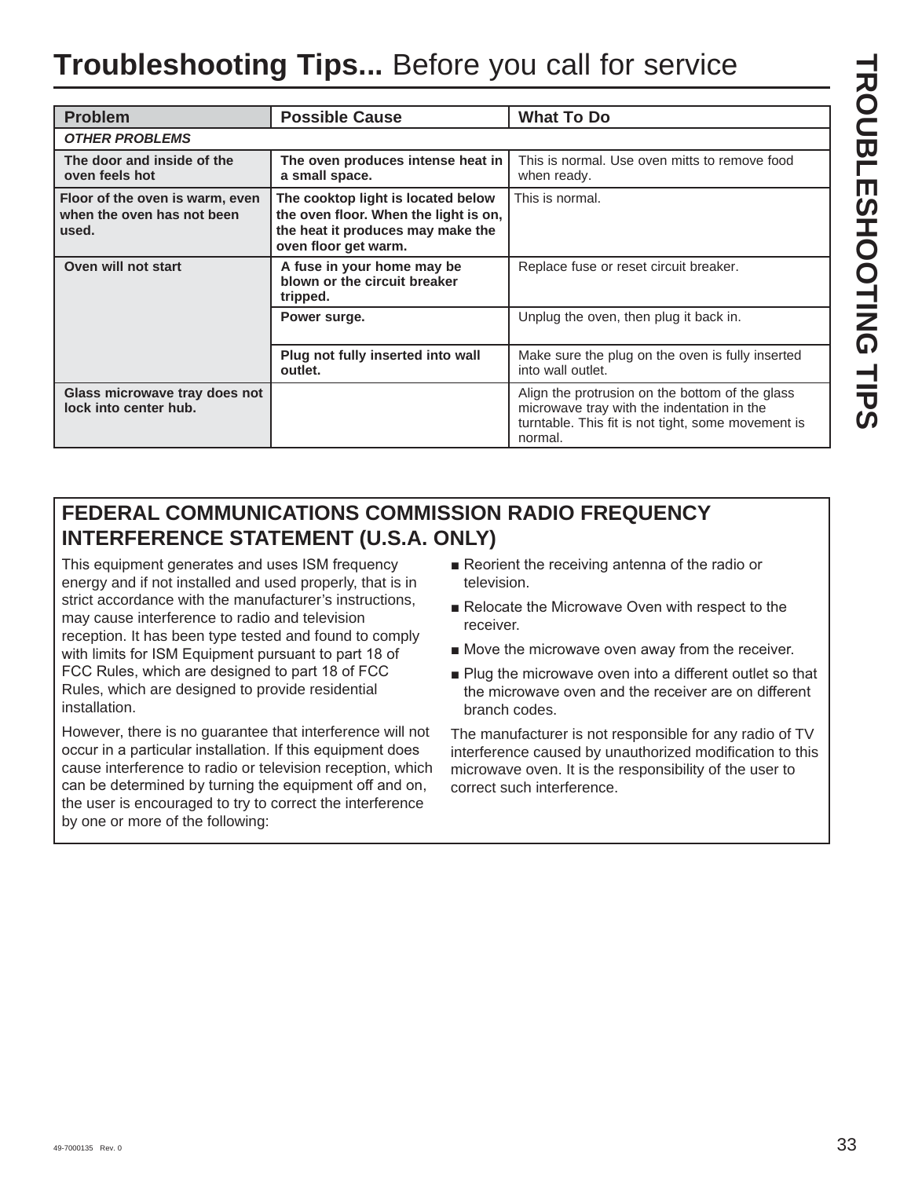# **Troubleshooting Tips...** Before you call for service

| Problem | Possible Cause | What To Do |
|---|---|---|
| ***OTHER PROBLEMS*** | | |
| **The door and inside of the oven feels hot** | **The oven produces intense heat in a small space.** | This is normal. Use oven mitts to remove food when ready. |
| **Floor of the oven is warm, even when the oven has not been used.** | **The cooktop light is located below the oven floor. When the light is on, the heat it produces may make the oven floor get warm.** | This is normal. |
| **Oven will not start** | **A fuse in your home may be blown or the circuit breaker tripped.** | Replace fuse or reset circuit breaker. |
| | **Power surge.** | Unplug the oven, then plug it back in. |
| | **Plug not fully inserted into wall outlet.** | Make sure the plug on the oven is fully inserted into wall outlet. |
| **Glass microwave tray does not lock into center hub.** | | Align the protrusion on the bottom of the glass microwave tray with the indentation in the turntable. This fit is not tight, some movement is normal. |

## FEDERAL COMMUNICATIONS COMMISSION RADIO FREQUENCY INTERFERENCE STATEMENT (U.S.A. ONLY)

This equipment generates and uses ISM frequency energy and if not installed and used properly, that is in strict accordance with the manufacturer's instructions, may cause interference to radio and television reception. It has been type tested and found to comply with limits for ISM Equipment pursuant to part 18 of FCC Rules, which are designed to part 18 of FCC Rules, which are designed to provide residential installation.

However, there is no guarantee that interference will not occur in a particular installation. If this equipment does cause interference to radio or television reception, which can be determined by turning the equipment off and on, the user is encouraged to try to correct the interference by one or more of the following:

- Reorient the receiving antenna of the radio or television.
- Relocate the Microwave Oven with respect to the receiver.
- Move the microwave oven away from the receiver.
- Plug the microwave oven into a different outlet so that the microwave oven and the receiver are on different branch codes.

The manufacturer is not responsible for any radio of TV interference caused by unauthorized modification to this microwave oven. It is the responsibility of the user to correct such interference.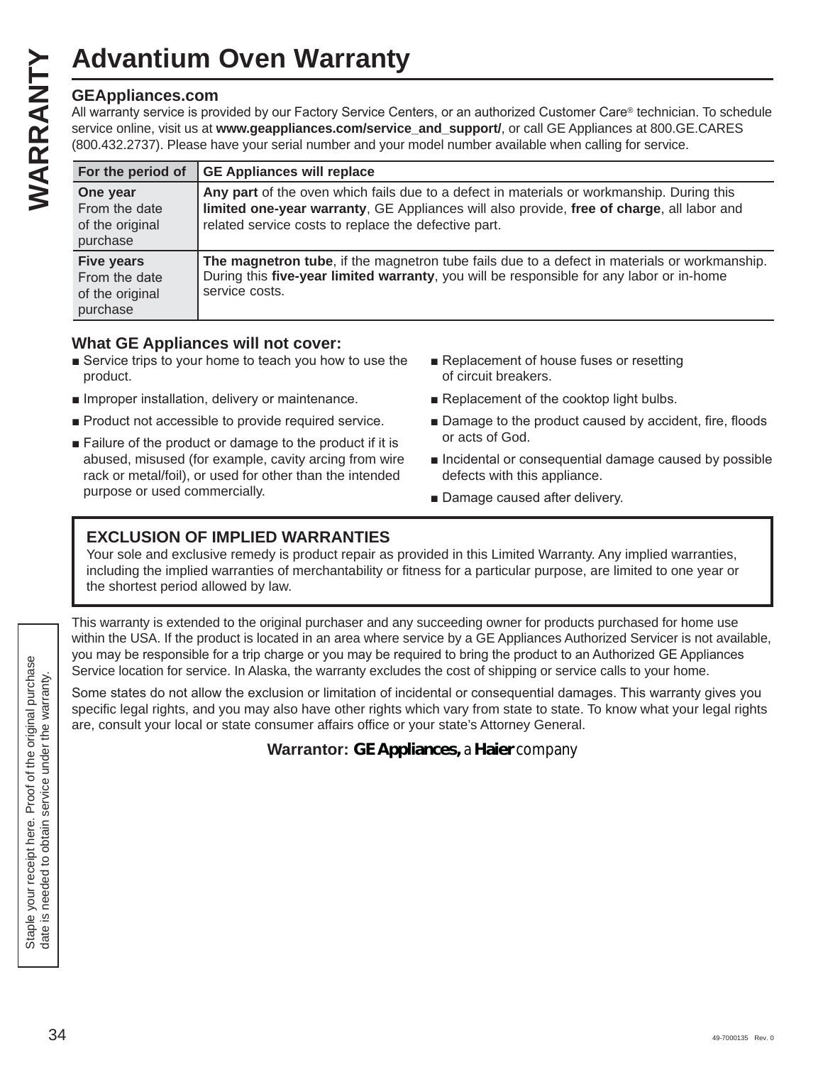# Advantium Oven Warranty

**GEAppliances.com**

All warranty service is provided by our Factory Service Centers, or an authorized Customer Care® technician. To schedule service online, visit us at **www.geappliances.com/service_and_support/**, or call GE Appliances at 800.GE.CARES (800.432.2737). Please have your serial number and your model number available when calling for service.

| For the period of | GE Appliances will replace |
| --- | --- |
| **One year** From the date of the original purchase | **Any part** of the oven which fails due to a defect in materials or workmanship. During this **limited one-year warranty**, GE Appliances will also provide, **free of charge**, all labor and related service costs to replace the defective part. |
| **Five years** From the date of the original purchase | **The magnetron tube**, if the magnetron tube fails due to a defect in materials or workmanship. During this **five-year limited warranty**, you will be responsible for any labor or in-home service costs. |

### What GE Appliances will not cover:

- Service trips to your home to teach you how to use the product.
- Improper installation, delivery or maintenance.
- Product not accessible to provide required service.
- Failure of the product or damage to the product if it is abused, misused (for example, cavity arcing from wire rack or metal/foil), or used for other than the intended purpose or used commercially.
- Replacement of house fuses or resetting of circuit breakers.
- Replacement of the cooktop light bulbs.
- Damage to the product caused by accident, fire, floods or acts of God.
- Incidental or consequential damage caused by possible defects with this appliance.
- Damage caused after delivery.

**EXCLUSION OF IMPLIED WARRANTIES**

Your sole and exclusive remedy is product repair as provided in this Limited Warranty. Any implied warranties, including the implied warranties of merchantability or fitness for a particular purpose, are limited to one year or the shortest period allowed by law.

This warranty is extended to the original purchaser and any succeeding owner for products purchased for home use within the USA. If the product is located in an area where service by a GE Appliances Authorized Servicer is not available, you may be responsible for a trip charge or you may be required to bring the product to an Authorized GE Appliances Service location for service. In Alaska, the warranty excludes the cost of shipping or service calls to your home.

Some states do not allow the exclusion or limitation of incidental or consequential damages. This warranty gives you specific legal rights, and you may also have other rights which vary from state to state. To know what your legal rights are, consult your local or state consumer affairs office or your state's Attorney General.

**Warrantor: GE Appliances,** a **Haier** company

Staple your receipt here. Proof of the original purchase date is needed to obtain service under the warranty.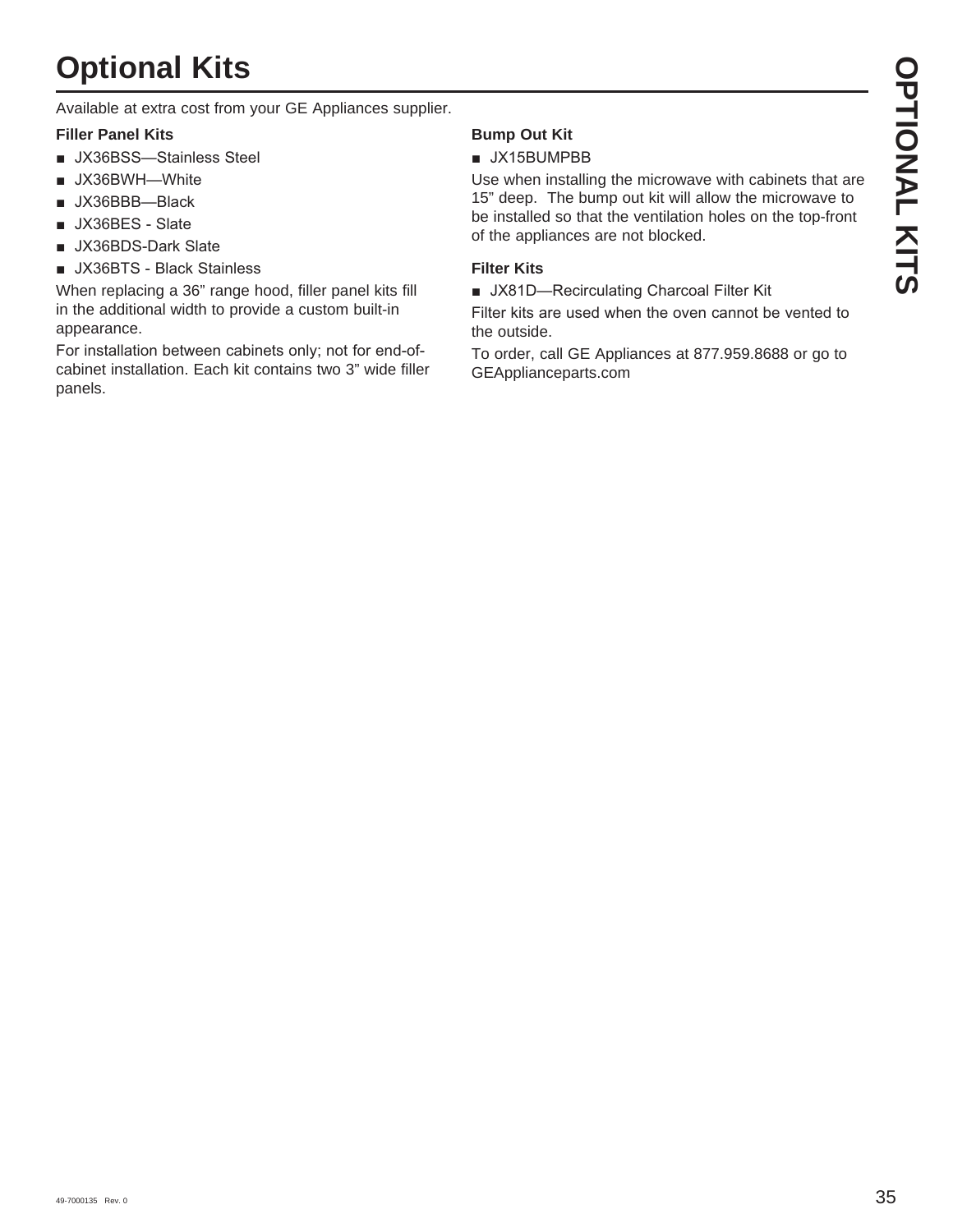# Optional Kits

Available at extra cost from your GE Appliances supplier.

**Filler Panel Kits**

- JX36BSS—Stainless Steel
- JX36BWH—White
- JX36BBB—Black
- JX36BES - Slate
- JX36BDS-Dark Slate
- JX36BTS - Black Stainless

When replacing a 36" range hood, filler panel kits fill in the additional width to provide a custom built-in appearance.

For installation between cabinets only; not for end-of-cabinet installation. Each kit contains two 3" wide filler panels.

**Bump Out Kit**

- JX15BUMPBB

Use when installing the microwave with cabinets that are 15" deep. The bump out kit will allow the microwave to be installed so that the ventilation holes on the top-front of the appliances are not blocked.

**Filter Kits**

- JX81D—Recirculating Charcoal Filter Kit

Filter kits are used when the oven cannot be vented to the outside.

To order, call GE Appliances at 877.959.8688 or go to GEApplianceparts.com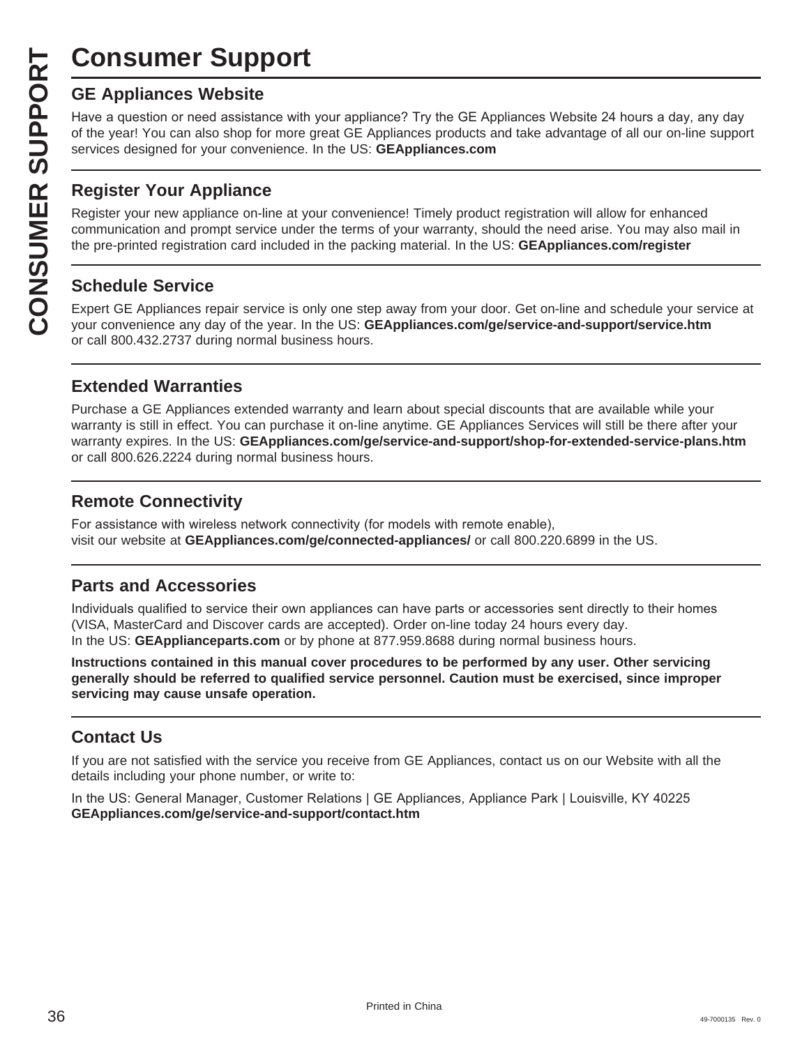# Consumer Support

## GE Appliances Website

Have a question or need assistance with your appliance? Try the GE Appliances Website 24 hours a day, any day of the year! You can also shop for more great GE Appliances products and take advantage of all our on-line support services designed for your convenience. In the US: **GEAppliances.com**

## Register Your Appliance

Register your new appliance on-line at your convenience! Timely product registration will allow for enhanced communication and prompt service under the terms of your warranty, should the need arise. You may also mail in the pre-printed registration card included in the packing material. In the US: **GEAppliances.com/register**

## Schedule Service

Expert GE Appliances repair service is only one step away from your door. Get on-line and schedule your service at your convenience any day of the year. In the US: **GEAppliances.com/ge/service-and-support/service.htm** or call 800.432.2737 during normal business hours.

## Extended Warranties

Purchase a GE Appliances extended warranty and learn about special discounts that are available while your warranty is still in effect. You can purchase it on-line anytime. GE Appliances Services will still be there after your warranty expires. In the US: **GEAppliances.com/ge/service-and-support/shop-for-extended-service-plans.htm** or call 800.626.2224 during normal business hours.

## Remote Connectivity

For assistance with wireless network connectivity (for models with remote enable), visit our website at **GEAppliances.com/ge/connected-appliances/** or call 800.220.6899 in the US.

## Parts and Accessories

Individuals qualified to service their own appliances can have parts or accessories sent directly to their homes (VISA, MasterCard and Discover cards are accepted). Order on-line today 24 hours every day.
In the US: **GEApplianceparts.com** or by phone at 877.959.8688 during normal business hours.

**Instructions contained in this manual cover procedures to be performed by any user. Other servicing generally should be referred to qualified service personnel. Caution must be exercised, since improper servicing may cause unsafe operation.**

## Contact Us

If you are not satisfied with the service you receive from GE Appliances, contact us on our Website with all the details including your phone number, or write to:

In the US: General Manager, Customer Relations | GE Appliances, Appliance Park | Louisville, KY 40225
**GEAppliances.com/ge/service-and-support/contact.htm**

Printed in China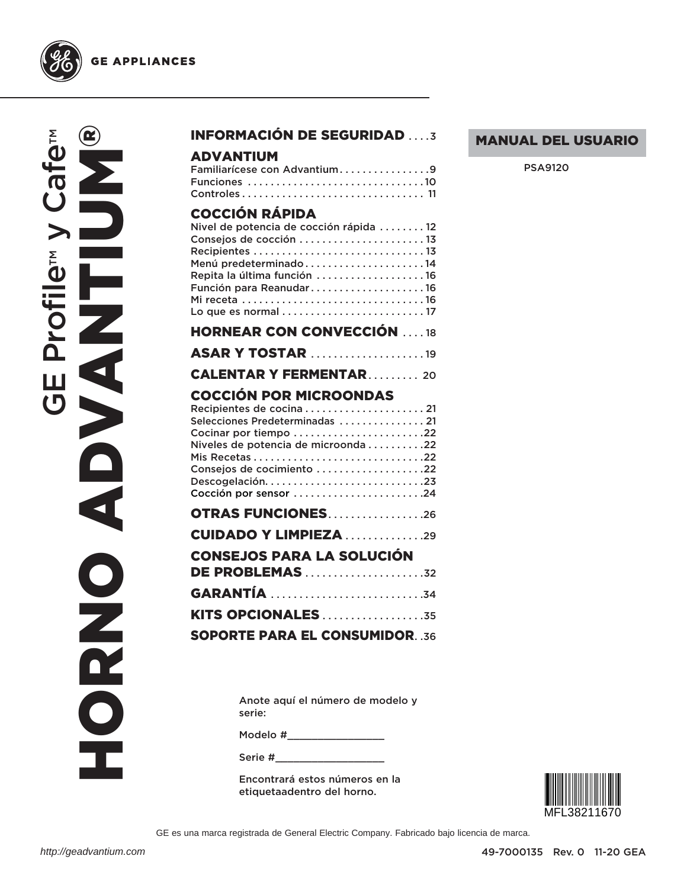GE APPLIANCES

# GE Profile™ y Cafe™ HORNO ADVANTIUM®

**MANUAL DEL USUARIO**

PSA9120

## INFORMACIÓN DE SEGURIDAD . . . . 3

## ADVANTIUM

Familiarícese con Advantium . . . . . . . . . . . . . . . .9
Funciones . . . . . . . . . . . . . . . . . . . . . . . . . . . . . . .10
Controles . . . . . . . . . . . . . . . . . . . . . . . . . . . . . . . 11

## COCCIÓN RÁPIDA

Nivel de potencia de cocción rápida . . . . . . . . 12
Consejos de cocción . . . . . . . . . . . . . . . . . . . . . . 13
Recipientes . . . . . . . . . . . . . . . . . . . . . . . . . . . . . 13
Menú predeterminado . . . . . . . . . . . . . . . . . . . . .14
Repita la última función . . . . . . . . . . . . . . . . . . .16
Función para Reanudar . . . . . . . . . . . . . . . . . . . .16
Mi receta . . . . . . . . . . . . . . . . . . . . . . . . . . . . . . . .16
Lo que es normal . . . . . . . . . . . . . . . . . . . . . . . . . 17

## HORNEAR CON CONVECCIÓN . . . . 18

## ASAR Y TOSTAR . . . . . . . . . . . . . . . . . . . .19

## CALENTAR Y FERMENTAR . . . . . . . . . 20

## COCCIÓN POR MICROONDAS

Recipientes de cocina . . . . . . . . . . . . . . . . . . . . . 21
Selecciones Predeterminadas . . . . . . . . . . . . . . 21
Cocinar por tiempo . . . . . . . . . . . . . . . . . . . . . . .22
Niveles de potencia de microonda . . . . . . . . . .22
Mis Recetas . . . . . . . . . . . . . . . . . . . . . . . . . . . . .22
Consejos de cocimiento . . . . . . . . . . . . . . . . . . .22
Descogelación. . . . . . . . . . . . . . . . . . . . . . . . . . . .23
Cocción por sensor . . . . . . . . . . . . . . . . . . . . . . .24

## OTRAS FUNCIONES . . . . . . . . . . . . . . . . .26

## CUIDADO Y LIMPIEZA . . . . . . . . . . . . . .29

## CONSEJOS PARA LA SOLUCIÓN DE PROBLEMAS . . . . . . . . . . . . . . . . . . . . .32

## GARANTÍA . . . . . . . . . . . . . . . . . . . . . . . . . . .34

## KITS OPCIONALES . . . . . . . . . . . . . . . . . .35

## SOPORTE PARA EL CONSUMIDOR. . .36

Anote aquí el número de modelo y serie:

Modelo #________________

Serie #__________________

Encontrará estos números en la etiquetaadentro del horno.

MFL38211670

GE es una marca registrada de General Electric Company. Fabricado bajo licencia de marca.

http://geadvantium.com

49-7000135 Rev. 0 11-20 GEA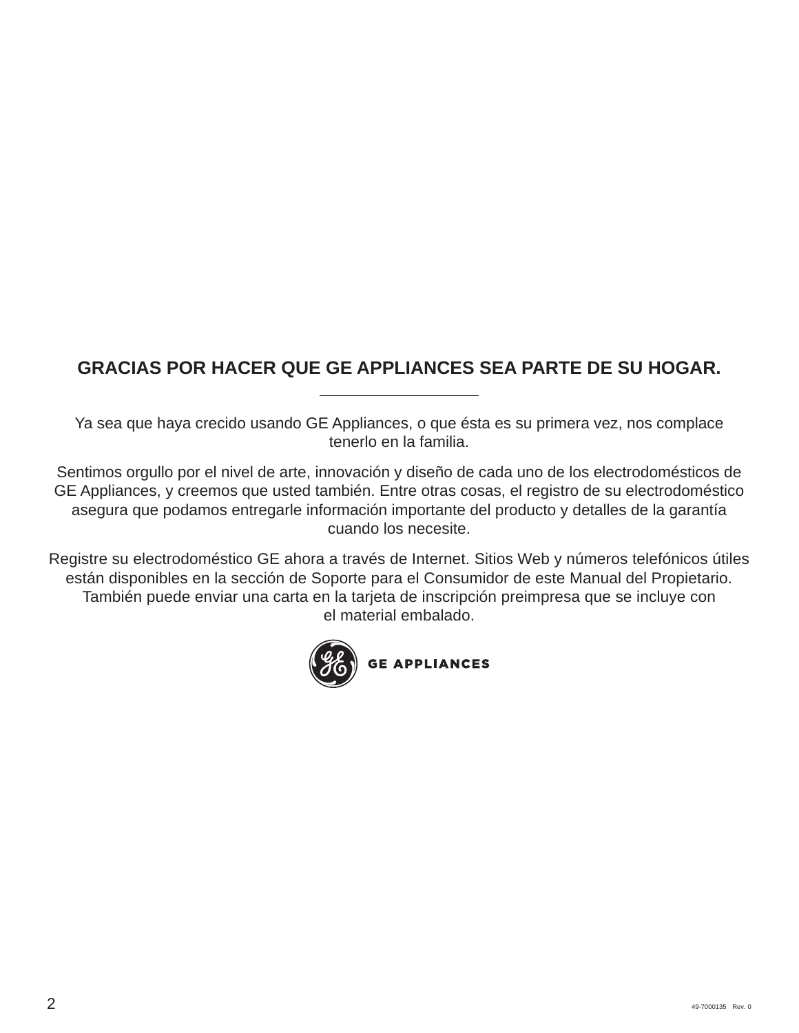## GRACIAS POR HACER QUE GE APPLIANCES SEA PARTE DE SU HOGAR.

---

Ya sea que haya crecido usando GE Appliances, o que ésta es su primera vez, nos complace tenerlo en la familia.

Sentimos orgullo por el nivel de arte, innovación y diseño de cada uno de los electrodomésticos de GE Appliances, y creemos que usted también. Entre otras cosas, el registro de su electrodoméstico asegura que podamos entregarle información importante del producto y detalles de la garantía cuando los necesite.

Registre su electrodoméstico GE ahora a través de Internet. Sitios Web y números telefónicos útiles están disponibles en la sección de Soporte para el Consumidor de este Manual del Propietario. También puede enviar una carta en la tarjeta de inscripción preimpresa que se incluye con el material embalado.

GE APPLIANCES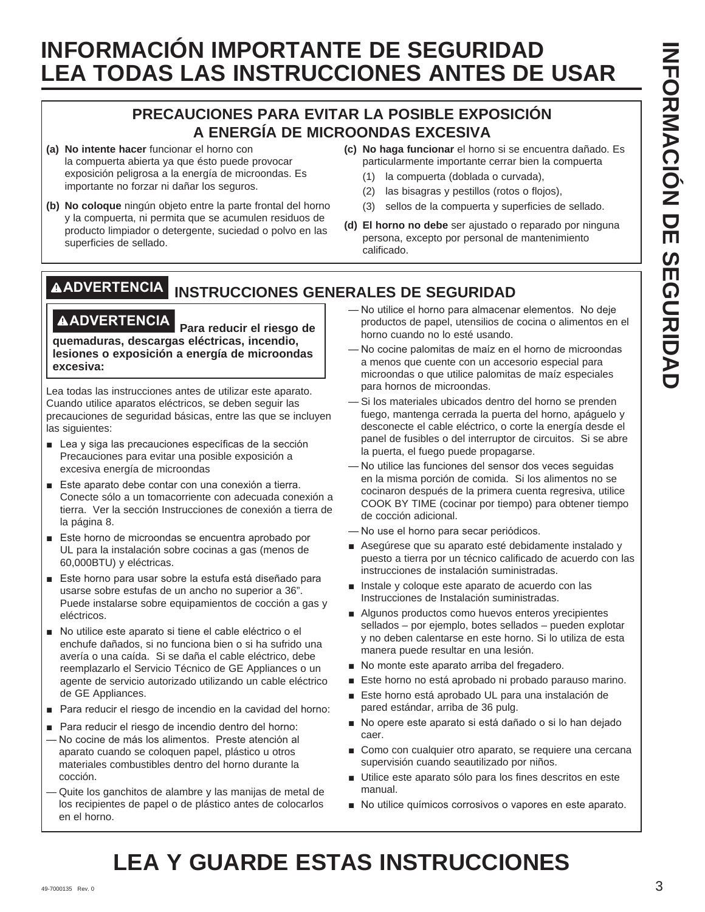# INFORMACIÓN IMPORTANTE DE SEGURIDAD
# LEA TODAS LAS INSTRUCCIONES ANTES DE USAR

## PRECAUCIONES PARA EVITAR LA POSIBLE EXPOSICIÓN A ENERGÍA DE MICROONDAS EXCESIVA

**(a) No intente hacer** funcionar el horno con la compuerta abierta ya que ésto puede provocar exposición peligrosa a la energía de microondas. Es importante no forzar ni dañar los seguros.

**(b) No coloque** ningún objeto entre la parte frontal del horno y la compuerta, ni permita que se acumulen residuos de producto limpiador o detergente, suciedad o polvo en las superficies de sellado.

**(c) No haga funcionar** el horno si se encuentra dañado. Es particularmente importante cerrar bien la compuerta
(1) la compuerta (doblada o curvada),
(2) las bisagras y pestillos (rotos o flojos),
(3) sellos de la compuerta y superficies de sellado.

**(d) El horno no debe** ser ajustado o reparado por ninguna persona, excepto por personal de mantenimiento calificado.

## ⚠ADVERTENCIA INSTRUCCIONES GENERALES DE SEGURIDAD

**⚠ADVERTENCIA Para reducir el riesgo de quemaduras, descargas eléctricas, incendio, lesiones o exposición a energía de microondas excesiva:**

Lea todas las instrucciones antes de utilizar este aparato. Cuando utilice aparatos eléctricos, se deben seguir las precauciones de seguridad básicas, entre las que se incluyen las siguientes:

- Lea y siga las precauciones específicas de la sección Precauciones para evitar una posible exposición a excesiva energía de microondas
- Este aparato debe contar con una conexión a tierra. Conecte sólo a un tomacorriente con adecuada conexión a tierra. Ver la sección Instrucciones de conexión a tierra de la página 8.
- Este horno de microondas se encuentra aprobado por UL para la instalación sobre cocinas a gas (menos de 60,000BTU) y eléctricas.
- Este horno para usar sobre la estufa está diseñado para usarse sobre estufas de un ancho no superior a 36". Puede instalarse sobre equipamientos de cocción a gas y eléctricos.
- No utilice este aparato si tiene el cable eléctrico o el enchufe dañados, si no funciona bien o si ha sufrido una avería o una caída. Si se daña el cable eléctrico, debe reemplazarlo el Servicio Técnico de GE Appliances o un agente de servicio autorizado utilizando un cable eléctrico de GE Appliances.
- Para reducir el riesgo de incendio en la cavidad del horno:
- Para reducir el riesgo de incendio dentro del horno:

— No cocine de más los alimentos. Preste atención al aparato cuando se coloquen papel, plástico u otros materiales combustibles dentro del horno durante la cocción.

— Quite los ganchitos de alambre y las manijas de metal de los recipientes de papel o de plástico antes de colocarlos en el horno.

— No utilice el horno para almacenar elementos. No deje productos de papel, utensilios de cocina o alimentos en el horno cuando no lo esté usando.

— No cocine palomitas de maíz en el horno de microondas a menos que cuente con un accesorio especial para microondas o que utilice palomitas de maíz especiales para hornos de microondas.

— Si los materiales ubicados dentro del horno se prenden fuego, mantenga cerrada la puerta del horno, apáguelo y desconecte el cable eléctrico, o corte la energía desde el panel de fusibles o del interruptor de circuitos. Si se abre la puerta, el fuego puede propagarse.

— No utilice las funciones del sensor dos veces seguidas en la misma porción de comida. Si los alimentos no se cocinaron después de la primera cuenta regresiva, utilice COOK BY TIME (cocinar por tiempo) para obtener tiempo de cocción adicional.

— No use el horno para secar periódicos.

- Asegúrese que su aparato esté debidamente instalado y puesto a tierra por un técnico calificado de acuerdo con las instrucciones de instalación suministradas.
- Instale y coloque este aparato de acuerdo con las Instrucciones de Instalación suministradas.
- Algunos productos como huevos enteros yrecipientes sellados – por ejemplo, botes sellados – pueden explotar y no deben calentarse en este horno. Si lo utiliza de esta manera puede resultar en una lesión.
- No monte este aparato arriba del fregadero.
- Este horno no está aprobado ni probado parauso marino.
- Este horno está aprobado UL para una instalación de pared estándar, arriba de 36 pulg.
- No opere este aparato si está dañado o si lo han dejado caer.
- Como con cualquier otro aparato, se requiere una cercana supervisión cuando seautilizado por niños.
- Utilice este aparato sólo para los fines descritos en este manual.
- No utilice químicos corrosivos o vapores en este aparato.

# LEA Y GUARDE ESTAS INSTRUCCIONES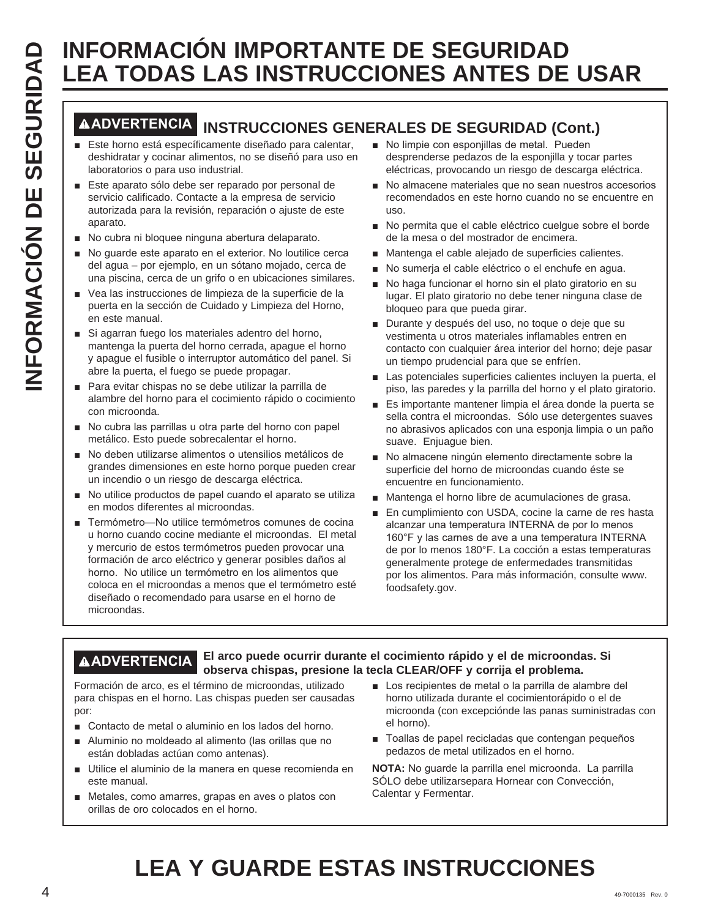# INFORMACIÓN IMPORTANTE DE SEGURIDAD
# LEA TODAS LAS INSTRUCCIONES ANTES DE USAR

## ▲ADVERTENCIA INSTRUCCIONES GENERALES DE SEGURIDAD (Cont.)

- Este horno está específicamente diseñado para calentar, deshidratar y cocinar alimentos, no se diseñó para uso en laboratorios o para uso industrial.
- Este aparato sólo debe ser reparado por personal de servicio calificado. Contacte a la empresa de servicio autorizada para la revisión, reparación o ajuste de este aparato.
- No cubra ni bloquee ninguna abertura delaparato.
- No guarde este aparato en el exterior. No loutilice cerca del agua – por ejemplo, en un sótano mojado, cerca de una piscina, cerca de un grifo o en ubicaciones similares.
- Vea las instrucciones de limpieza de la superficie de la puerta en la sección de Cuidado y Limpieza del Horno, en este manual.
- Si agarran fuego los materiales adentro del horno, mantenga la puerta del horno cerrada, apague el horno y apague el fusible o interruptor automático del panel. Si abre la puerta, el fuego se puede propagar.
- Para evitar chispas no se debe utilizar la parrilla de alambre del horno para el cocimiento rápido o cocimiento con microonda.
- No cubra las parrillas u otra parte del horno con papel metálico. Esto puede sobrecalentar el horno.
- No deben utilizarse alimentos o utensilios metálicos de grandes dimensiones en este horno porque pueden crear un incendio o un riesgo de descarga eléctrica.
- No utilice productos de papel cuando el aparato se utiliza en modos diferentes al microondas.
- Termómetro—No utilice termómetros comunes de cocina u horno cuando cocine mediante el microondas. El metal y mercurio de estos termómetros pueden provocar una formación de arco eléctrico y generar posibles daños al horno. No utilice un termómetro en los alimentos que coloca en el microondas a menos que el termómetro esté diseñado o recomendado para usarse en el horno de microondas.
- No limpie con esponjillas de metal. Pueden desprenderse pedazos de la esponjilla y tocar partes eléctricas, provocando un riesgo de descarga eléctrica.
- No almacene materiales que no sean nuestros accesorios recomendados en este horno cuando no se encuentre en uso.
- No permita que el cable eléctrico cuelgue sobre el borde de la mesa o del mostrador de encimera.
- Mantenga el cable alejado de superficies calientes.
- No sumerja el cable eléctrico o el enchufe en agua.
- No haga funcionar el horno sin el plato giratorio en su lugar. El plato giratorio no debe tener ninguna clase de bloqueo para que pueda girar.
- Durante y después del uso, no toque o deje que su vestimenta u otros materiales inflamables entren en contacto con cualquier área interior del horno; deje pasar un tiempo prudencial para que se enfríen.
- Las potenciales superficies calientes incluyen la puerta, el piso, las paredes y la parrilla del horno y el plato giratorio.
- Es importante mantener limpia el área donde la puerta se sella contra el microondas. Sólo use detergentes suaves no abrasivos aplicados con una esponja limpia o un paño suave. Enjuague bien.
- No almacene ningún elemento directamente sobre la superficie del horno de microondas cuando éste se encuentre en funcionamiento.
- Mantenga el horno libre de acumulaciones de grasa.
- En cumplimiento con USDA, cocine la carne de res hasta alcanzar una temperatura INTERNA de por lo menos 160°F y las carnes de ave a una temperatura INTERNA de por lo menos 180°F. La cocción a estas temperaturas generalmente protege de enfermedades transmitidas por los alimentos. Para más información, consulte www.foodsafety.gov.

## ▲ADVERTENCIA **El arco puede ocurrir durante el cocimiento rápido y el de microondas. Si observa chispas, presione la tecla CLEAR/OFF y corrija el problema.**

Formación de arco, es el término de microondas, utilizado para chispas en el horno. Las chispas pueden ser causadas por:

- Contacto de metal o aluminio en los lados del horno.
- Aluminio no moldeado al alimento (las orillas que no están dobladas actúan como antenas).
- Utilice el aluminio de la manera en quese recomienda en este manual.
- Metales, como amarres, grapas en aves o platos con orillas de oro colocados en el horno.
- Los recipientes de metal o la parrilla de alambre del horno utilizada durante el cocimientorápido o el de microonda (con excepciónde las panas suministradas con el horno).
- Toallas de papel recicladas que contengan pequeños pedazos de metal utilizados en el horno.

**NOTA:** No guarde la parrilla enel microonda. La parrilla SÓLO debe utilizarsepara Hornear con Convección, Calentar y Fermentar.

# LEA Y GUARDE ESTAS INSTRUCCIONES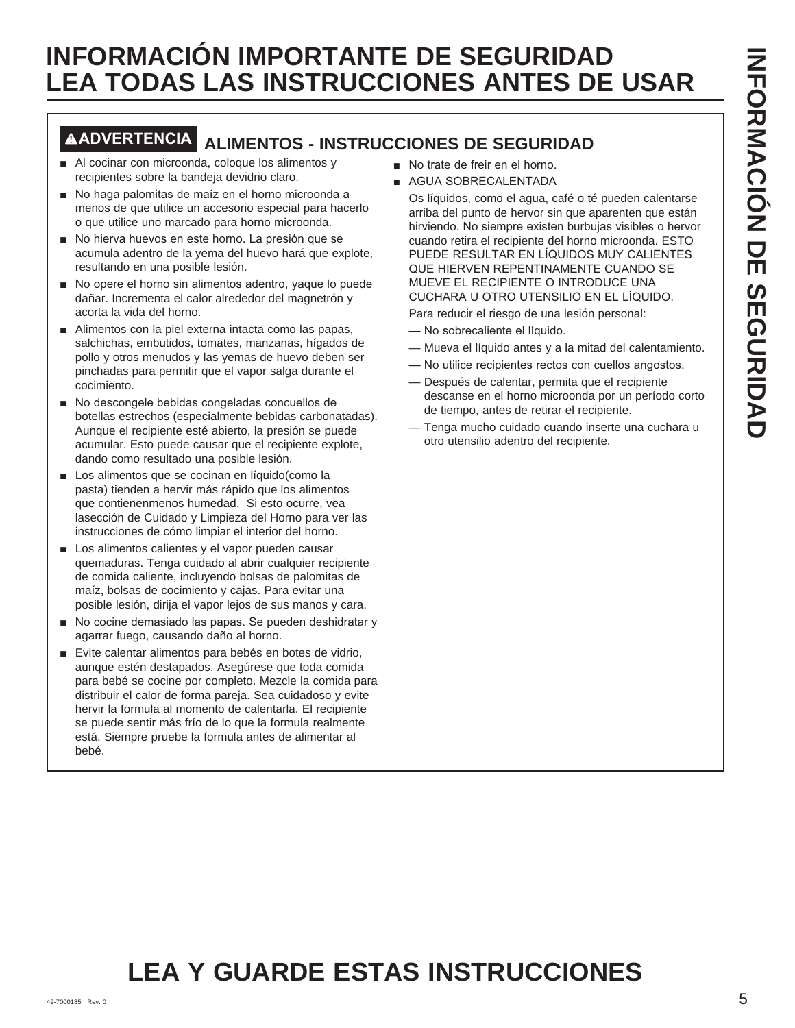# INFORMACIÓN IMPORTANTE DE SEGURIDAD LEA TODAS LAS INSTRUCCIONES ANTES DE USAR

## ⚠ADVERTENCIA ALIMENTOS - INSTRUCCIONES DE SEGURIDAD

- Al cocinar con microonda, coloque los alimentos y recipientes sobre la bandeja devidrio claro.
- No haga palomitas de maíz en el horno microonda a menos de que utilice un accesorio especial para hacerlo o que utilice uno marcado para horno microonda.
- No hierva huevos en este horno. La presión que se acumula adentro de la yema del huevo hará que explote, resultando en una posible lesión.
- No opere el horno sin alimentos adentro, yaque lo puede dañar. Incrementa el calor alrededor del magnetrón y acorta la vida del horno.
- Alimentos con la piel externa intacta como las papas, salchichas, embutidos, tomates, manzanas, hígados de pollo y otros menudos y las yemas de huevo deben ser pinchadas para permitir que el vapor salga durante el cocimiento.
- No descongele bebidas congeladas concuellos de botellas estrechos (especialmente bebidas carbonatadas). Aunque el recipiente esté abierto, la presión se puede acumular. Esto puede causar que el recipiente explote, dando como resultado una posible lesión.
- Los alimentos que se cocinan en líquido(como la pasta) tienden a hervir más rápido que los alimentos que contienenmenos humedad. Si esto ocurre, vea lasección de Cuidado y Limpieza del Horno para ver las instrucciones de cómo limpiar el interior del horno.
- Los alimentos calientes y el vapor pueden causar quemaduras. Tenga cuidado al abrir cualquier recipiente de comida caliente, incluyendo bolsas de palomitas de maíz, bolsas de cocimiento y cajas. Para evitar una posible lesión, dirija el vapor lejos de sus manos y cara.
- No cocine demasiado las papas. Se pueden deshidratar y agarrar fuego, causando daño al horno.
- Evite calentar alimentos para bebés en botes de vidrio, aunque estén destapados. Asegúrese que toda comida para bebé se cocine por completo. Mezcle la comida para distribuir el calor de forma pareja. Sea cuidadoso y evite hervir la formula al momento de calentarla. El recipiente se puede sentir más frío de lo que la formula realmente está. Siempre pruebe la formula antes de alimentar al bebé.
- No trate de freir en el horno.
- AGUA SOBRECALENTADA

  Os líquidos, como el agua, café o té pueden calentarse arriba del punto de hervor sin que aparenten que están hirviendo. No siempre existen burbujas visibles o hervor cuando retira el recipiente del horno microonda. ESTO PUEDE RESULTAR EN LÍQUIDOS MUY CALIENTES QUE HIERVEN REPENTINAMENTE CUANDO SE MUEVE EL RECIPIENTE O INTRODUCE UNA CUCHARA U OTRO UTENSILIO EN EL LÍQUIDO.

  Para reducir el riesgo de una lesión personal:

  — No sobrecaliente el líquido.

  — Mueva el líquido antes y a la mitad del calentamiento.

  — No utilice recipientes rectos con cuellos angostos.

  — Después de calentar, permita que el recipiente descanse en el horno microonda por un período corto de tiempo, antes de retirar el recipiente.

  — Tenga mucho cuidado cuando inserte una cuchara u otro utensilio adentro del recipiente.

# LEA Y GUARDE ESTAS INSTRUCCIONES

49-7000135 Rev. 0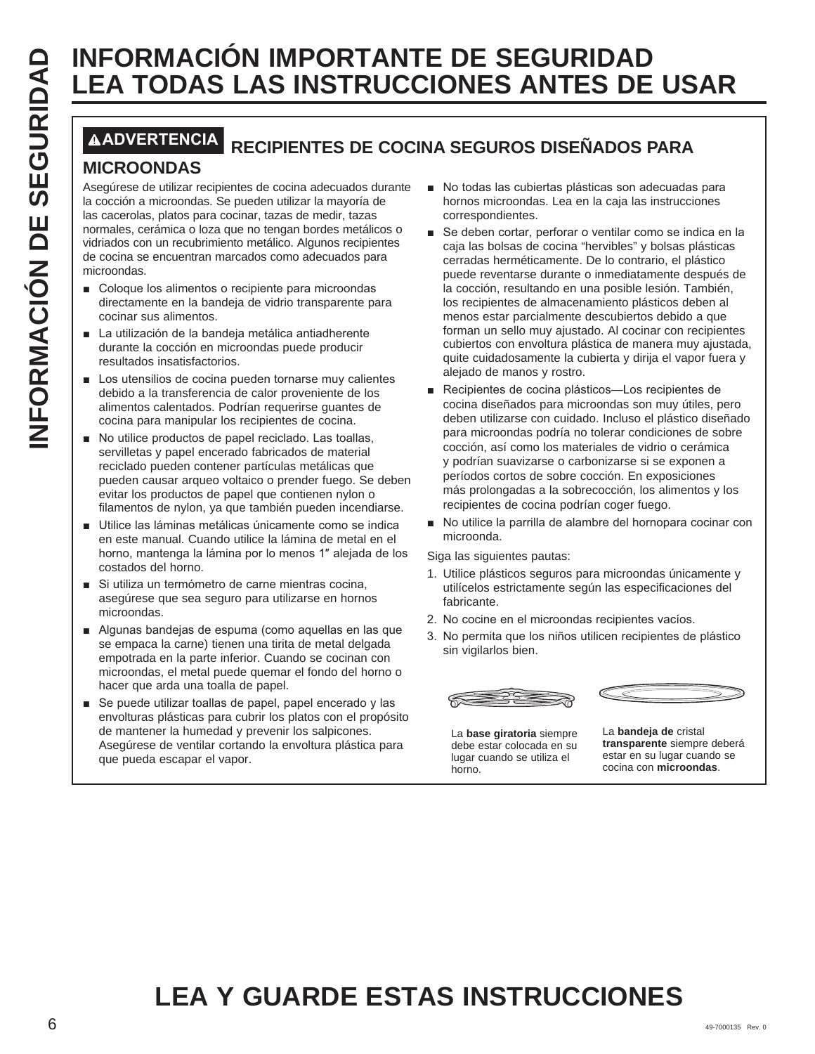# INFORMACIÓN IMPORTANTE DE SEGURIDAD LEA TODAS LAS INSTRUCCIONES ANTES DE USAR

## ⚠ADVERTENCIA RECIPIENTES DE COCINA SEGUROS DISEÑADOS PARA MICROONDAS

Asegúrese de utilizar recipientes de cocina adecuados durante la cocción a microondas. Se pueden utilizar la mayoría de las cacerolas, platos para cocinar, tazas de medir, tazas normales, cerámica o loza que no tengan bordes metálicos o vidriados con un recubrimiento metálico. Algunos recipientes de cocina se encuentran marcados como adecuados para microondas.

- Coloque los alimentos o recipiente para microondas directamente en la bandeja de vidrio transparente para cocinar sus alimentos.
- La utilización de la bandeja metálica antiadherente durante la cocción en microondas puede producir resultados insatisfactorios.
- Los utensilios de cocina pueden tornarse muy calientes debido a la transferencia de calor proveniente de los alimentos calentados. Podrían requerirse guantes de cocina para manipular los recipientes de cocina.
- No utilice productos de papel reciclado. Las toallas, servilletas y papel encerado fabricados de material reciclado pueden contener partículas metálicas que pueden causar arqueo voltaico o prender fuego. Se deben evitar los productos de papel que contienen nylon o filamentos de nylon, ya que también pueden incendiarse.
- Utilice las láminas metálicas únicamente como se indica en este manual. Cuando utilice la lámina de metal en el horno, mantenga la lámina por lo menos 1″ alejada de los costados del horno.
- Si utiliza un termómetro de carne mientras cocina, asegúrese que sea seguro para utilizarse en hornos microondas.
- Algunas bandejas de espuma (como aquellas en las que se empaca la carne) tienen una tirita de metal delgada empotrada en la parte inferior. Cuando se cocinan con microondas, el metal puede quemar el fondo del horno o hacer que arda una toalla de papel.
- Se puede utilizar toallas de papel, papel encerado y las envolturas plásticas para cubrir los platos con el propósito de mantener la humedad y prevenir los salpicones. Asegúrese de ventilar cortando la envoltura plástica para que pueda escapar el vapor.
- No todas las cubiertas plásticas son adecuadas para hornos microondas. Lea en la caja las instrucciones correspondientes.
- Se deben cortar, perforar o ventilar como se indica en la caja las bolsas de cocina "hervibles" y bolsas plásticas cerradas herméticamente. De lo contrario, el plástico puede reventarse durante o inmediatamente después de la cocción, resultando en una posible lesión. También, los recipientes de almacenamiento plásticos deben al menos estar parcialmente descubiertos debido a que forman un sello muy ajustado. Al cocinar con recipientes cubiertos con envoltura plástica de manera muy ajustada, quite cuidadosamente la cubierta y dirija el vapor fuera y alejado de manos y rostro.
- Recipientes de cocina plásticos—Los recipientes de cocina diseñados para microondas son muy útiles, pero deben utilizarse con cuidado. Incluso el plástico diseñado para microondas podría no tolerar condiciones de sobre cocción, así como los materiales de vidrio o cerámica y podrían suavizarse o carbonizarse si se exponen a períodos cortos de sobre cocción. En exposiciones más prolongadas a la sobrecocción, los alimentos y los recipientes de cocina podrían coger fuego.
- No utilice la parrilla de alambre del hornopara cocinar con microonda.

Siga las siguientes pautas:

1. Utilice plásticos seguros para microondas únicamente y utilícelos estrictamente según las especificaciones del fabricante.
2. No cocine en el microondas recipientes vacíos.
3. No permita que los niños utilicen recipientes de plástico sin vigilarlos bien.

La **base giratoria** siempre debe estar colocada en su lugar cuando se utiliza el horno.

La **bandeja de** cristal **transparente** siempre deberá estar en su lugar cuando se cocina con **microondas**.

# LEA Y GUARDE ESTAS INSTRUCCIONES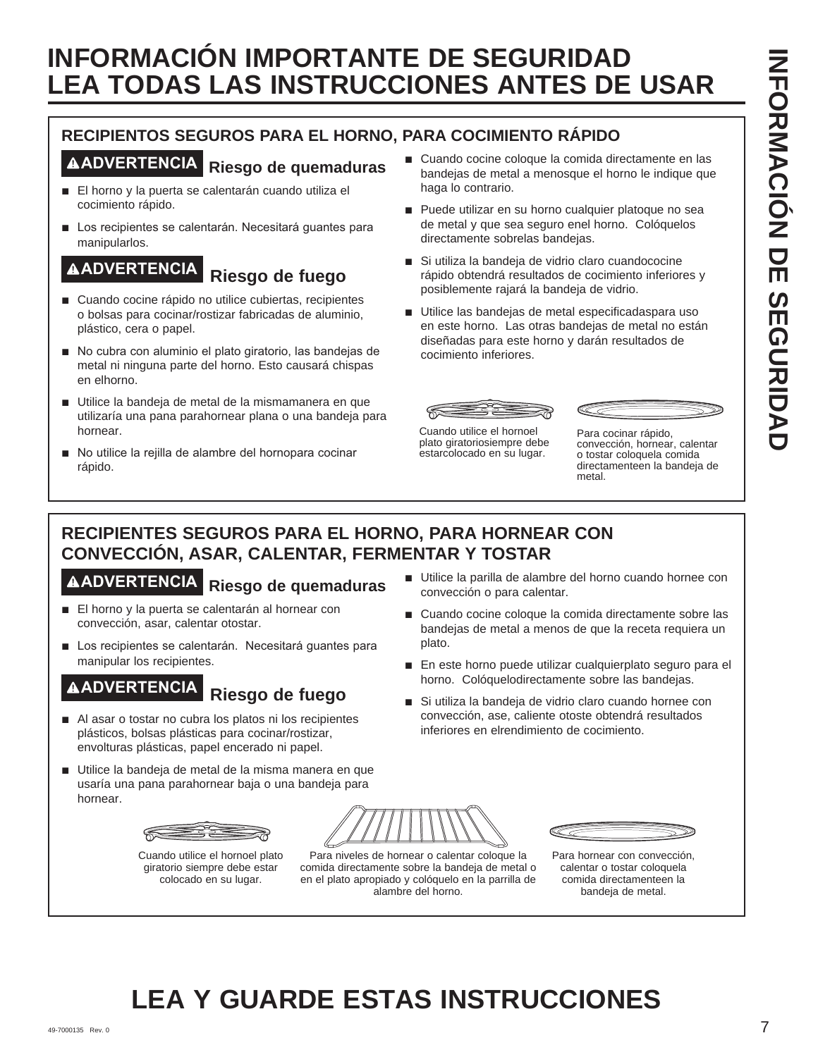# INFORMACIÓN IMPORTANTE DE SEGURIDAD
# LEA TODAS LAS INSTRUCCIONES ANTES DE USAR

## RECIPIENTOS SEGUROS PARA EL HORNO, PARA COCIMIENTO RÁPIDO

**⚠ADVERTENCIA Riesgo de quemaduras**

- El horno y la puerta se calentarán cuando utiliza el cocimiento rápido.
- Los recipientes se calentarán. Necesitará guantes para manipularlos.

**⚠ADVERTENCIA Riesgo de fuego**

- Cuando cocine rápido no utilice cubiertas, recipientes o bolsas para cocinar/rostizar fabricadas de aluminio, plástico, cera o papel.
- No cubra con aluminio el plato giratorio, las bandejas de metal ni ninguna parte del horno. Esto causará chispas en elhorno.
- Utilice la bandeja de metal de la mismamanera en que utilizaría una pana parahornear plana o una bandeja para hornear.
- No utilice la rejilla de alambre del hornopara cocinar rápido.
- Cuando cocine coloque la comida directamente en las bandejas de metal a menosque el horno le indique que haga lo contrario.
- Puede utilizar en su horno cualquier platoque no sea de metal y que sea seguro enel horno. Colóquelos directamente sobrelas bandejas.
- Si utiliza la bandeja de vidrio claro cuandococine rápido obtendrá resultados de cocimiento inferiores y posiblemente rajará la bandeja de vidrio.
- Utilice las bandejas de metal especificadaspara uso en este horno. Las otras bandejas de metal no están diseñadas para este horno y darán resultados de cocimiento inferiores.

Cuando utilice el hornoel plato giratoriosiempre debe estarcolocado en su lugar.

Para cocinar rápido, convección, hornear, calentar o tostar coloquela comida directamenteen la bandeja de metal.

## RECIPIENTES SEGUROS PARA EL HORNO, PARA HORNEAR CON CONVECCIÓN, ASAR, CALENTAR, FERMENTAR Y TOSTAR

**⚠ADVERTENCIA Riesgo de quemaduras**

- El horno y la puerta se calentarán al hornear con convección, asar, calentar otostar.
- Los recipientes se calentarán. Necesitará guantes para manipular los recipientes.

**⚠ADVERTENCIA Riesgo de fuego**

- Al asar o tostar no cubra los platos ni los recipientes plásticos, bolsas plásticas para cocinar/rostizar, envolturas plásticas, papel encerado ni papel.
- Utilice la bandeja de metal de la misma manera en que usaría una pana parahornear baja o una bandeja para hornear.
- Utilice la parilla de alambre del horno cuando hornee con convección o para calentar.
- Cuando cocine coloque la comida directamente sobre las bandejas de metal a menos de que la receta requiera un plato.
- En este horno puede utilizar cualquierplato seguro para el horno. Colóquelodirectamente sobre las bandejas.
- Si utiliza la bandeja de vidrio claro cuando hornee con convección, ase, caliente otoste obtendrá resultados inferiores en elrendimiento de cocimiento.

Cuando utilice el hornoel plato giratorio siempre debe estar colocado en su lugar.

Para niveles de hornear o calentar coloque la comida directamente sobre la bandeja de metal o en el plato apropiado y colóquelo en la parrilla de alambre del horno.

Para hornear con convección, calentar o tostar coloquela comida directamenteen la bandeja de metal.

# LEA Y GUARDE ESTAS INSTRUCCIONES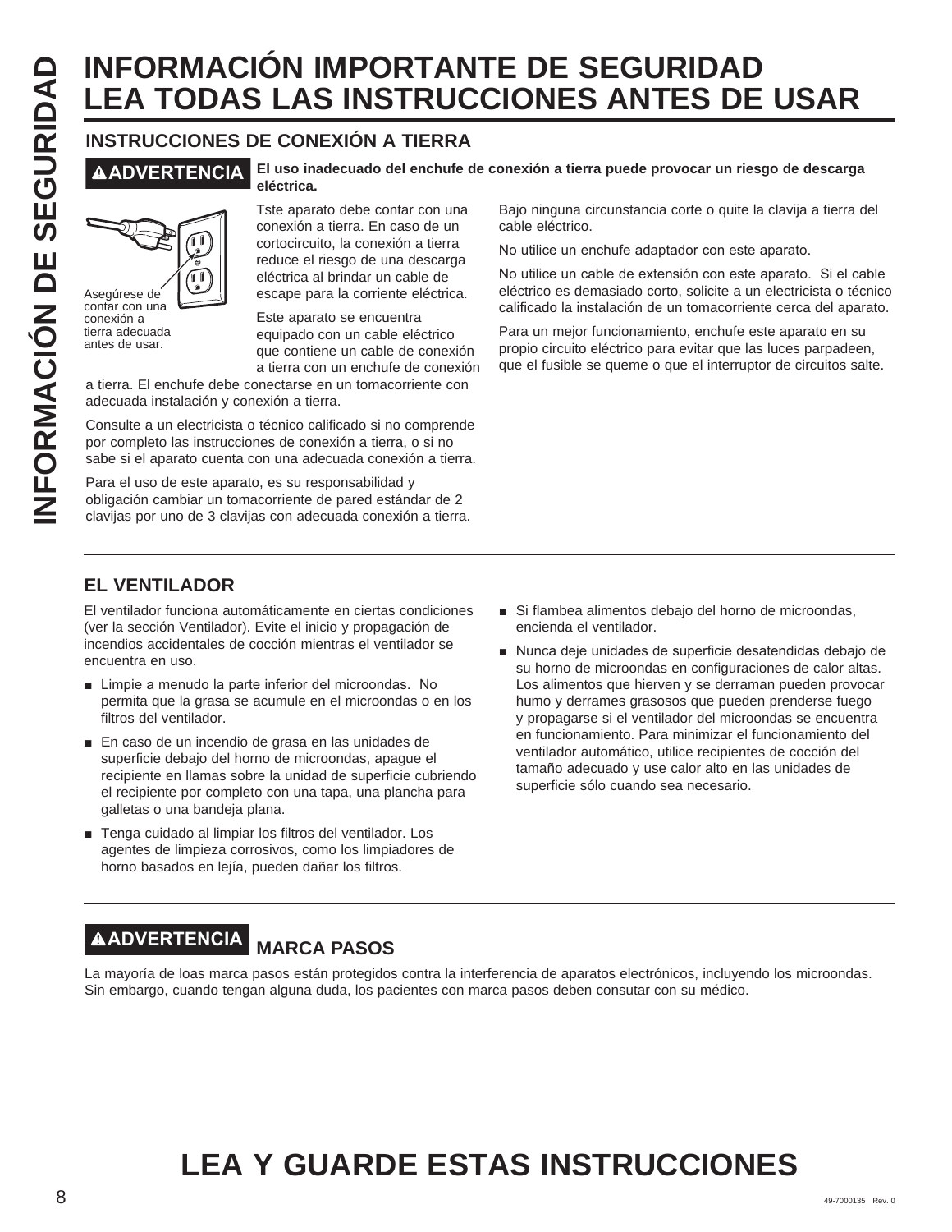# INFORMACIÓN IMPORTANTE DE SEGURIDAD LEA TODAS LAS INSTRUCCIONES ANTES DE USAR

## INSTRUCCIONES DE CONEXIÓN A TIERRA

**⚠ADVERTENCIA** **El uso inadecuado del enchufe de conexión a tierra puede provocar un riesgo de descarga eléctrica.**

Asegúrese de contar con una conexión a tierra adecuada antes de usar.

Tste aparato debe contar con una conexión a tierra. En caso de un cortocircuito, la conexión a tierra reduce el riesgo de una descarga eléctrica al brindar un cable de escape para la corriente eléctrica.

Este aparato se encuentra equipado con un cable eléctrico que contiene un cable de conexión a tierra con un enchufe de conexión a tierra. El enchufe debe conectarse en un tomacorriente con adecuada instalación y conexión a tierra.

Consulte a un electricista o técnico calificado si no comprende por completo las instrucciones de conexión a tierra, o si no sabe si el aparato cuenta con una adecuada conexión a tierra.

Para el uso de este aparato, es su responsabilidad y obligación cambiar un tomacorriente de pared estándar de 2 clavijas por uno de 3 clavijas con adecuada conexión a tierra.

Bajo ninguna circunstancia corte o quite la clavija a tierra del cable eléctrico.

No utilice un enchufe adaptador con este aparato.

No utilice un cable de extensión con este aparato. Si el cable eléctrico es demasiado corto, solicite a un electricista o técnico calificado la instalación de un tomacorriente cerca del aparato.

Para un mejor funcionamiento, enchufe este aparato en su propio circuito eléctrico para evitar que las luces parpadeen, que el fusible se queme o que el interruptor de circuitos salte.

## EL VENTILADOR

El ventilador funciona automáticamente en ciertas condiciones (ver la sección Ventilador). Evite el inicio y propagación de incendios accidentales de cocción mientras el ventilador se encuentra en uso.

- Limpie a menudo la parte inferior del microondas. No permita que la grasa se acumule en el microondas o en los filtros del ventilador.
- En caso de un incendio de grasa en las unidades de superficie debajo del horno de microondas, apague el recipiente en llamas sobre la unidad de superficie cubriendo el recipiente por completo con una tapa, una plancha para galletas o una bandeja plana.
- Tenga cuidado al limpiar los filtros del ventilador. Los agentes de limpieza corrosivos, como los limpiadores de horno basados en lejía, pueden dañar los filtros.
- Si flambea alimentos debajo del horno de microondas, encienda el ventilador.
- Nunca deje unidades de superficie desatendidas debajo de su horno de microondas en configuraciones de calor altas. Los alimentos que hierven y se derraman pueden provocar humo y derrames grasosos que pueden prenderse fuego y propagarse si el ventilador del microondas se encuentra en funcionamiento. Para minimizar el funcionamiento del ventilador automático, utilice recipientes de cocción del tamaño adecuado y use calor alto en las unidades de superficie sólo cuando sea necesario.

## ⚠ADVERTENCIA MARCA PASOS

La mayoría de loas marca pasos están protegidos contra la interferencia de aparatos electrónicos, incluyendo los microondas. Sin embargo, cuando tengan alguna duda, los pacientes con marca pasos deben consutar con su médico.

# LEA Y GUARDE ESTAS INSTRUCCIONES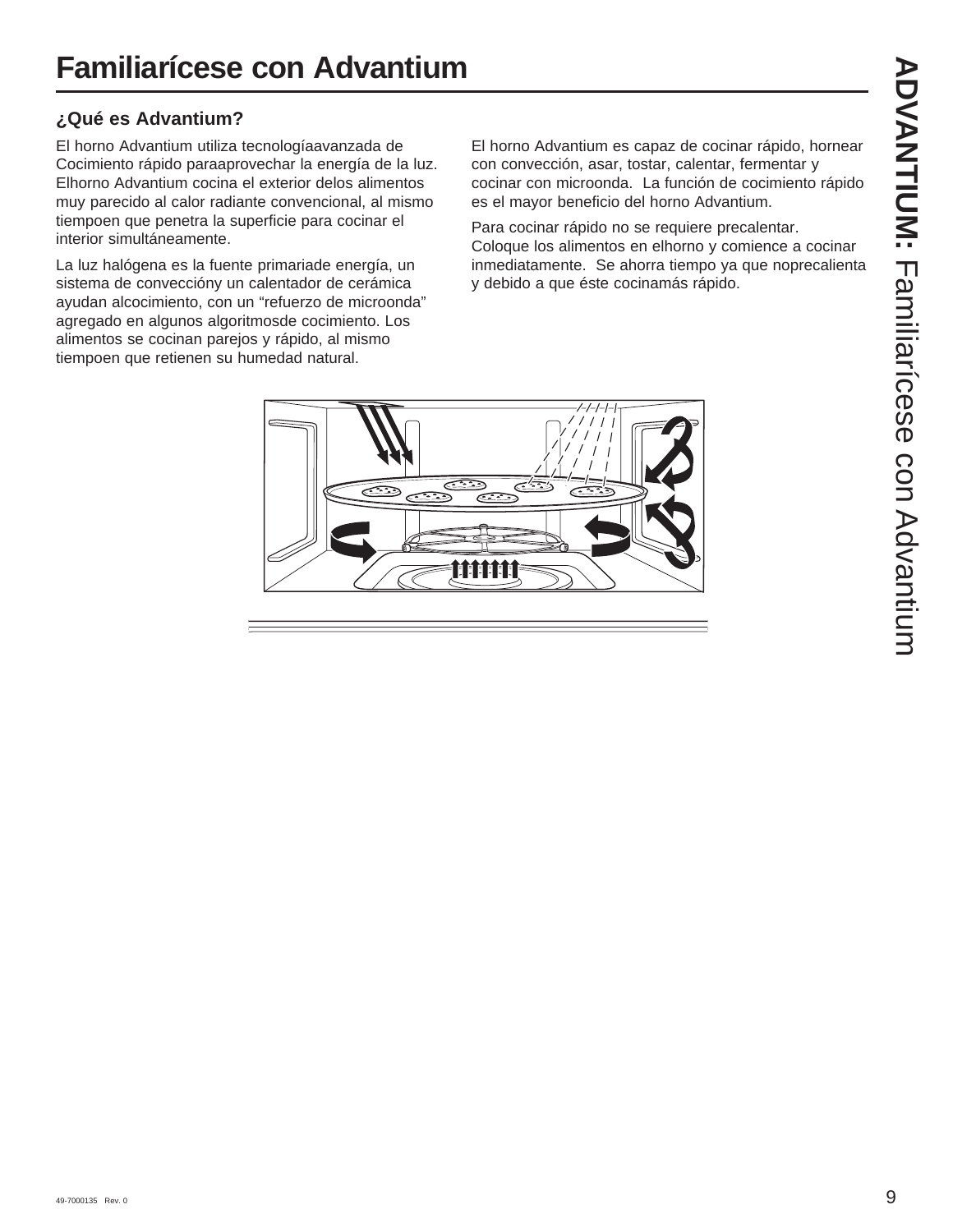# Familiarícese con Advantium

## ¿Qué es Advantium?

El horno Advantium utiliza tecnologíaavanzada de Cocimiento rápido paraaprovechar la energía de la luz. Elhorno Advantium cocina el exterior delos alimentos muy parecido al calor radiante convencional, al mismo tiempoen que penetra la superficie para cocinar el interior simultáneamente.

La luz halógena es la fuente primariade energía, un sistema de convecccióny un calentador de cerámica ayudan alcocimiento, con un "refuerzo de microonda" agregado en algunos algoritmosde cocimiento. Los alimentos se cocinan parejos y rápido, al mismo tiempoen que retienen su humedad natural.

El horno Advantium es capaz de cocinar rápido, hornear con convección, asar, tostar, calentar, fermentar y cocinar con microonda. La función de cocimiento rápido es el mayor beneficio del horno Advantium.

Para cocinar rápido no se requiere precalentar. Coloque los alimentos en elhorno y comience a cocinar inmediatamente. Se ahorra tiempo ya que noprecalienta y debido a que éste cocinamás rápido.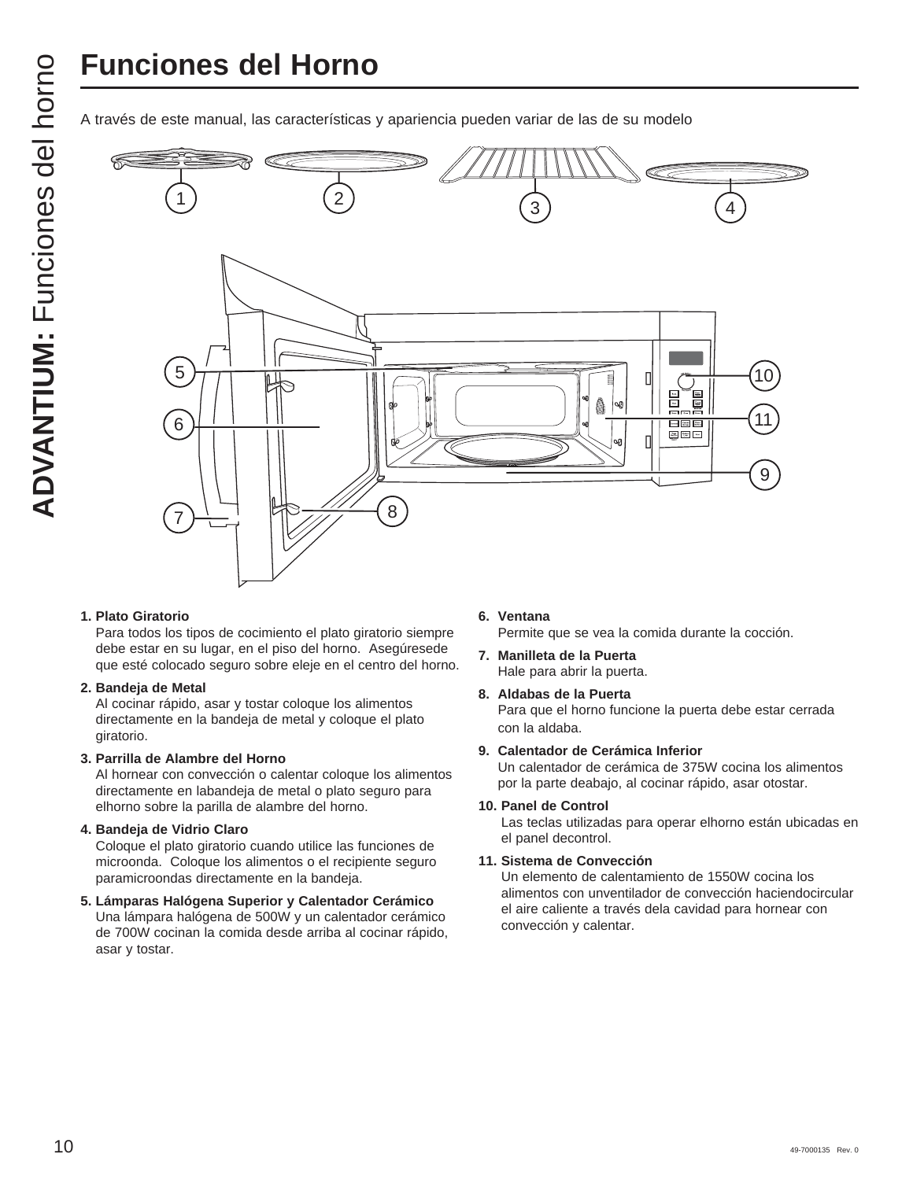# Funciones del Horno

A través de este manual, las características y apariencia pueden variar de las de su modelo

**1. Plato Giratorio**
Para todos los tipos de cocimiento el plato giratorio siempre debe estar en su lugar, en el piso del horno. Asegúresede que esté colocado seguro sobre eleje en el centro del horno.

**2. Bandeja de Metal**
Al cocinar rápido, asar y tostar coloque los alimentos directamente en la bandeja de metal y coloque el plato giratorio.

**3. Parrilla de Alambre del Horno**
Al hornear con convección o calentar coloque los alimentos directamente en labandeja de metal o plato seguro para elhorno sobre la parilla de alambre del horno.

**4. Bandeja de Vidrio Claro**
Coloque el plato giratorio cuando utilice las funciones de microonda. Coloque los alimentos o el recipiente seguro paramicroondas directamente en la bandeja.

**5. Lámparas Halógena Superior y Calentador Cerámico**
Una lámpara halógena de 500W y un calentador cerámico de 700W cocinan la comida desde arriba al cocinar rápido, asar y tostar.

**6. Ventana**
Permite que se vea la comida durante la cocción.

**7. Manilleta de la Puerta**
Hale para abrir la puerta.

**8. Aldabas de la Puerta**
Para que el horno funcione la puerta debe estar cerrada con la aldaba.

**9. Calentador de Cerámica Inferior**
Un calentador de cerámica de 375W cocina los alimentos por la parte deabajo, al cocinar rápido, asar otostar.

**10. Panel de Control**
Las teclas utilizadas para operar elhorno están ubicadas en el panel decontrol.

**11. Sistema de Convección**
Un elemento de calentamiento de 1550W cocina los alimentos con unventilador de convección haciendocircular el aire caliente a través dela cavidad para hornear con convección y calentar.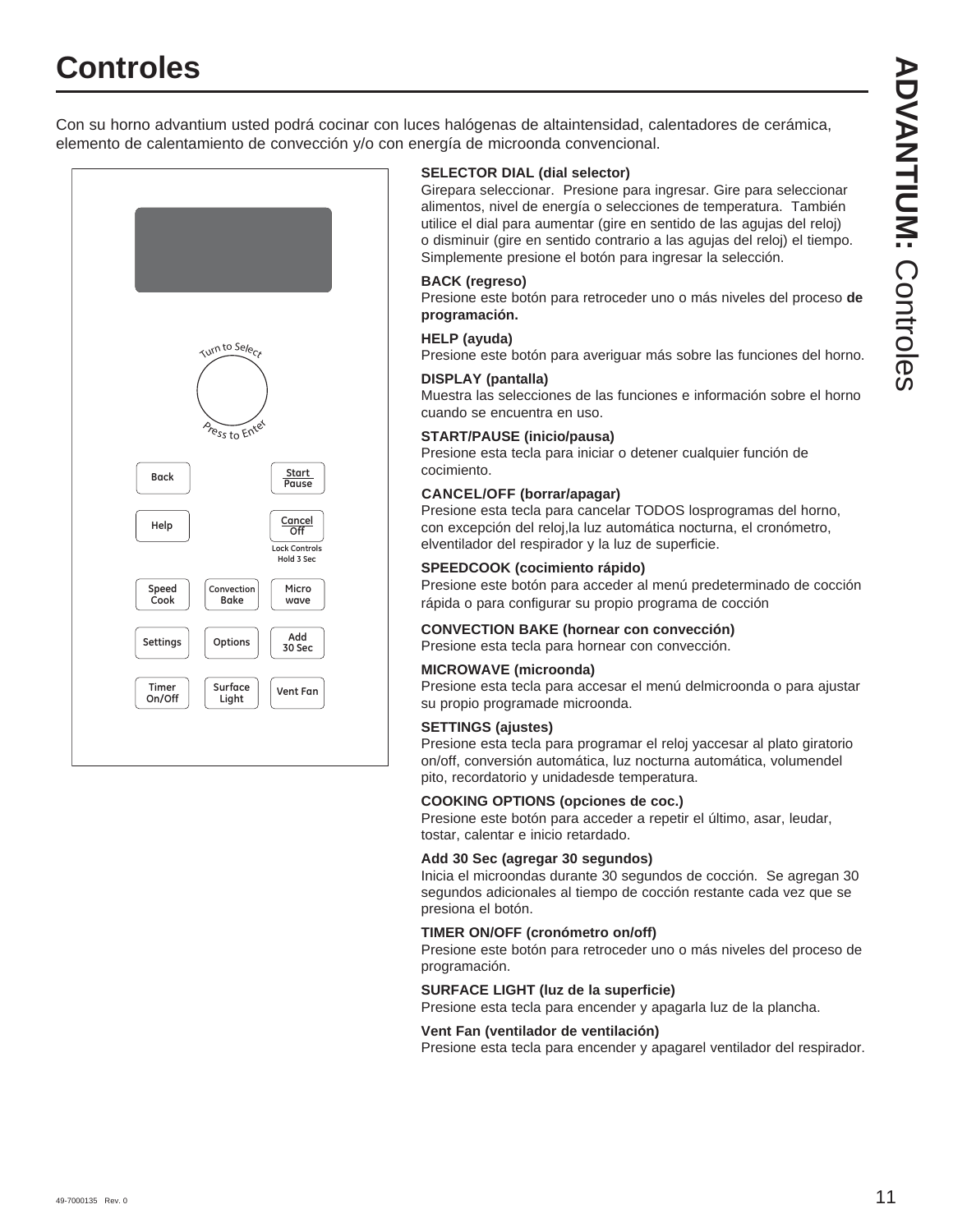# Controles

Con su horno advantium usted podrá cocinar con luces halógenas de altaintensidad, calentadores de cerámica, elemento de calentamiento de convección y/o con energía de microonda convencional.

**SELECTOR DIAL (dial selector)**
Girepara seleccionar. Presione para ingresar. Gire para seleccionar alimentos, nivel de energía o selecciones de temperatura. También utilice el dial para aumentar (gire en sentido de las agujas del reloj) o disminuir (gire en sentido contrario a las agujas del reloj) el tiempo. Simplemente presione el botón para ingresar la selección.

**BACK (regreso)**
Presione este botón para retroceder uno o más niveles del proceso **de programación.**

**HELP (ayuda)**
Presione este botón para averiguar más sobre las funciones del horno.

**DISPLAY (pantalla)**
Muestra las selecciones de las funciones e información sobre el horno cuando se encuentra en uso.

**START/PAUSE (inicio/pausa)**
Presione esta tecla para iniciar o detener cualquier función de cocimiento.

**CANCEL/OFF (borrar/apagar)**
Presione esta tecla para cancelar TODOS losprogramas del horno, con excepción del reloj,la luz automática nocturna, el cronómetro, elventilador del respirador y la luz de superficie.

**SPEEDCOOK (cocimiento rápido)**
Presione este botón para acceder al menú predeterminado de cocción rápida o para configurar su propio programa de cocción

**CONVECTION BAKE (hornear con convección)**
Presione esta tecla para hornear con convección.

**MICROWAVE (microonda)**
Presione esta tecla para accesar el menú delmicroonda o para ajustar su propio programade microonda.

**SETTINGS (ajustes)**
Presione esta tecla para programar el reloj yaccesar al plato giratorio on/off, conversión automática, luz nocturna automática, volumendel pito, recordatorio y unidadesde temperatura.

**COOKING OPTIONS (opciones de coc.)**
Presione este botón para acceder a repetir el último, asar, leudar, tostar, calentar e inicio retardado.

**Add 30 Sec (agregar 30 segundos)**
Inicia el microondas durante 30 segundos de cocción. Se agregan 30 segundos adicionales al tiempo de cocción restante cada vez que se presiona el botón.

**TIMER ON/OFF (cronómetro on/off)**
Presione este botón para retroceder uno o más niveles del proceso de programación.

**SURFACE LIGHT (luz de la superficie)**
Presione esta tecla para encender y apagarla luz de la plancha.

**Vent Fan (ventilador de ventilación)**
Presione esta tecla para encender y apagarel ventilador del respirador.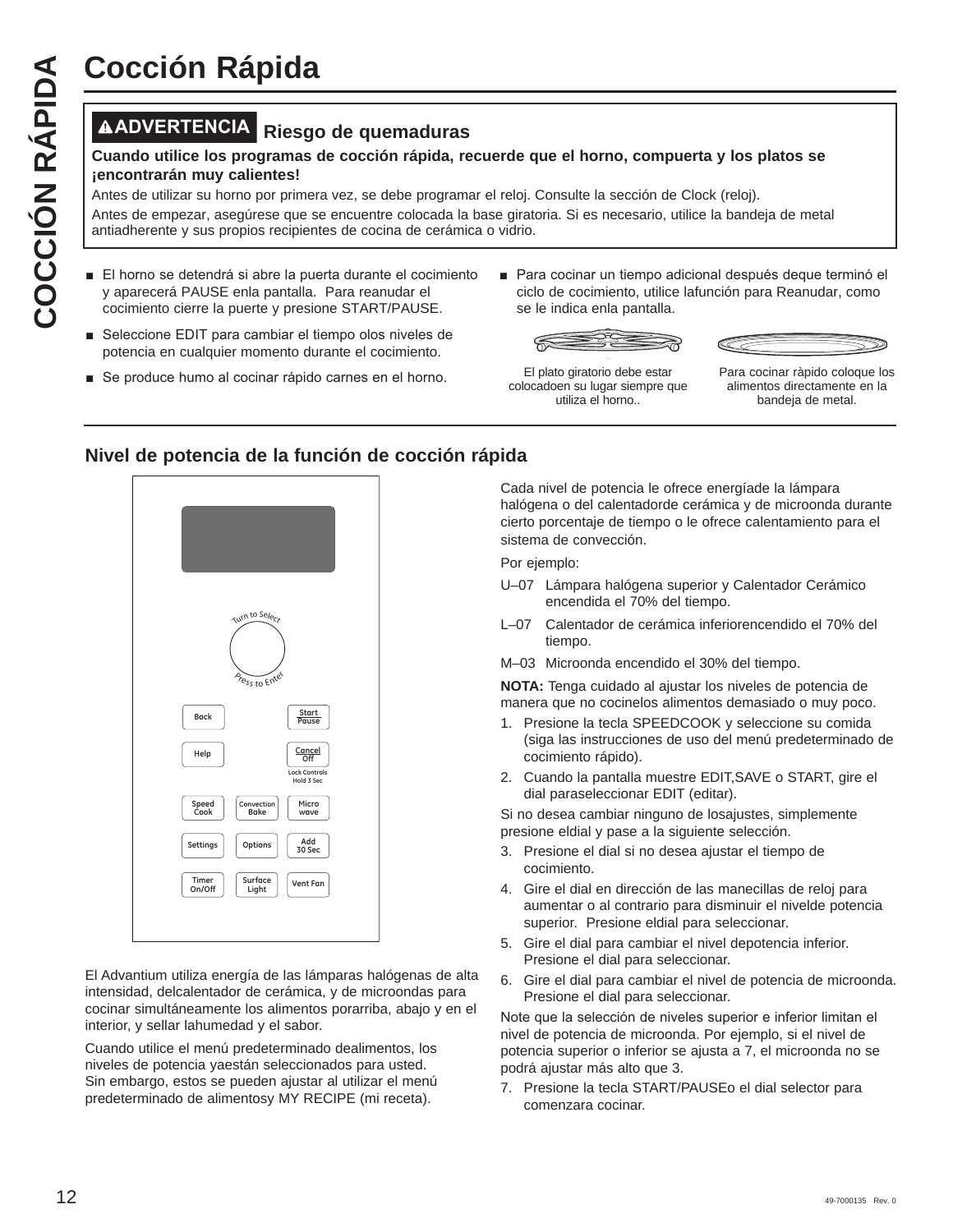# Cocción Rápida

**⚠ADVERTENCIA** **Riesgo de quemaduras**

**Cuando utilice los programas de cocción rápida, recuerde que el horno, compuerta y los platos se ¡encontrarán muy calientes!**

Antes de utilizar su horno por primera vez, se debe programar el reloj. Consulte la sección de Clock (reloj).

Antes de empezar, asegúrese que se encuentre colocada la base giratoria. Si es necesario, utilice la bandeja de metal antiadherente y sus propios recipientes de cocina de cerámica o vidrio.

- El horno se detendrá si abre la puerta durante el cocimiento y aparecerá PAUSE enla pantalla. Para reanudar el cocimiento cierre la puerte y presione START/PAUSE.
- Seleccione EDIT para cambiar el tiempo olos niveles de potencia en cualquier momento durante el cocimiento.
- Se produce humo al cocinar rápido carnes en el horno.
- Para cocinar un tiempo adicional después deque terminó el ciclo de cocimiento, utilice lafunción para Reanudar, como se le indica enla pantalla.

El plato giratorio debe estar colocadoen su lugar siempre que utiliza el horno..

Para cocinar ràpido coloque los alimentos directamente en la bandeja de metal.

## Nivel de potencia de la función de cocción rápida

Turn to Select

Press to Enter

Back | Start/Pause | Help | Cancel/Off | Lock Controls Hold 3 Sec | Speed Cook | Convection Bake | Micro wave | Settings | Options | Add 30 Sec | Timer On/Off | Surface Light | Vent Fan

El Advantium utiliza energía de las lámparas halógenas de alta intensidad, delcalentador de cerámica, y de microondas para cocinar simultáneamente los alimentos porarriba, abajo y en el interior, y sellar lahumedad y el sabor.

Cuando utilice el menú predeterminado dealimentos, los niveles de potencia yaestán seleccionados para usted. Sin embargo, estos se pueden ajustar al utilizar el menú predeterminado de alimentosy MY RECIPE (mi receta).

Cada nivel de potencia le ofrece energíade la lámpara halógena o del calentadorde cerámica y de microonda durante cierto porcentaje de tiempo o le ofrece calentamiento para el sistema de convección.

Por ejemplo:

U–07 Lámpara halógena superior y Calentador Cerámico encendida el 70% del tiempo.

L–07 Calentador de cerámica inferiorencendido el 70% del tiempo.

M–03 Microonda encendido el 30% del tiempo.

**NOTA:** Tenga cuidado al ajustar los niveles de potencia de manera que no cocinelos alimentos demasiado o muy poco.

1. Presione la tecla SPEEDCOOK y seleccione su comida (siga las instrucciones de uso del menú predeterminado de cocimiento rápido).
2. Cuando la pantalla muestre EDIT,SAVE o START, gire el dial paraseleccionar EDIT (editar).

Si no desea cambiar ninguno de losajustes, simplemente presione eldial y pase a la siguiente selección.

3. Presione el dial si no desea ajustar el tiempo de cocimiento.
4. Gire el dial en dirección de las manecillas de reloj para aumentar o al contrario para disminuir el nivelde potencia superior. Presione eldial para seleccionar.
5. Gire el dial para cambiar el nivel depotencia inferior. Presione el dial para seleccionar.
6. Gire el dial para cambiar el nivel de potencia de microonda. Presione el dial para seleccionar.

Note que la selección de niveles superior e inferior limitan el nivel de potencia de microonda. Por ejemplo, si el nivel de potencia superior o inferior se ajusta a 7, el microonda no se podrá ajustar más alto que 3.

7. Presione la tecla START/PAUSEo el dial selector para comenzara cocinar.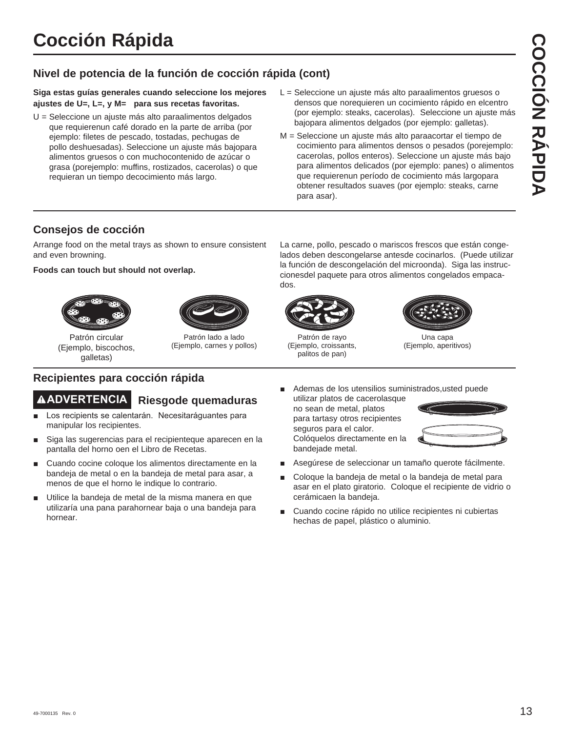# Cocción Rápida

## Nivel de potencia de la función de cocción rápida (cont)

**Siga estas guías generales cuando seleccione los mejores ajustes de U=, L=, y M= para sus recetas favoritas.**

U = Seleccione un ajuste más alto paraalimentos delgados que requierenun café dorado en la parte de arriba (por ejemplo: filetes de pescado, tostadas, pechugas de pollo deshuesadas). Seleccione un ajuste más bajopara alimentos gruesos o con muchocontenido de azúcar o grasa (porejemplo: muffins, rostizados, cacerolas) o que requieran un tiempo decocimiento más largo.

L = Seleccione un ajuste más alto paraalimentos gruesos o densos que norequieren un cocimiento rápido en elcentro (por ejemplo: steaks, cacerolas). Seleccione un ajuste más bajopara alimentos delgados (por ejemplo: galletas).

M = Seleccione un ajuste más alto paraacortar el tiempo de cocimiento para alimentos densos o pesados (porejemplo: cacerolas, pollos enteros). Seleccione un ajuste más bajo para alimentos delicados (por ejemplo: panes) o alimentos que requierenun período de cocimiento más largopara obtener resultados suaves (por ejemplo: steaks, carne para asar).

## Consejos de cocción

Arrange food on the metal trays as shown to ensure consistent and even browning.

**Foods can touch but should not overlap.**

La carne, pollo, pescado o mariscos frescos que están conge-lados deben descongelarse antesde cocinarlos. (Puede utilizar la función de descongelación del microonda). Siga las instruc-cionesdel paquete para otros alimentos congelados empaca-dos.

Patrón circular (Ejemplo, biscochos, galletas)

Patrón lado a lado (Ejemplo, carnes y pollos)

Patrón de rayo (Ejemplo, croissants, palitos de pan)

Una capa (Ejemplo, aperitivos)

## Recipientes para cocción rápida

**⚠ADVERTENCIA Riesgode quemaduras**

- Los recipients se calentarán. Necesitaráguantes para manipular los recipientes.
- Siga las sugerencias para el recipienteque aparecen en la pantalla del horno oen el Libro de Recetas.
- Cuando cocine coloque los alimentos directamente en la bandeja de metal o en la bandeja de metal para asar, a menos de que el horno le indique lo contrario.
- Utilice la bandeja de metal de la misma manera en que utilizaría una pana parahornear baja o una bandeja para hornear.
- Ademas de los utensilios suministrados,usted puede utilizar platos de cacerolasque no sean de metal, platos para tartasy otros recipientes seguros para el calor. Colóquelos directamente en la bandejade metal.
- Asegúrese de seleccionar un tamaño querote fácilmente.
- Coloque la bandeja de metal o la bandeja de metal para asar en el plato giratorio. Coloque el recipiente de vidrio o cerámicaen la bandeja.
- Cuando cocine rápido no utilice recipientes ni cubiertas hechas de papel, plástico o aluminio.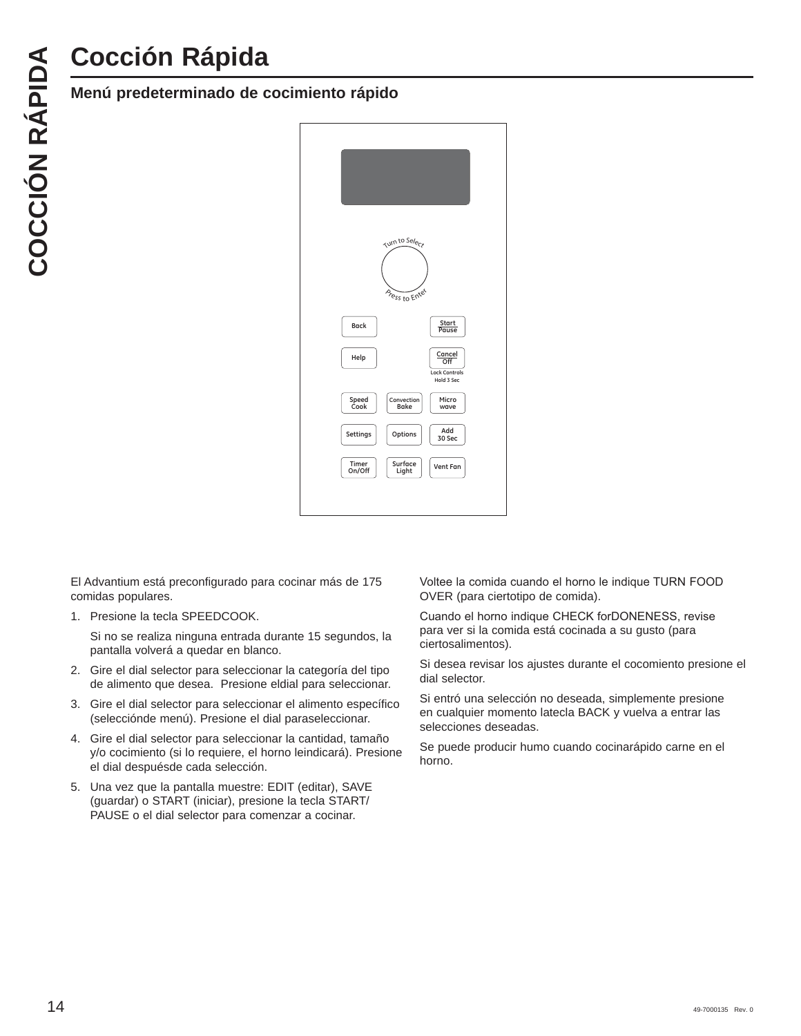# Cocción Rápida

## Menú predeterminado de cocimiento rápido

El Advantium está preconfigurado para cocinar más de 175 comidas populares.

1. Presione la tecla SPEEDCOOK.

   Si no se realiza ninguna entrada durante 15 segundos, la pantalla volverá a quedar en blanco.

2. Gire el dial selector para seleccionar la categoría del tipo de alimento que desea. Presione eldial para seleccionar.
3. Gire el dial selector para seleccionar el alimento específico (selecciónde menú). Presione el dial paraseleccionar.
4. Gire el dial selector para seleccionar la cantidad, tamaño y/o cocimiento (si lo requiere, el horno leindicará). Presione el dial despuésde cada selección.
5. Una vez que la pantalla muestre: EDIT (editar), SAVE (guardar) o START (iniciar), presione la tecla START/ PAUSE o el dial selector para comenzar a cocinar.

Voltee la comida cuando el horno le indique TURN FOOD OVER (para ciertotipo de comida).

Cuando el horno indique CHECK forDONENESS, revise para ver si la comida está cocinada a su gusto (para ciertosalimentos).

Si desea revisar los ajustes durante el cocomiento presione el dial selector.

Si entró una selección no deseada, simplemente presione en cualquier momento latecla BACK y vuelva a entrar las selecciones deseadas.

Se puede producir humo cuando cocinarápido carne en el horno.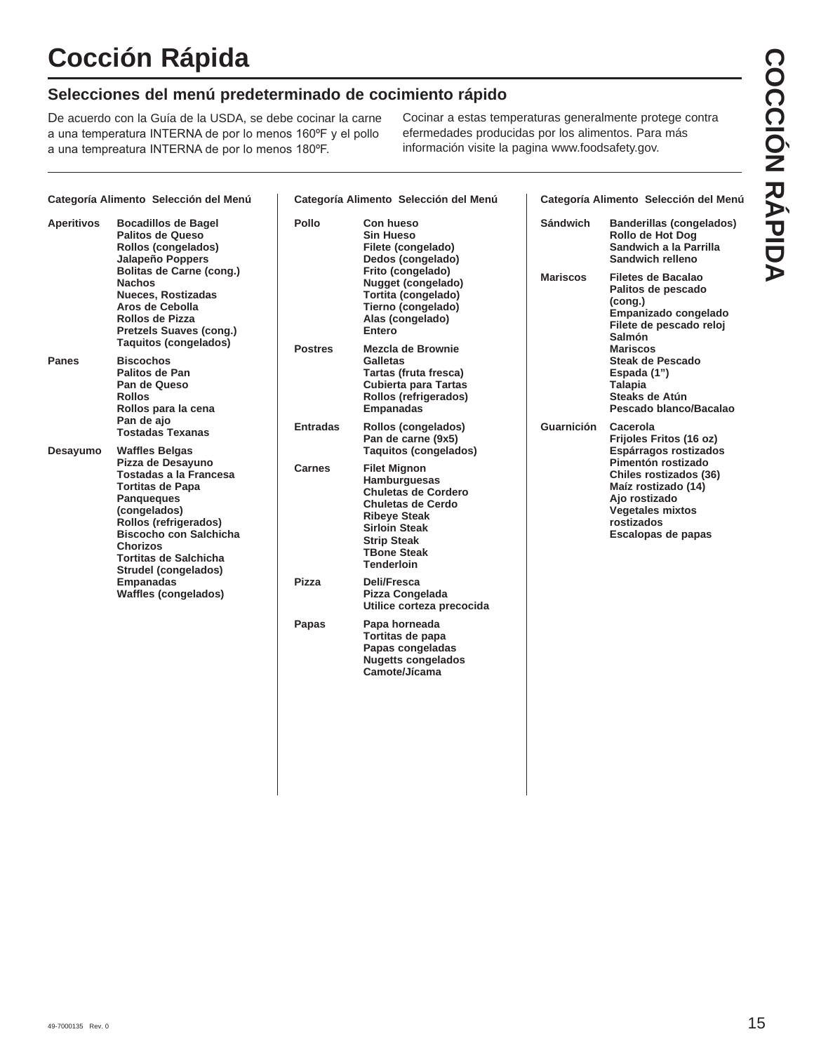# Cocción Rápida

## Selecciones del menú predeterminado de cocimiento rápido

De acuerdo con la Guía de la USDA, se debe cocinar la carne a una temperatura INTERNA de por lo menos 160ºF y el pollo a una tempreatura INTERNA de por lo menos 180ºF.

Cocinar a estas temperaturas generalmente protege contra efermedades producidas por los alimentos. Para más información visite la pagina www.foodsafety.gov.

| Categoría Alimento | Selección del Menú |
|---|---|
| **Aperitivos** | **Bocadillos de Bagel**<br>**Palitos de Queso**<br>**Rollos (congelados)**<br>**Jalapeño Poppers**<br>**Bolitas de Carne (cong.)**<br>**Nachos**<br>**Nueces, Rostizadas**<br>**Aros de Cebolla**<br>**Rollos de Pizza**<br>**Pretzels Suaves (cong.)**<br>**Taquitos (congelados)** |
| **Panes** | **Biscochos**<br>**Palitos de Pan**<br>**Pan de Queso**<br>**Rollos**<br>**Rollos para la cena**<br>**Pan de ajo**<br>**Tostadas Texanas** |
| **Desayumo** | **Waffles Belgas**<br>**Pizza de Desayuno**<br>**Tostadas a la Francesa**<br>**Tortitas de Papa**<br>**Panqueques (congelados)**<br>**Rollos (refrigerados)**<br>**Biscocho con Salchicha**<br>**Chorizos**<br>**Tortitas de Salchicha**<br>**Strudel (congelados)**<br>**Empanadas**<br>**Waffles (congelados)** |

| Categoría Alimento | Selección del Menú |
|---|---|
| **Pollo** | **Con hueso**<br>**Sin Hueso**<br>**Filete (congelado)**<br>**Dedos (congelado)**<br>**Frito (congelado)**<br>**Nugget (congelado)**<br>**Tortita (congelado)**<br>**Tierno (congelado)**<br>**Alas (congelado)**<br>**Entero** |
| **Postres** | **Mezcla de Brownie**<br>**Galletas**<br>**Tartas (fruta fresca)**<br>**Cubierta para Tartas**<br>**Rollos (refrigerados)**<br>**Empanadas** |
| **Entradas** | **Rollos (congelados)**<br>**Pan de carne (9x5)**<br>**Taquitos (congelados)** |
| **Carnes** | **Filet Mignon**<br>**Hamburguesas**<br>**Chuletas de Cordero**<br>**Chuletas de Cerdo**<br>**Ribeye Steak**<br>**Sirloin Steak**<br>**Strip Steak**<br>**TBone Steak**<br>**Tenderloin** |
| **Pizza** | **Deli/Fresca**<br>**Pizza Congelada**<br>**Utilice corteza precocida** |
| **Papas** | **Papa horneada**<br>**Tortitas de papa**<br>**Papas congeladas**<br>**Nugetts congelados**<br>**Camote/Jícama** |

| Categoría Alimento | Selección del Menú |
|---|---|
| **Sándwich** | **Banderillas (congelados)**<br>**Rollo de Hot Dog**<br>**Sandwich a la Parrilla**<br>**Sandwich relleno** |
| **Mariscos** | **Filetes de Bacalao**<br>**Palitos de pescado (cong.)**<br>**Empanizado congelado**<br>**Filete de pescado reloj**<br>**Salmón**<br>**Mariscos**<br>**Steak de Pescado Espada (1")**<br>**Talapia**<br>**Steaks de Atún**<br>**Pescado blanco/Bacalao** |
| **Guarnición** | **Cacerola**<br>**Frijoles Fritos (16 oz)**<br>**Espárragos rostizados**<br>**Pimentón rostizado**<br>**Chiles rostizados (36)**<br>**Maíz rostizado (14)**<br>**Ajo rostizado**<br>**Vegetales mixtos rostizados**<br>**Escalopas de papas** |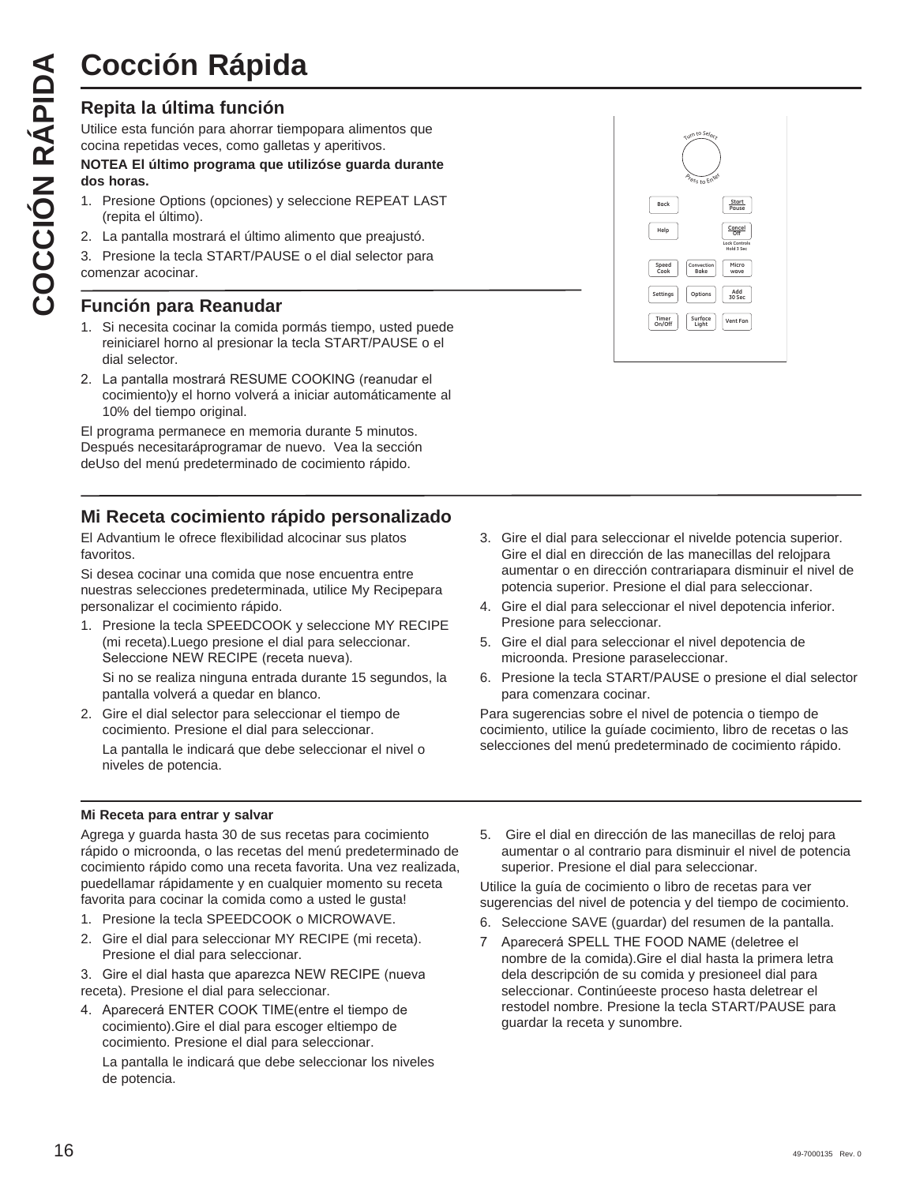# Cocción Rápida

## Repita la última función

Utilice esta función para ahorrar tiempopara alimentos que cocina repetidas veces, como galletas y aperitivos.

**NOTEA El último programa que utilizóse guarda durante dos horas.**

1. Presione Options (opciones) y seleccione REPEAT LAST (repita el último).
2. La pantalla mostrará el último alimento que preajustó.
3. Presione la tecla START/PAUSE o el dial selector para comenzar acocinar.

## Función para Reanudar

1. Si necesita cocinar la comida pormás tiempo, usted puede reiniciarel horno al presionar la tecla START/PAUSE o el dial selector.
2. La pantalla mostrará RESUME COOKING (reanudar el cocimiento)y el horno volverá a iniciar automáticamente al 10% del tiempo original.

El programa permanece en memoria durante 5 minutos. Después necesitaráprogramar de nuevo. Vea la sección deUso del menú predeterminado de cocimiento rápido.

## Mi Receta cocimiento rápido personalizado

El Advantium le ofrece flexibilidad alcocinar sus platos favoritos.

Si desea cocinar una comida que nose encuentra entre nuestras selecciones predeterminada, utilice My Recipepara personalizar el cocimiento rápido.

1. Presione la tecla SPEEDCOOK y seleccione MY RECIPE (mi receta).Luego presione el dial para seleccionar. Seleccione NEW RECIPE (receta nueva).

   Si no se realiza ninguna entrada durante 15 segundos, la pantalla volverá a quedar en blanco.
2. Gire el dial selector para seleccionar el tiempo de cocimiento. Presione el dial para seleccionar.

   La pantalla le indicará que debe seleccionar el nivel o niveles de potencia.
3. Gire el dial para seleccionar el nivelde potencia superior. Gire el dial en dirección de las manecillas del relojpara aumentar o en dirección contrariapara disminuir el nivel de potencia superior. Presione el dial para seleccionar.
4. Gire el dial para seleccionar el nivel depotencia inferior. Presione para seleccionar.
5. Gire el dial para seleccionar el nivel depotencia de microonda. Presione paraseleccionar.
6. Presione la tecla START/PAUSE o presione el dial selector para comenzara cocinar.

Para sugerencias sobre el nivel de potencia o tiempo de cocimiento, utilice la guíade cocimiento, libro de recetas o las selecciones del menú predeterminado de cocimiento rápido.

### Mi Receta para entrar y salvar

Agrega y guarda hasta 30 de sus recetas para cocimiento rápido o microonda, o las recetas del menú predeterminado de cocimiento rápido como una receta favorita. Una vez realizada, puedellamar rápidamente y en cualquier momento su receta favorita para cocinar la comida como a usted le gusta!

1. Presione la tecla SPEEDCOOK o MICROWAVE.
2. Gire el dial para seleccionar MY RECIPE (mi receta). Presione el dial para seleccionar.
3. Gire el dial hasta que aparezca NEW RECIPE (nueva receta). Presione el dial para seleccionar.
4. Aparecerá ENTER COOK TIME(entre el tiempo de cocimiento).Gire el dial para escoger eltiempo de cocimiento. Presione el dial para seleccionar.

   La pantalla le indicará que debe seleccionar los niveles de potencia.
5. Gire el dial en dirección de las manecillas de reloj para aumentar o al contrario para disminuir el nivel de potencia superior. Presione el dial para seleccionar.

Utilice la guía de cocimiento o libro de recetas para ver sugerencias del nivel de potencia y del tiempo de cocimiento.

6. Seleccione SAVE (guardar) del resumen de la pantalla.
7. Aparecerá SPELL THE FOOD NAME (deletree el nombre de la comida).Gire el dial hasta la primera letra dela descripción de su comida y presioneel dial para seleccionar. Continúeeste proceso hasta deletrear el restodel nombre. Presione la tecla START/PAUSE para guardar la receta y sunombre.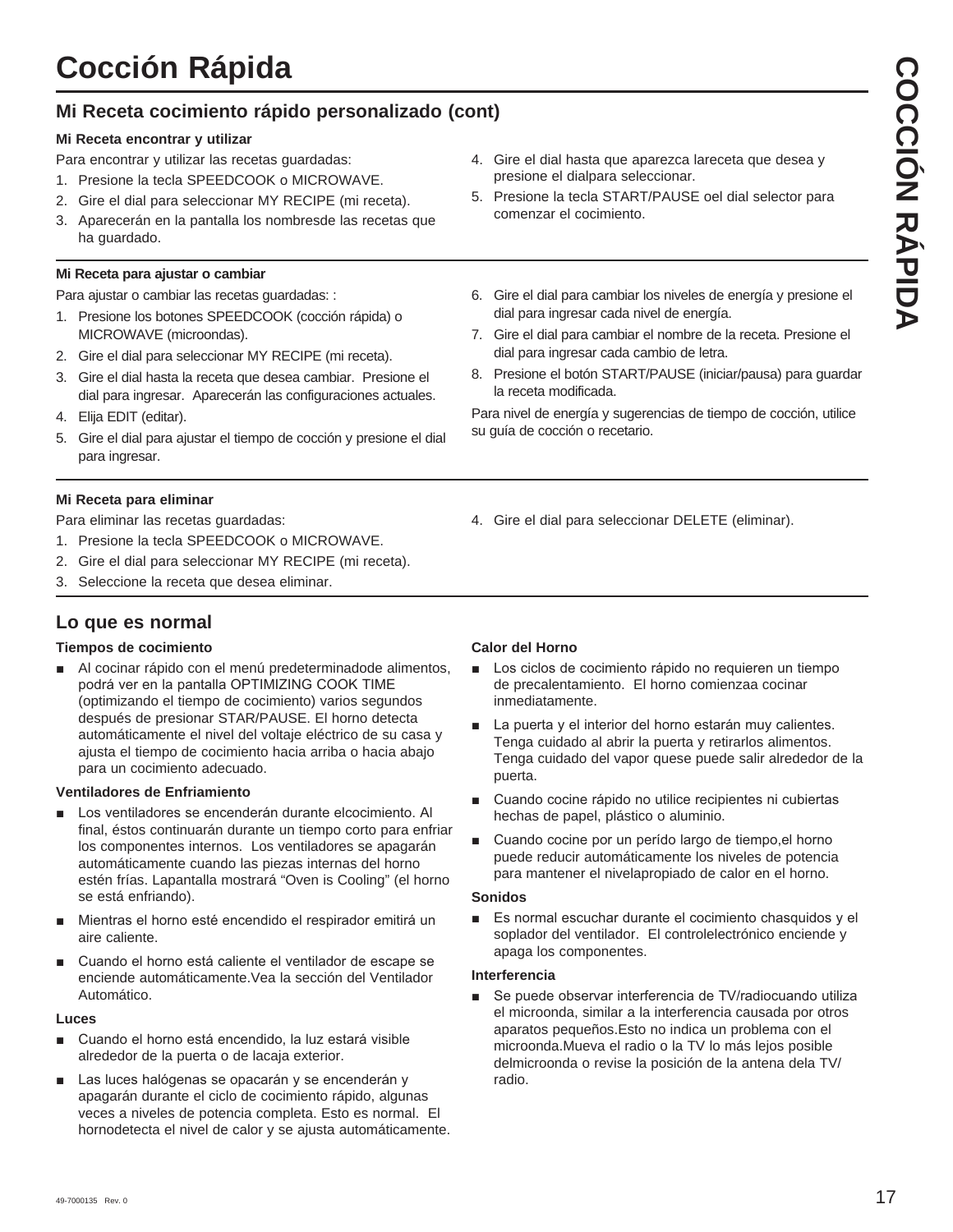# Cocción Rápida

## Mi Receta cocimiento rápido personalizado (cont)

#### Mi Receta encontrar y utilizar

Para encontrar y utilizar las recetas guardadas:

1. Presione la tecla SPEEDCOOK o MICROWAVE.
2. Gire el dial para seleccionar MY RECIPE (mi receta).
3. Aparecerán en la pantalla los nombresde las recetas que ha guardado.
4. Gire el dial hasta que aparezca lareceta que desea y presione el dialpara seleccionar.
5. Presione la tecla START/PAUSE oel dial selector para comenzar el cocimiento.

#### Mi Receta para ajustar o cambiar

Para ajustar o cambiar las recetas guardadas: :

1. Presione los botones SPEEDCOOK (cocción rápida) o MICROWAVE (microondas).
2. Gire el dial para seleccionar MY RECIPE (mi receta).
3. Gire el dial hasta la receta que desea cambiar. Presione el dial para ingresar. Aparecerán las configuraciones actuales.
4. Elija EDIT (editar).
5. Gire el dial para ajustar el tiempo de cocción y presione el dial para ingresar.
6. Gire el dial para cambiar los niveles de energía y presione el dial para ingresar cada nivel de energía.
7. Gire el dial para cambiar el nombre de la receta. Presione el dial para ingresar cada cambio de letra.
8. Presione el botón START/PAUSE (iniciar/pausa) para guardar la receta modificada.

Para nivel de energía y sugerencias de tiempo de cocción, utilice su guía de cocción o recetario.

#### Mi Receta para eliminar

Para eliminar las recetas guardadas:

1. Presione la tecla SPEEDCOOK o MICROWAVE.
2. Gire el dial para seleccionar MY RECIPE (mi receta).
3. Seleccione la receta que desea eliminar.
4. Gire el dial para seleccionar DELETE (eliminar).

## Lo que es normal

#### Tiempos de cocimiento

- Al cocinar rápido con el menú predeterminadode alimentos, podrá ver en la pantalla OPTIMIZING COOK TIME (optimizando el tiempo de cocimiento) varios segundos después de presionar STAR/PAUSE. El horno detecta automáticamente el nivel del voltaje eléctrico de su casa y ajusta el tiempo de cocimiento hacia arriba o hacia abajo para un cocimiento adecuado.

#### Ventiladores de Enfriamiento

- Los ventiladores se encenderán durante elcocimiento. Al final, éstos continuarán durante un tiempo corto para enfriar los componentes internos. Los ventiladores se apagarán automáticamente cuando las piezas internas del horno estén frías. Lapantalla mostrará "Oven is Cooling" (el horno se está enfriando).
- Mientras el horno esté encendido el respirador emitirá un aire caliente.
- Cuando el horno está caliente el ventilador de escape se enciende automáticamente.Vea la sección del Ventilador Automático.

#### Luces

- Cuando el horno está encendido, la luz estará visible alrededor de la puerta o de lacaja exterior.
- Las luces halógenas se opacarán y se encenderán y apagarán durante el ciclo de cocimiento rápido, algunas veces a niveles de potencia completa. Esto es normal. El hornodetecta el nivel de calor y se ajusta automáticamente.

#### Calor del Horno

- Los ciclos de cocimiento rápido no requieren un tiempo de precalentamiento. El horno comienzaa cocinar inmediatamente.
- La puerta y el interior del horno estarán muy calientes. Tenga cuidado al abrir la puerta y retirarlos alimentos. Tenga cuidado del vapor quese puede salir alrededor de la puerta.
- Cuando cocine rápido no utilice recipientes ni cubiertas hechas de papel, plástico o aluminio.
- Cuando cocine por un perído largo de tiempo,el horno puede reducir automáticamente los niveles de potencia para mantener el nivelapropiado de calor en el horno.

#### Sonidos

- Es normal escuchar durante el cocimiento chasquidos y el soplador del ventilador. El controlelectrónico enciende y apaga los componentes.

#### Interferencia

- Se puede observar interferencia de TV/radiocuando utiliza el microonda, similar a la interferencia causada por otros aparatos pequeños.Esto no indica un problema con el microonda.Mueva el radio o la TV lo más lejos posible delmicroonda o revise la posición de la antena dela TV/ radio.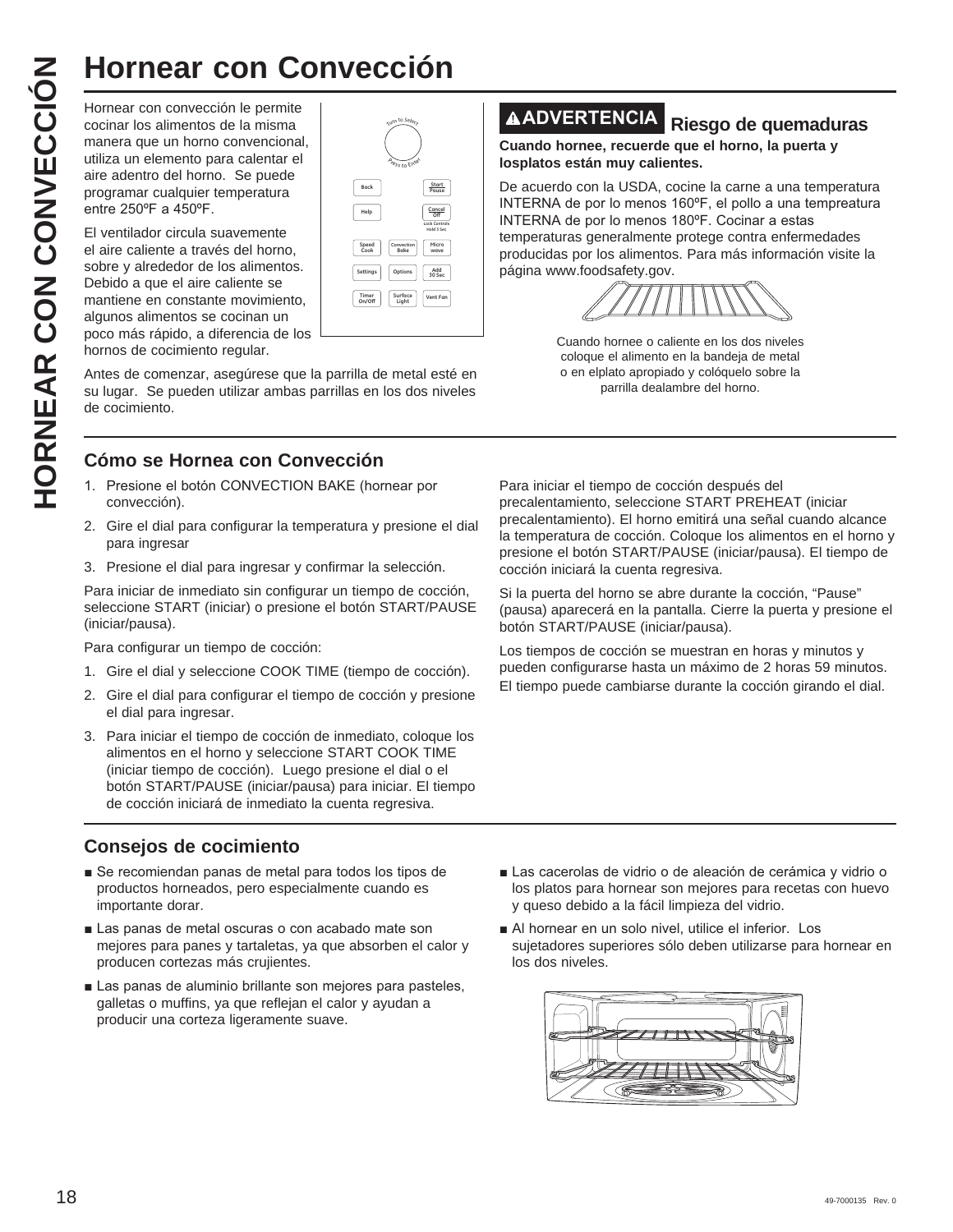# Hornear con Convección

Hornear con convección le permite cocinar los alimentos de la misma manera que un horno convencional, utiliza un elemento para calentar el aire adentro del horno. Se puede programar cualquier temperatura entre 250ºF a 450ºF.

El ventilador circula suavemente el aire caliente a través del horno, sobre y alrededor de los alimentos. Debido a que el aire caliente se mantiene en constante movimiento, algunos alimentos se cocinan un poco más rápido, a diferencia de los hornos de cocimiento regular.

Antes de comenzar, asegúrese que la parrilla de metal esté en su lugar. Se pueden utilizar ambas parrillas en los dos niveles de cocimiento.

**⚠ADVERTENCIA Riesgo de quemaduras**

**Cuando hornee, recuerde que el horno, la puerta y losplatos están muy calientes.**

De acuerdo con la USDA, cocine la carne a una temperatura INTERNA de por lo menos 160ºF, el pollo a una tempreatura INTERNA de por lo menos 180ºF. Cocinar a estas temperaturas generalmente protege contra enfermedades producidas por los alimentos. Para más información visite la página www.foodsafety.gov.

Cuando hornee o caliente en los dos niveles coloque el alimento en la bandeja de metal o en elplato apropiado y colóquelo sobre la parrilla dealambre del horno.

## Cómo se Hornea con Convección

1. Presione el botón CONVECTION BAKE (hornear por convección).
2. Gire el dial para configurar la temperatura y presione el dial para ingresar
3. Presione el dial para ingresar y confirmar la selección.

Para iniciar de inmediato sin configurar un tiempo de cocción, seleccione START (iniciar) o presione el botón START/PAUSE (iniciar/pausa).

Para configurar un tiempo de cocción:

1. Gire el dial y seleccione COOK TIME (tiempo de cocción).
2. Gire el dial para configurar el tiempo de cocción y presione el dial para ingresar.
3. Para iniciar el tiempo de cocción de inmediato, coloque los alimentos en el horno y seleccione START COOK TIME (iniciar tiempo de cocción). Luego presione el dial o el botón START/PAUSE (iniciar/pausa) para iniciar. El tiempo de cocción iniciará de inmediato la cuenta regresiva.

Para iniciar el tiempo de cocción después del precalentamiento, seleccione START PREHEAT (iniciar precalentamiento). El horno emitirá una señal cuando alcance la temperatura de cocción. Coloque los alimentos en el horno y presione el botón START/PAUSE (iniciar/pausa). El tiempo de cocción iniciará la cuenta regresiva.

Si la puerta del horno se abre durante la cocción, "Pause" (pausa) aparecerá en la pantalla. Cierre la puerta y presione el botón START/PAUSE (iniciar/pausa).

Los tiempos de cocción se muestran en horas y minutos y pueden configurarse hasta un máximo de 2 horas 59 minutos. El tiempo puede cambiarse durante la cocción girando el dial.

## Consejos de cocimiento

- Se recomiendan panas de metal para todos los tipos de productos horneados, pero especialmente cuando es importante dorar.
- Las panas de metal oscuras o con acabado mate son mejores para panes y tartaletas, ya que absorben el calor y producen cortezas más crujientes.
- Las panas de aluminio brillante son mejores para pasteles, galletas o muffins, ya que reflejan el calor y ayudan a producir una corteza ligeramente suave.
- Las cacerolas de vidrio o de aleación de cerámica y vidrio o los platos para hornear son mejores para recetas con huevo y queso debido a la fácil limpieza del vidrio.
- Al hornear en un solo nivel, utilice el inferior. Los sujetadores superiores sólo deben utilizarse para hornear en los dos niveles.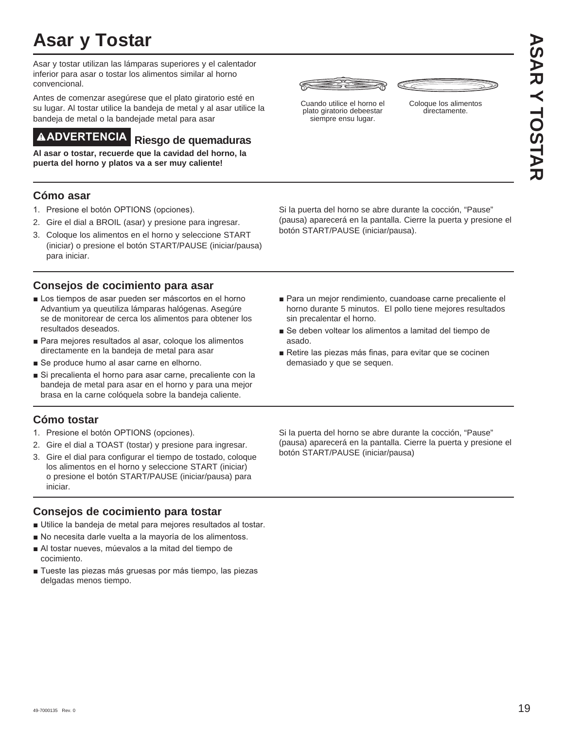# Asar y Tostar

Asar y tostar utilizan las lámparas superiores y el calentador inferior para asar o tostar los alimentos similar al horno convencional.

Antes de comenzar asegúrese que el plato giratorio esté en su lugar. Al tostar utilice la bandeja de metal y al asar utilice la bandeja de metal o la bandejade metal para asar

Cuando utilice el horno el plato giratorio debeestar siempre ensu lugar.

Coloque los alimentos directamente.

**⚠ADVERTENCIA Riesgo de quemaduras**

**Al asar o tostar, recuerde que la cavidad del horno, la puerta del horno y platos va a ser muy caliente!**

## Cómo asar

1. Presione el botón OPTIONS (opciones).
2. Gire el dial a BROIL (asar) y presione para ingresar.
3. Coloque los alimentos en el horno y seleccione START (iniciar) o presione el botón START/PAUSE (iniciar/pausa) para iniciar.

Si la puerta del horno se abre durante la cocción, "Pause" (pausa) aparecerá en la pantalla. Cierre la puerta y presione el botón START/PAUSE (iniciar/pausa).

## Consejos de cocimiento para asar

- Los tiempos de asar pueden ser máscortos en el horno Advantium ya queutiliza lámparas halógenas. Asegúre se de monitorear de cerca los alimentos para obtener los resultados deseados.
- Para mejores resultados al asar, coloque los alimentos directamente en la bandeja de metal para asar
- Se produce humo al asar carne en elhorno.
- Si precalienta el horno para asar carne, precaliente con la bandeja de metal para asar en el horno y para una mejor brasa en la carne colóquela sobre la bandeja caliente.
- Para un mejor rendimiento, cuandoase carne precaliente el horno durante 5 minutos. El pollo tiene mejores resultados sin precalentar el horno.
- Se deben voltear los alimentos a lamitad del tiempo de asado.
- Retire las piezas más finas, para evitar que se cocinen demasiado y que se sequen.

## Cómo tostar

1. Presione el botón OPTIONS (opciones).
2. Gire el dial a TOAST (tostar) y presione para ingresar.
3. Gire el dial para configurar el tiempo de tostado, coloque los alimentos en el horno y seleccione START (iniciar) o presione el botón START/PAUSE (iniciar/pausa) para iniciar.

Si la puerta del horno se abre durante la cocción, "Pause" (pausa) aparecerá en la pantalla. Cierre la puerta y presione el botón START/PAUSE (iniciar/pausa)

## Consejos de cocimiento para tostar

- Utilice la bandeja de metal para mejores resultados al tostar.
- No necesita darle vuelta a la mayoría de los alimentoss.
- Al tostar nueves, múevalos a la mitad del tiempo de cocimiento.
- Tueste las piezas más gruesas por más tiempo, las piezas delgadas menos tiempo.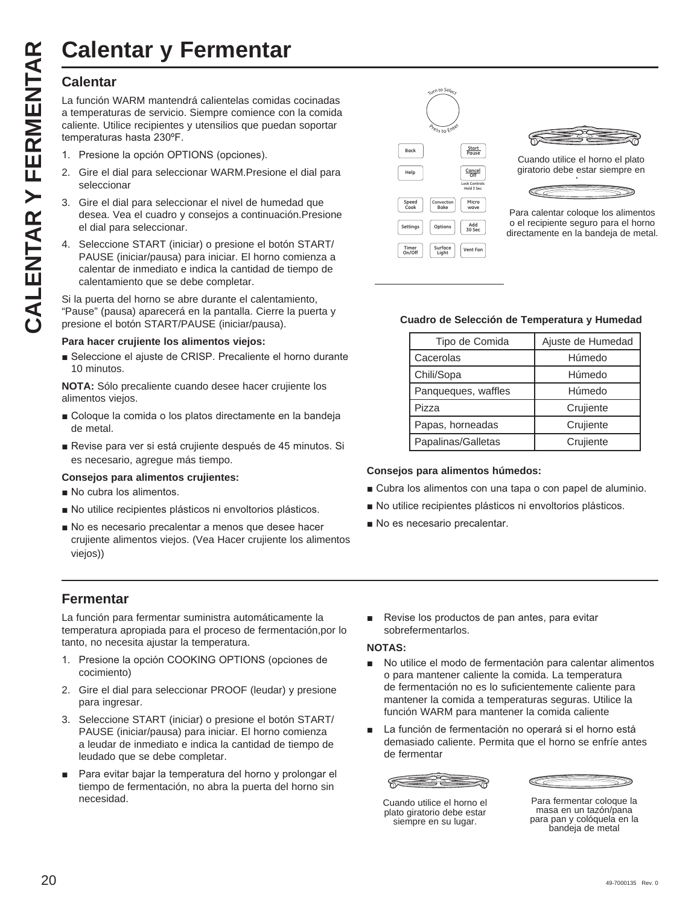# Calentar y Fermentar

## Calentar

La función WARM mantendrá calientelas comidas cocinadas a temperaturas de servicio. Siempre comience con la comida caliente. Utilice recipientes y utensilios que puedan soportar temperaturas hasta 230ºF.

1. Presione la opción OPTIONS (opciones).
2. Gire el dial para seleccionar WARM.Presione el dial para seleccionar
3. Gire el dial para seleccionar el nivel de humedad que desea. Vea el cuadro y consejos a continuación.Presione el dial para seleccionar.
4. Seleccione START (iniciar) o presione el botón START/PAUSE (iniciar/pausa) para iniciar. El horno comienza a calentar de inmediato e indica la cantidad de tiempo de calentamiento que se debe completar.

Si la puerta del horno se abre durante el calentamiento, "Pause" (pausa) aparecerá en la pantalla. Cierre la puerta y presione el botón START/PAUSE (iniciar/pausa).

**Para hacer crujiente los alimentos viejos:**

- Seleccione el ajuste de CRISP. Precaliente el horno durante 10 minutos.

**NOTA:** Sólo precaliente cuando desee hacer crujiente los alimentos viejos.

- Coloque la comida o los platos directamente en la bandeja de metal.
- Revise para ver si está crujiente después de 45 minutos. Si es necesario, agregue más tiempo.

**Consejos para alimentos crujientes:**

- No cubra los alimentos.
- No utilice recipientes plásticos ni envoltorios plásticos.
- No es necesario precalentar a menos que desee hacer crujiente alimentos viejos. (Vea Hacer crujiente los alimentos viejos))

Cuando utilice el horno el plato giratorio debe estar siempre en '

Para calentar coloque los alimentos o el recipiente seguro para el horno directamente en la bandeja de metal.

**Cuadro de Selección de Temperatura y Humedad**

| Tipo de Comida | Ajuste de Humedad |
|---|---|
| Cacerolas | Húmedo |
| Chili/Sopa | Húmedo |
| Panqueques, waffles | Húmedo |
| Pizza | Crujiente |
| Papas, horneadas | Crujiente |
| Papalinas/Galletas | Crujiente |

**Consejos para alimentos húmedos:**

- Cubra los alimentos con una tapa o con papel de aluminio.
- No utilice recipientes plásticos ni envoltorios plásticos.
- No es necesario precalentar.

## Fermentar

La función para fermentar suministra automáticamente la temperatura apropiada para el proceso de fermentación,por lo tanto, no necesita ajustar la temperatura.

1. Presione la opción COOKING OPTIONS (opciones de cocimiento)
2. Gire el dial para seleccionar PROOF (leudar) y presione para ingresar.
3. Seleccione START (iniciar) o presione el botón START/PAUSE (iniciar/pausa) para iniciar. El horno comienza a leudar de inmediato e indica la cantidad de tiempo de leudado que se debe completar.

- Para evitar bajar la temperatura del horno y prolongar el tiempo de fermentación, no abra la puerta del horno sin necesidad.
- Revise los productos de pan antes, para evitar sobrefermentarlos.

**NOTAS:**

- No utilice el modo de fermentación para calentar alimentos o para mantener caliente la comida. La temperatura de fermentación no es lo sufientemente caliente para mantener la comida a temperaturas seguras. Utilice la función WARM para mantener la comida caliente
- La función de fermentación no operará si el horno está demasiado caliente. Permita que el horno se enfríe antes de fermentar

Cuando utilice el horno el plato giratorio debe estar siempre en su lugar.

Para fermentar coloque la masa en un tazón/pana para pan y colóquela en la bandeja de metal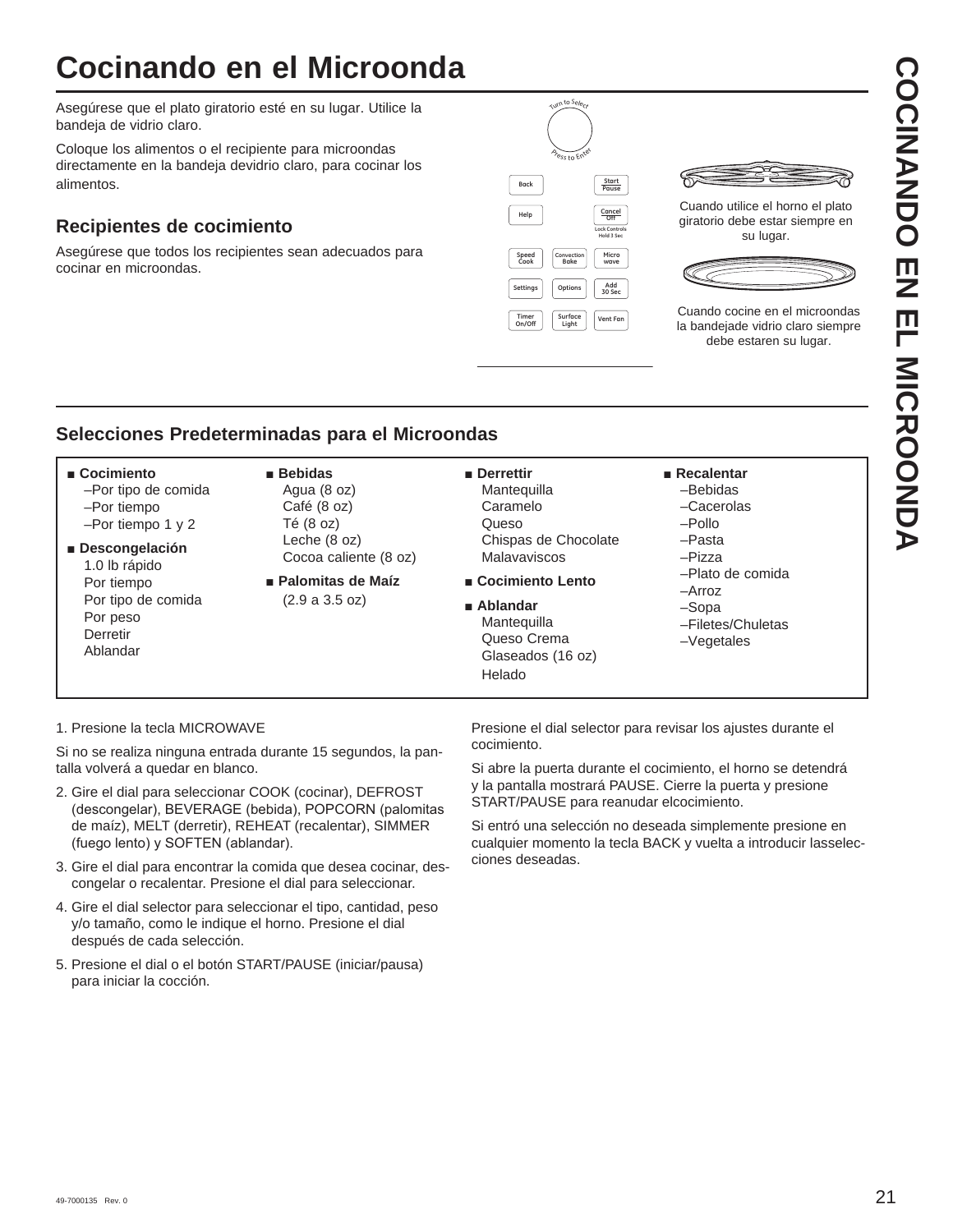# Cocinando en el Microonda

Asegúrese que el plato giratorio esté en su lugar. Utilice la bandeja de vidrio claro.

Coloque los alimentos o el recipiente para microondas directamente en la bandeja devidrio claro, para cocinar los alimentos.

## Recipientes de cocimiento

Asegúrese que todos los recipientes sean adecuados para cocinar en microondas.

Cuando utilice el horno el plato giratorio debe estar siempre en su lugar.

Cuando cocine en el microondas la bandejade vidrio claro siempre debe estaren su lugar.

## Selecciones Predeterminadas para el Microondas

| ■ **Cocimiento** | ■ **Bebidas** | ■ **Derrettir** | ■ **Recalentar** |
|---|---|---|---|
| –Por tipo de comida<br>–Por tiempo<br>–Por tiempo 1 y 2 | Agua (8 oz)<br>Café (8 oz)<br>Té (8 oz)<br>Leche (8 oz)<br>Cocoa caliente (8 oz) | Mantequilla<br>Caramelo<br>Queso<br>Chispas de Chocolate<br>Malavaviscos | –Bebidas<br>–Cacerolas<br>–Pollo<br>–Pasta<br>–Pizza<br>–Plato de comida<br>–Arroz<br>–Sopa<br>–Filetes/Chuletas<br>–Vegetales |
| ■ **Descongelación**<br>1.0 lb rápido<br>Por tiempo<br>Por tipo de comida<br>Por peso<br>Derretir<br>Ablandar | ■ **Palomitas de Maíz**<br>(2.9 a 3.5 oz) | ■ **Cocimiento Lento**<br>■ **Ablandar**<br>Mantequilla<br>Queso Crema<br>Glaseados (16 oz)<br>Helado | |

1. Presione la tecla MICROWAVE

Si no se realiza ninguna entrada durante 15 segundos, la pantalla volverá a quedar en blanco.

2. Gire el dial para seleccionar COOK (cocinar), DEFROST (descongelar), BEVERAGE (bebida), POPCORN (palomitas de maíz), MELT (derretir), REHEAT (recalentar), SIMMER (fuego lento) y SOFTEN (ablandar).
3. Gire el dial para encontrar la comida que desea cocinar, descongelar o recalentar. Presione el dial para seleccionar.
4. Gire el dial selector para seleccionar el tipo, cantidad, peso y/o tamaño, como le indique el horno. Presione el dial después de cada selección.
5. Presione el dial o el botón START/PAUSE (iniciar/pausa) para iniciar la cocción.

Presione el dial selector para revisar los ajustes durante el cocimiento.

Si abre la puerta durante el cocimiento, el horno se detendrá y la pantalla mostrará PAUSE. Cierre la puerta y presione START/PAUSE para reanudar elcocimiento.

Si entró una selección no deseada simplemente presione en cualquier momento la tecla BACK y vuelta a introducir lasselecciones deseadas.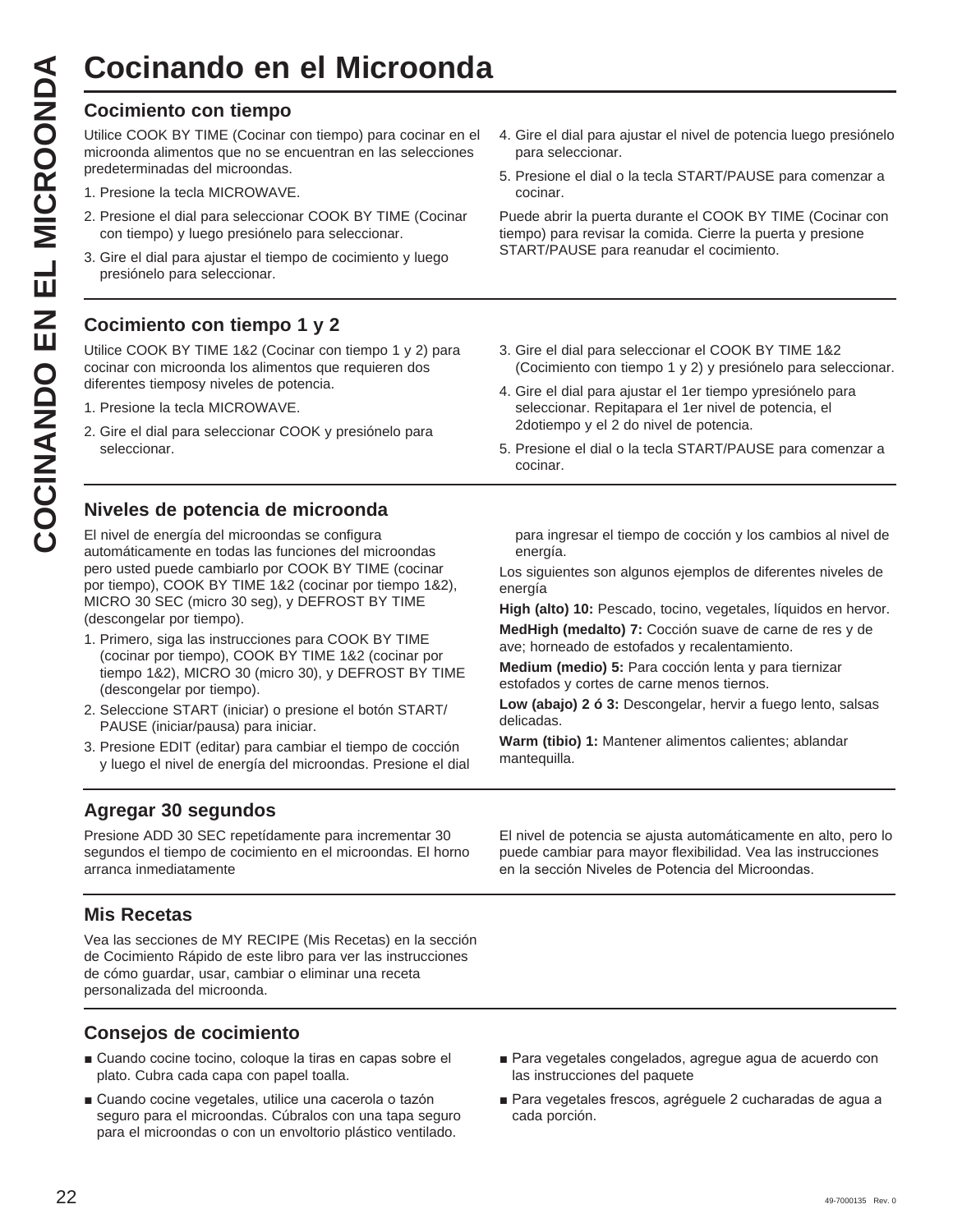# Cocinando en el Microonda

## Cocimiento con tiempo

Utilice COOK BY TIME (Cocinar con tiempo) para cocinar en el microonda alimentos que no se encuentran en las selecciones predeterminadas del microondas.

1. Presione la tecla MICROWAVE.
2. Presione el dial para seleccionar COOK BY TIME (Cocinar con tiempo) y luego presiónelo para seleccionar.
3. Gire el dial para ajustar el tiempo de cocimiento y luego presiónelo para seleccionar.
4. Gire el dial para ajustar el nivel de potencia luego presiónelo para seleccionar.
5. Presione el dial o la tecla START/PAUSE para comenzar a cocinar.

Puede abrir la puerta durante el COOK BY TIME (Cocinar con tiempo) para revisar la comida. Cierre la puerta y presione START/PAUSE para reanudar el cocimiento.

## Cocimiento con tiempo 1 y 2

Utilice COOK BY TIME 1&2 (Cocinar con tiempo 1 y 2) para cocinar con microonda los alimentos que requieren dos diferentes tiemposy niveles de potencia.

1. Presione la tecla MICROWAVE.
2. Gire el dial para seleccionar COOK y presiónelo para seleccionar.
3. Gire el dial para seleccionar el COOK BY TIME 1&2 (Cocimiento con tiempo 1 y 2) y presiónelo para seleccionar.
4. Gire el dial para ajustar el 1er tiempo ypresiónelo para seleccionar. Repitapara el 1er nivel de potencia, el 2dotiempo y el 2 do nivel de potencia.
5. Presione el dial o la tecla START/PAUSE para comenzar a cocinar.

## Niveles de potencia de microonda

El nivel de energía del microondas se configura automáticamente en todas las funciones del microondas pero usted puede cambiarlo por COOK BY TIME (cocinar por tiempo), COOK BY TIME 1&2 (cocinar por tiempo 1&2), MICRO 30 SEC (micro 30 seg), y DEFROST BY TIME (descongelar por tiempo).

1. Primero, siga las instrucciones para COOK BY TIME (cocinar por tiempo), COOK BY TIME 1&2 (cocinar por tiempo 1&2), MICRO 30 (micro 30), y DEFROST BY TIME (descongelar por tiempo).
2. Seleccione START (iniciar) o presione el botón START/PAUSE (iniciar/pausa) para iniciar.
3. Presione EDIT (editar) para cambiar el tiempo de cocción y luego el nivel de energía del microondas. Presione el dial para ingresar el tiempo de cocción y los cambios al nivel de energía.

Los siguientes son algunos ejemplos de diferentes niveles de energía

**High (alto) 10:** Pescado, tocino, vegetales, líquidos en hervor.

**MedHigh (medalto) 7:** Cocción suave de carne de res y de ave; horneado de estofados y recalentamiento.

**Medium (medio) 5:** Para cocción lenta y para ternizar estofados y cortes de carne menos tiernos.

**Low (abajo) 2 ó 3:** Descongelar, hervir a fuego lento, salsas delicadas.

**Warm (tibio) 1:** Mantener alimentos calientes; ablandar mantequilla.

## Agregar 30 segundos

Presione ADD 30 SEC repetídamente para incrementar 30 segundos el tiempo de cocimiento en el microondas. El horno arranca inmediatamente

El nivel de potencia se ajusta automáticamente en alto, pero lo puede cambiar para mayor flexibilidad. Vea las instrucciones en la sección Niveles de Potencia del Microondas.

## Mis Recetas

Vea las secciones de MY RECIPE (Mis Recetas) en la sección de Cocimiento Rápido de este libro para ver las instrucciones de cómo guardar, usar, cambiar o eliminar una receta personalizada del microonda.

## Consejos de cocimiento

- Cuando cocine tocino, coloque la tiras en capas sobre el plato. Cubra cada capa con papel toalla.
- Cuando cocine vegetales, utilice una cacerola o tazón seguro para el microondas. Cúbralos con una tapa seguro para el microondas o con un envoltorio plástico ventilado.
- Para vegetales congelados, agregue agua de acuerdo con las instrucciones del paquete
- Para vegetales frescos, agréguele 2 cucharadas de agua a cada porción.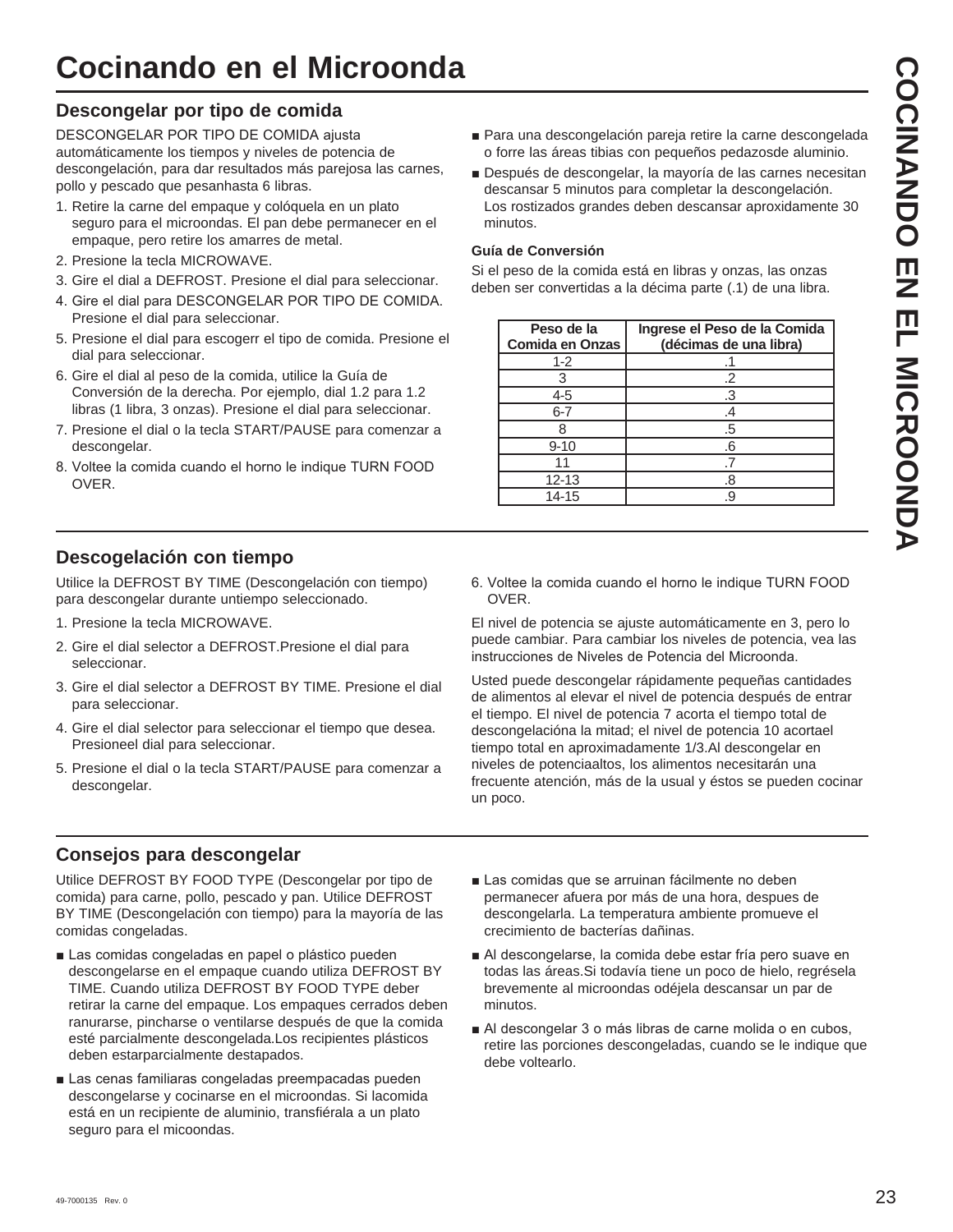# Cocinando en el Microonda

## Descongelar por tipo de comida

DESCONGELAR POR TIPO DE COMIDA ajusta automáticamente los tiempos y niveles de potencia de descongelación, para dar resultados más parejosa las carnes, pollo y pescado que pesanhasta 6 libras.

1. Retire la carne del empaque y colóquela en un plato seguro para el microondas. El pan debe permanecer en el empaque, pero retire los amarres de metal.
2. Presione la tecla MICROWAVE.
3. Gire el dial a DEFROST. Presione el dial para seleccionar.
4. Gire el dial para DESCONGELAR POR TIPO DE COMIDA. Presione el dial para seleccionar.
5. Presione el dial para escogerr el tipo de comida. Presione el dial para seleccionar.
6. Gire el dial al peso de la comida, utilice la Guía de Conversión de la derecha. Por ejemplo, dial 1.2 para 1.2 libras (1 libra, 3 onzas). Presione el dial para seleccionar.
7. Presione el dial o la tecla START/PAUSE para comenzar a descongelar.
8. Voltee la comida cuando el horno le indique TURN FOOD OVER.

- Para una descongelación pareja retire la carne descongelada o forre las áreas tibias con pequeños pedazosde aluminio.
- Después de descongelar, la mayoría de las carnes necesitan descansar 5 minutos para completar la descongelación. Los rostizados grandes deben descansar aproximadamente 30 minutos.

**Guía de Conversión**

Si el peso de la comida está en libras y onzas, las onzas deben ser convertidas a la décima parte (.1) de una libra.

| Peso de la Comida en Onzas | Ingrese el Peso de la Comida (décimas de una libra) |
|---|---|
| 1-2 | .1 |
| 3 | .2 |
| 4-5 | .3 |
| 6-7 | .4 |
| 8 | .5 |
| 9-10 | .6 |
| 11 | .7 |
| 12-13 | .8 |
| 14-15 | .9 |

## Descogelación con tiempo

Utilice la DEFROST BY TIME (Descongelación con tiempo) para descongelar durante untiempo seleccionado.

1. Presione la tecla MICROWAVE.
2. Gire el dial selector a DEFROST.Presione el dial para seleccionar.
3. Gire el dial selector a DEFROST BY TIME. Presione el dial para seleccionar.
4. Gire el dial selector para seleccionar el tiempo que desea. Presioneel dial para seleccionar.
5. Presione el dial o la tecla START/PAUSE para comenzar a descongelar.
6. Voltee la comida cuando el horno le indique TURN FOOD OVER.

El nivel de potencia se ajuste automáticamente en 3, pero lo puede cambiar. Para cambiar los niveles de potencia, vea las instrucciones de Niveles de Potencia del Microonda.

Usted puede descongelar rápidamente pequeñas cantidades de alimentos al elevar el nivel de potencia después de entrar el tiempo. El nivel de potencia 7 acorta el tiempo total de descongelacióna la mitad; el nivel de potencia 10 acortael tiempo total en aproximadamente 1/3.Al descongelar en niveles de potenciaaltos, los alimentos necesitarán una frecuente atención, más de la usual y éstos se pueden cocinar un poco.

## Consejos para descongelar

Utilice DEFROST BY FOOD TYPE (Descongelar por tipo de comida) para carne, pollo, pescado y pan. Utilice DEFROST BY TIME (Descongelación con tiempo) para la mayoría de las comidas congeladas.

- Las comidas congeladas en papel o plástico pueden descongelarse en el empaque cuando utiliza DEFROST BY TIME. Cuando utiliza DEFROST BY FOOD TYPE deber retirar la carne del empaque. Los empaques cerrados deben ranurarse, pincharse o ventilarse después de que la comida esté parcialmente descongelada.Los recipientes plásticos deben estarparcialmente destapados.
- Las cenas familiaras congeladas preempacadas pueden descongelarse y cocinarse en el microondas. Si lacomida está en un recipiente de aluminio, transfiérala a un plato seguro para el micoondas.
- Las comidas que se arruinan fácilmente no deben permanecer afuera por más de una hora, despues de descongelarla. La temperatura ambiente promueve el crecimiento de bacterías dañinas.
- Al descongelarse, la comida debe estar fría pero suave en todas las áreas.Si todavía tiene un poco de hielo, regrésela brevemente al microondas odéjela descansar un par de minutos.
- Al descongelar 3 o más libras de carne molida o en cubos, retire las porciones descongeladas, cuando se le indique que debe voltearlo.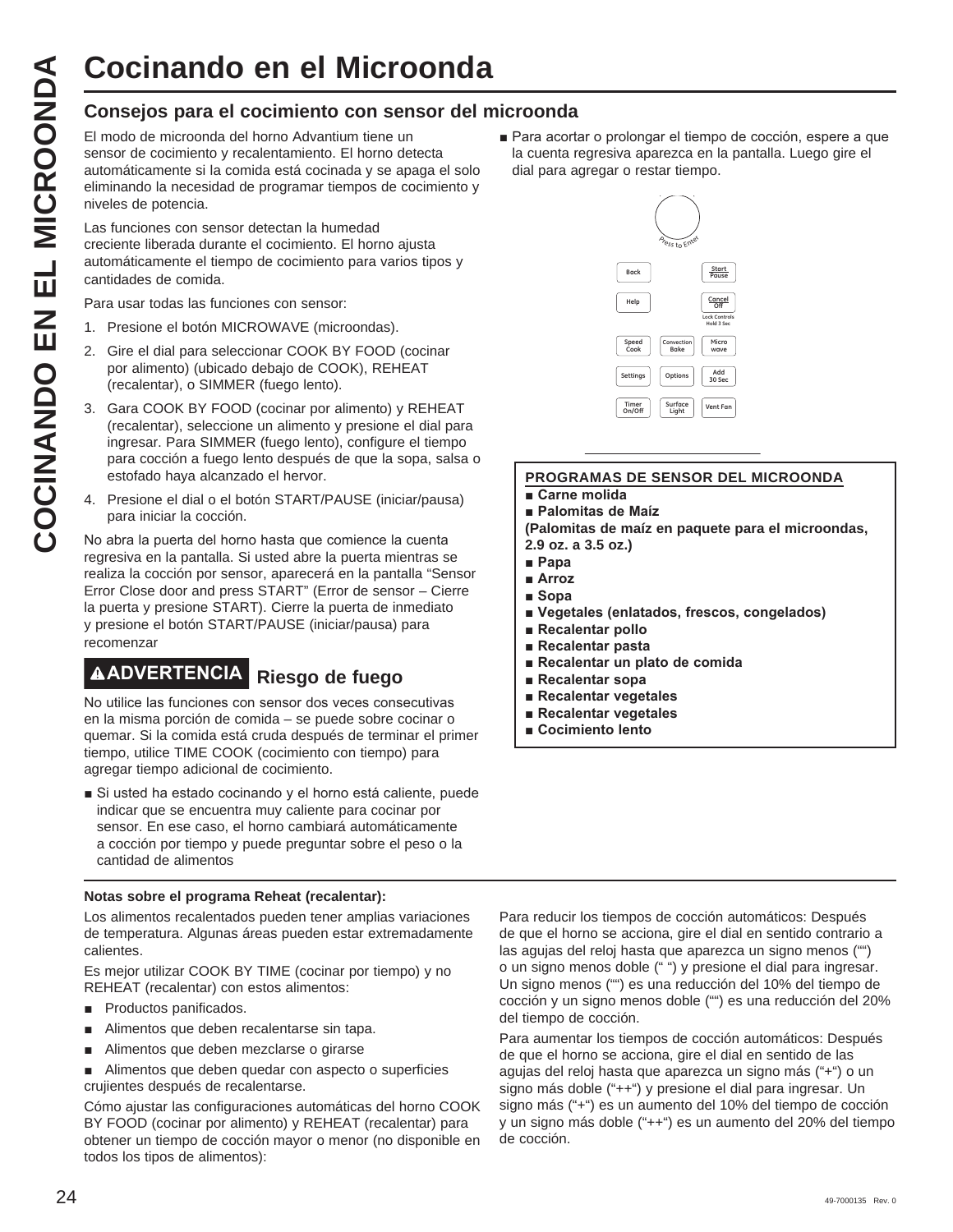# Cocinando en el Microonda

## Consejos para el cocimiento con sensor del microonda

El modo de microonda del horno Advantium tiene un sensor de cocimiento y recalentamiento. El horno detecta automáticamente si la comida está cocinada y se apaga el solo eliminando la necesidad de programar tiempos de cocimiento y niveles de potencia.

Las funciones con sensor detectan la humedad creciente liberada durante el cocimiento. El horno ajusta automáticamente el tiempo de cocimiento para varios tipos y cantidades de comida.

Para usar todas las funciones con sensor:

1. Presione el botón MICROWAVE (microondas).
2. Gire el dial para seleccionar COOK BY FOOD (cocinar por alimento) (ubicado debajo de COOK), REHEAT (recalentar), o SIMMER (fuego lento).
3. Gara COOK BY FOOD (cocinar por alimento) y REHEAT (recalentar), seleccione un alimento y presione el dial para ingresar. Para SIMMER (fuego lento), configure el tiempo para cocción a fuego lento después de que la sopa, salsa o estofado haya alcanzado el hervor.
4. Presione el dial o el botón START/PAUSE (iniciar/pausa) para iniciar la cocción.

No abra la puerta del horno hasta que comience la cuenta regresiva en la pantalla. Si usted abre la puerta mientras se realiza la cocción por sensor, aparecerá en la pantalla "Sensor Error Close door and press START" (Error de sensor – Cierre la puerta y presione START). Cierre la puerta de inmediato y presione el botón START/PAUSE (iniciar/pausa) para recomenzar

**⚠ADVERTENCIA** **Riesgo de fuego**

No utilice las funciones con sensor dos veces consecutivas en la misma porción de comida – se puede sobre cocinar o quemar. Si la comida está cruda después de terminar el primer tiempo, utilice TIME COOK (cocimiento con tiempo) para agregar tiempo adicional de cocimiento.

- Si usted ha estado cocinando y el horno está caliente, puede indicar que se encuentra muy caliente para cocinar por sensor. En ese caso, el horno cambiará automáticamente a cocción por tiempo y puede preguntar sobre el peso o la cantidad de alimentos

- Para acortar o prolongar el tiempo de cocción, espere a que la cuenta regresiva aparezca en la pantalla. Luego gire el dial para agregar o restar tiempo.

**PROGRAMAS DE SENSOR DEL MICROONDA**

- **Carne molida**
- **Palomitas de Maíz**
**(Palomitas de maíz en paquete para el microondas, 2.9 oz. a 3.5 oz.)**
- **Papa**
- **Arroz**
- **Sopa**
- **Vegetales (enlatados, frescos, congelados)**
- **Recalentar pollo**
- **Recalentar pasta**
- **Recalentar un plato de comida**
- **Recalentar sopa**
- **Recalentar vegetales**
- **Recalentar vegetales**
- **Cocimiento lento**

**Notas sobre el programa Reheat (recalentar):**

Los alimentos recalentados pueden tener amplias variaciones de temperatura. Algunas áreas pueden estar extremadamente calientes.

Es mejor utilizar COOK BY TIME (cocinar por tiempo) y no REHEAT (recalentar) con estos alimentos:

- Productos panificados.
- Alimentos que deben recalentarse sin tapa.
- Alimentos que deben mezclarse o girarse
- Alimentos que deben quedar con aspecto o superficies crujientes después de recalentarse.

Cómo ajustar las configuraciones automáticas del horno COOK BY FOOD (cocinar por alimento) y REHEAT (recalentar) para obtener un tiempo de cocción mayor o menor (no disponible en todos los tipos de alimentos):

Para reducir los tiempos de cocción automáticos: Después de que el horno se acciona, gire el dial en sentido contrario a las agujas del reloj hasta que aparezca un signo menos ("") o un signo menos doble (" ") y presione el dial para ingresar. Un signo menos ("") es una reducción del 10% del tiempo de cocción y un signo menos doble ("") es una reducción del 20% del tiempo de cocción.

Para aumentar los tiempos de cocción automáticos: Después de que el horno se acciona, gire el dial en sentido de las agujas del reloj hasta que aparezca un signo más ("+") o un signo más doble ("++") y presione el dial para ingresar. Un signo más ("+") es un aumento del 10% del tiempo de cocción y un signo más doble ("++") es un aumento del 20% del tiempo de cocción.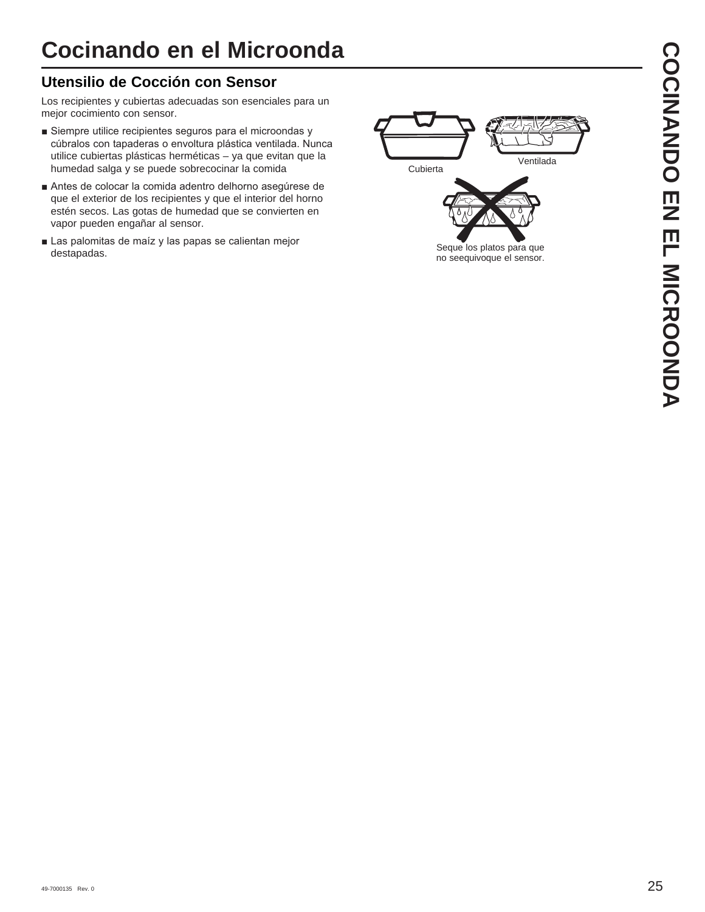# Cocinando en el Microonda

## Utensilio de Cocción con Sensor

Los recipientes y cubiertas adecuadas son esenciales para un mejor cocimiento con sensor.

- Siempre utilice recipientes seguros para el microondas y cúbralos con tapaderas o envoltura plástica ventilada. Nunca utilice cubiertas plásticas herméticas – ya que evitan que la humedad salga y se puede sobrecocinar la comida
- Antes de colocar la comida adentro delhorno asegúrese de que el exterior de los recipientes y que el interior del horno estén secos. Las gotas de humedad que se convierten en vapor pueden engañar al sensor.
- Las palomitas de maíz y las papas se calientan mejor destapadas.

Cubierta

Ventilada

Seque los platos para que no seequivoque el sensor.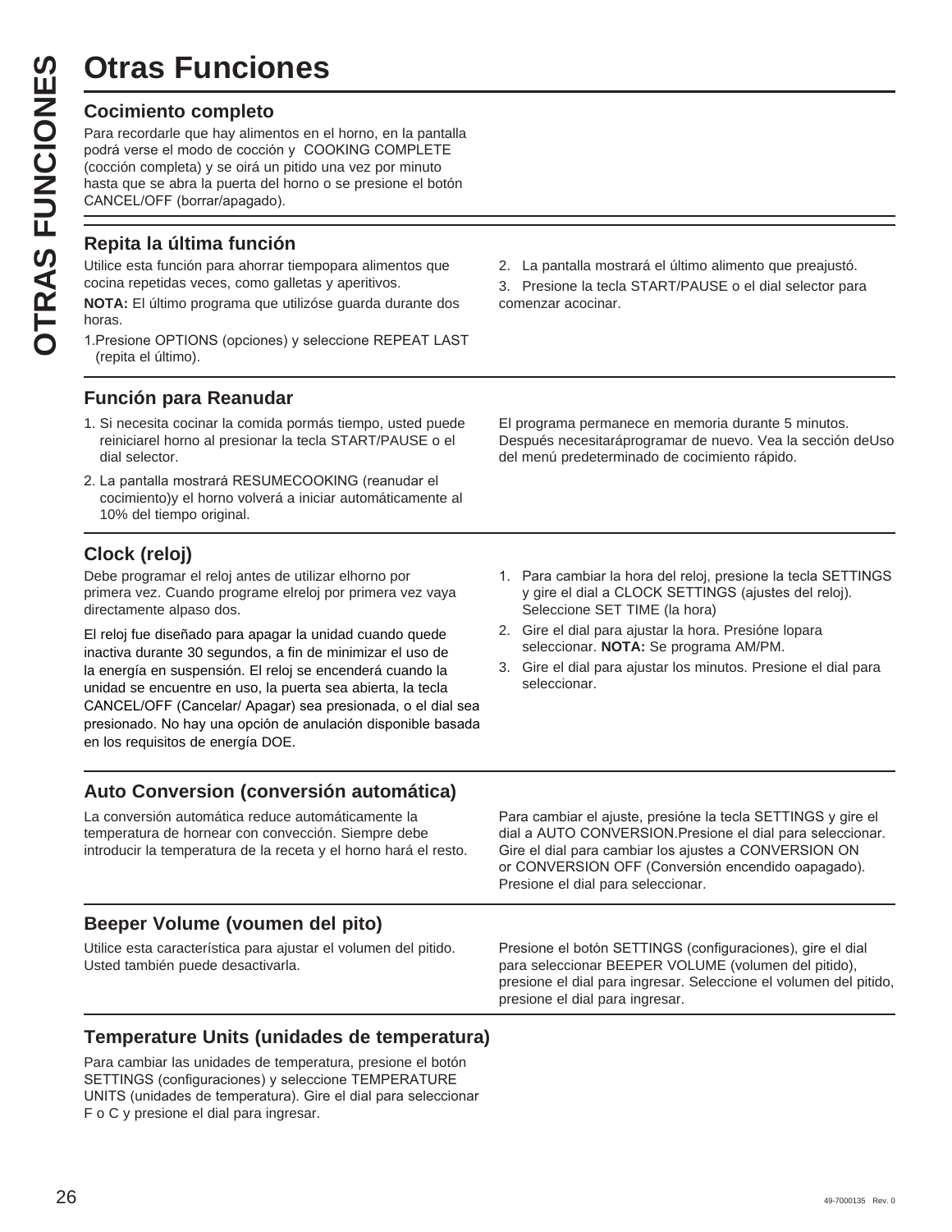# Otras Funciones

### Cocimiento completo

Para recordarle que hay alimentos en el horno, en la pantalla podrá verse el modo de cocción y COOKING COMPLETE (cocción completa) y se oirá un pitido una vez por minuto hasta que se abra la puerta del horno o se presione el botón CANCEL/OFF (borrar/apagado).

### Repita la última función

Utilice esta función para ahorrar tiempopara alimentos que cocina repetidas veces, como galletas y aperitivos.

**NOTA:** El último programa que utilizóse guarda durante dos horas.

1. Presione OPTIONS (opciones) y seleccione REPEAT LAST (repita el último).
2. La pantalla mostrará el último alimento que preajustó.
3. Presione la tecla START/PAUSE o el dial selector para comenzar acocinar.

### Función para Reanudar

1. Si necesita cocinar la comida pormás tiempo, usted puede reiniciarel horno al presionar la tecla START/PAUSE o el dial selector.
2. La pantalla mostrará RESUMECOOKING (reanudar el cocimiento)y el horno volverá a iniciar automáticamente al 10% del tiempo original.

El programa permanece en memoria durante 5 minutos. Después necesitaráprogramar de nuevo. Vea la sección deUso del menú predeterminado de cocimiento rápido.

### Clock (reloj)

Debe programar el reloj antes de utilizar elhorno por primera vez. Cuando programe elreloj por primera vez vaya directamente alpaso dos.

El reloj fue diseñado para apagar la unidad cuando quede inactiva durante 30 segundos, a fin de minimizar el uso de la energía en suspensión. El reloj se encenderá cuando la unidad se encuentre en uso, la puerta sea abierta, la tecla CANCEL/OFF (Cancelar/ Apagar) sea presionada, o el dial sea presionado. No hay una opción de anulación disponible basada en los requisitos de energía DOE.

1. Para cambiar la hora del reloj, presione la tecla SETTINGS y gire el dial a CLOCK SETTINGS (ajustes del reloj). Seleccione SET TIME (la hora)
2. Gire el dial para ajustar la hora. Presióne lopara seleccionar. **NOTA:** Se programa AM/PM.
3. Gire el dial para ajustar los minutos. Presione el dial para seleccionar.

### Auto Conversion (conversión automática)

La conversión automática reduce automáticamente la temperatura de hornear con convección. Siempre debe introducir la temperatura de la receta y el horno hará el resto.

Para cambiar el ajuste, presióne la tecla SETTINGS y gire el dial a AUTO CONVERSION.Presione el dial para seleccionar. Gire el dial para cambiar los ajustes a CONVERSION ON or CONVERSION OFF (Conversión encendido oapagado). Presione el dial para seleccionar.

### Beeper Volume (voumen del pito)

Utilice esta característica para ajustar el volumen del pitido. Usted también puede desactivarla.

Presione el botón SETTINGS (configuraciones), gire el dial para seleccionar BEEPER VOLUME (volumen del pitido), presione el dial para ingresar. Seleccione el volumen del pitido, presione el dial para ingresar.

### Temperature Units (unidades de temperatura)

Para cambiar las unidades de temperatura, presione el botón SETTINGS (configuraciones) y seleccione TEMPERATURE UNITS (unidades de temperatura). Gire el dial para seleccionar F o C y presione el dial para ingresar.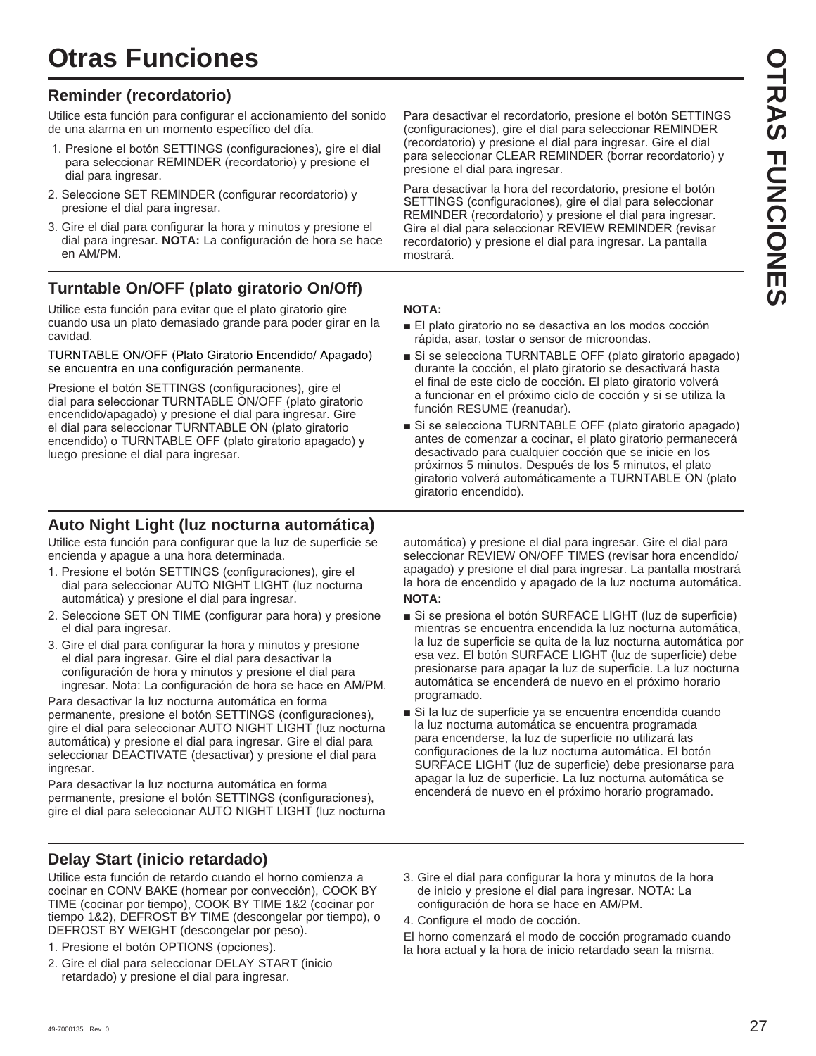# Otras Funciones

## Reminder (recordatorio)

Utilice esta función para configurar el accionamiento del sonido de una alarma en un momento específico del día.

1. Presione el botón SETTINGS (configuraciones), gire el dial para seleccionar REMINDER (recordatorio) y presione el dial para ingresar.
2. Seleccione SET REMINDER (configurar recordatorio) y presione el dial para ingresar.
3. Gire el dial para configurar la hora y minutos y presione el dial para ingresar. **NOTA:** La configuración de hora se hace en AM/PM.

Para desactivar el recordatorio, presione el botón SETTINGS (configuraciones), gire el dial para seleccionar REMINDER (recordatorio) y presione el dial para ingresar. Gire el dial para seleccionar CLEAR REMINDER (borrar recordatorio) y presione el dial para ingresar.

Para desactivar la hora del recordatorio, presione el botón SETTINGS (configuraciones), gire el dial para seleccionar REMINDER (recordatorio) y presione el dial para ingresar. Gire el dial para seleccionar REVIEW REMINDER (revisar recordatorio) y presione el dial para ingresar. La pantalla mostrará.

## Turntable On/OFF (plato giratorio On/Off)

Utilice esta función para evitar que el plato giratorio gire cuando usa un plato demasiado grande para poder girar en la cavidad.

TURNTABLE ON/OFF (Plato Giratorio Encendido/ Apagado) se encuentra en una configuración permanente.

Presione el botón SETTINGS (configuraciones), gire el dial para seleccionar TURNTABLE ON/OFF (plato giratorio encendido/apagado) y presione el dial para ingresar. Gire el dial para seleccionar TURNTABLE ON (plato giratorio encendido) o TURNTABLE OFF (plato giratorio apagado) y luego presione el dial para ingresar.

**NOTA:**

- El plato giratorio no se desactiva en los modos cocción rápida, asar, tostar o sensor de microondas.
- Si se selecciona TURNTABLE OFF (plato giratorio apagado) durante la cocción, el plato giratorio se desactivará hasta el final de este ciclo de cocción. El plato giratorio volverá a funcionar en el próximo ciclo de cocción y si se utiliza la función RESUME (reanudar).
- Si se selecciona TURNTABLE OFF (plato giratorio apagado) antes de comenzar a cocinar, el plato giratorio permanecerá desactivado para cualquier cocción que se inicie en los próximos 5 minutos. Después de los 5 minutos, el plato giratorio volverá automáticamente a TURNTABLE ON (plato giratorio encendido).

## Auto Night Light (luz nocturna automática)

Utilice esta función para configurar que la luz de superficie se encienda y apague a una hora determinada.

1. Presione el botón SETTINGS (configuraciones), gire el dial para seleccionar AUTO NIGHT LIGHT (luz nocturna automática) y presione el dial para ingresar.
2. Seleccione SET ON TIME (configurar para hora) y presione el dial para ingresar.
3. Gire el dial para configurar la hora y minutos y presione el dial para ingresar. Gire el dial para desactivar la configuración de hora y minutos y presione el dial para ingresar. Nota: La configuración de hora se hace en AM/PM.

Para desactivar la luz nocturna automática en forma permanente, presione el botón SETTINGS (configuraciones), gire el dial para seleccionar AUTO NIGHT LIGHT (luz nocturna automática) y presione el dial para ingresar. Gire el dial para seleccionar DEACTIVATE (desactivar) y presione el dial para ingresar.

Para desactivar la luz nocturna automática en forma permanente, presione el botón SETTINGS (configuraciones), gire el dial para seleccionar AUTO NIGHT LIGHT (luz nocturna automática) y presione el dial para ingresar. Gire el dial para seleccionar REVIEW ON/OFF TIMES (revisar hora encendido/apagado) y presione el dial para ingresar. La pantalla mostrará la hora de encendido y apagado de la luz nocturna automática.

**NOTA:**

- Si se presiona el botón SURFACE LIGHT (luz de superficie) mientras se encuentra encendida la luz nocturna automática, la luz de superficie se quita de la luz nocturna automática por esa vez. El botón SURFACE LIGHT (luz de superficie) debe presionarse para apagar la luz de superficie. La luz nocturna automática se encenderá de nuevo en el próximo horario programado.
- Si la luz de superficie ya se encuentra encendida cuando la luz nocturna automática se encuentra programada para encenderse, la luz de superficie no utilizará las configuraciones de la luz nocturna automática. El botón SURFACE LIGHT (luz de superficie) debe presionarse para apagar la luz de superficie. La luz nocturna automática se encenderá de nuevo en el próximo horario programado.

## Delay Start (inicio retardado)

Utilice esta función de retardo cuando el horno comienza a cocinar en CONV BAKE (hornear por convección), COOK BY TIME (cocinar por tiempo), COOK BY TIME 1&2 (cocinar por tiempo 1&2), DEFROST BY TIME (descongelar por tiempo), o DEFROST BY WEIGHT (descongelar por peso).

1. Presione el botón OPTIONS (opciones).
2. Gire el dial para seleccionar DELAY START (inicio retardado) y presione el dial para ingresar.
3. Gire el dial para configurar la hora y minutos de la hora de inicio y presione el dial para ingresar. NOTA: La configuración de hora se hace en AM/PM.
4. Configure el modo de cocción.

El horno comenzará el modo de cocción programado cuando la hora actual y la hora de inicio retardado sean la misma.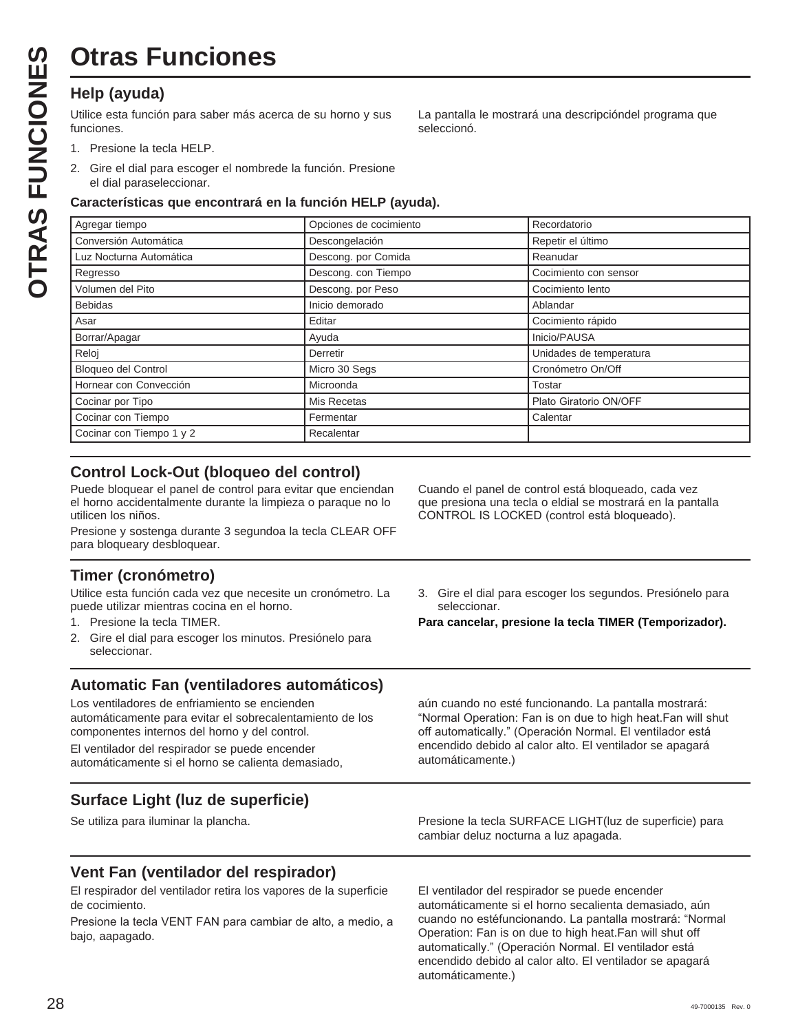# Otras Funciones

## Help (ayuda)

Utilice esta función para saber más acerca de su horno y sus funciones.

1. Presione la tecla HELP.
2. Gire el dial para escoger el nombrede la función. Presione el dial paraseleccionar.

La pantalla le mostrará una descripcióndel programa que seleccionó.

**Características que encontrará en la función HELP (ayuda).**

| | | |
|---|---|---|
| Agregar tiempo | Opciones de cocimiento | Recordatorio |
| Conversión Automática | Descongelación | Repetir el último |
| Luz Nocturna Automática | Descong. por Comida | Reanudar |
| Regresso | Descong. con Tiempo | Cocimiento con sensor |
| Volumen del Pito | Descong. por Peso | Cocimiento lento |
| Bebidas | Inicio demorado | Ablandar |
| Asar | Editar | Cocimiento rápido |
| Borrar/Apagar | Ayuda | Inicio/PAUSA |
| Reloj | Derretir | Unidades de temperatura |
| Bloqueo del Control | Micro 30 Segs | Cronómetro On/Off |
| Hornear con Convección | Microonda | Tostar |
| Cocinar por Tipo | Mis Recetas | Plato Giratorio ON/OFF |
| Cocinar con Tiempo | Fermentar | Calentar |
| Cocinar con Tiempo 1 y 2 | Recalentar | |

## Control Lock-Out (bloqueo del control)

Puede bloquear el panel de control para evitar que enciendan el horno accidentalmente durante la limpieza o paraque no lo utilicen los niños.

Presione y sostenga durante 3 segundoa la tecla CLEAR OFF para bloqueary desbloquear.

Cuando el panel de control está bloqueado, cada vez que presiona una tecla o eldial se mostrará en la pantalla CONTROL IS LOCKED (control está bloqueado).

## Timer (cronómetro)

Utilice esta función cada vez que necesite un cronómetro. La puede utilizar mientras cocina en el horno.

1. Presione la tecla TIMER.
2. Gire el dial para escoger los minutos. Presiónelo para seleccionar.
3. Gire el dial para escoger los segundos. Presiónelo para seleccionar.

**Para cancelar, presione la tecla TIMER (Temporizador).**

## Automatic Fan (ventiladores automáticos)

Los ventiladores de enfriamiento se encienden automáticamente para evitar el sobrecalentamiento de los componentes internos del horno y del control.

El ventilador del respirador se puede encender automáticamente si el horno se calienta demasiado, aún cuando no esté funcionando. La pantalla mostrará: "Normal Operation: Fan is on due to high heat.Fan will shut off automatically." (Operación Normal. El ventilador está encendido debido al calor alto. El ventilador se apagará automáticamente.)

## Surface Light (luz de superficie)

Se utiliza para iluminar la plancha.

Presione la tecla SURFACE LIGHT(luz de superficie) para cambiar deluz nocturna a luz apagada.

## Vent Fan (ventilador del respirador)

El respirador del ventilador retira los vapores de la superficie de cocimiento.

Presione la tecla VENT FAN para cambiar de alto, a medio, a bajo, aapagado.

El ventilador del respirador se puede encender automáticamente si el horno secalienta demasiado, aún cuando no estéfuncionando. La pantalla mostrará: "Normal Operation: Fan is on due to high heat.Fan will shut off automatically." (Operación Normal. El ventilador está encendido debido al calor alto. El ventilador se apagará automáticamente.)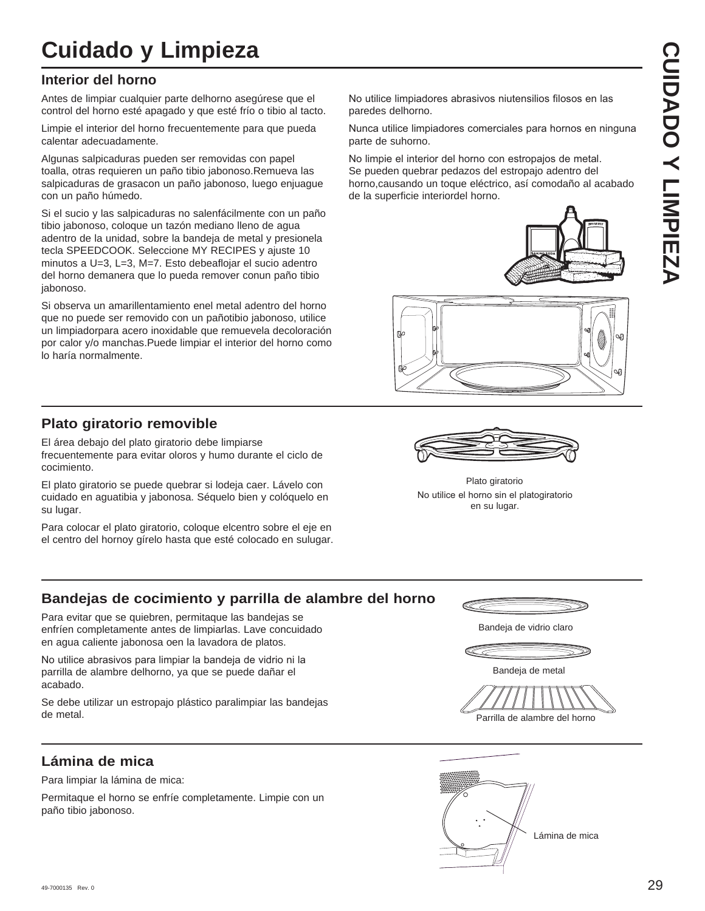# Cuidado y Limpieza

## Interior del horno

Antes de limpiar cualquier parte delhorno asegúrese que el control del horno esté apagado y que esté frío o tibio al tacto.

Limpie el interior del horno frecuentemente para que pueda calentar adecuadamente.

Algunas salpicaduras pueden ser removidas con papel toalla, otras requieren un paño tibio jabonoso.Remueva las salpicaduras de grasacon un paño jabonoso, luego enjuague con un paño húmedo.

Si el sucio y las salpicaduras no salenfácilmente con un paño tibio jabonoso, coloque un tazón mediano lleno de agua adentro de la unidad, sobre la bandeja de metal y presionela tecla SPEEDCOOK. Seleccione MY RECIPES y ajuste 10 minutos a U=3, L=3, M=7. Esto debeaflojar el sucio adentro del horno demanera que lo pueda remover conun paño tibio jabonoso.

Si observa un amarillentamiento enel metal adentro del horno que no puede ser removido con un pañotibio jabonoso, utilice un limpiadorpara acero inoxidable que remuevela decoloración por calor y/o manchas.Puede limpiar el interior del horno como lo haría normalmente.

No utilice limpiadores abrasivos niutensilios filosos en las paredes delhorno.

Nunca utilice limpiadores comerciales para hornos en ninguna parte de suhorno.

No limpie el interior del horno con estropajos de metal. Se pueden quebrar pedazos del estropajo adentro del horno,causando un toque eléctrico, así comodaño al acabado de la superficie interiordel horno.

## Plato giratorio removible

El área debajo del plato giratorio debe limpiarse frecuentemente para evitar oloros y humo durante el ciclo de cocimiento.

El plato giratorio se puede quebrar si lodeja caer. Lávelo con cuidado en aguatibia y jabonosa. Séquelo bien y colóquelo en su lugar.

Para colocar el plato giratorio, coloque elcentro sobre el eje en el centro del hornoy gírelo hasta que esté colocado en sulugar.

Plato giratorio

No utilice el horno sin el platogiratorio en su lugar.

## Bandejas de cocimiento y parrilla de alambre del horno

Para evitar que se quiebren, permitaque las bandejas se enfríen completamente antes de limpiarlas. Lave concuidado en agua caliente jabonosa oen la lavadora de platos.

No utilice abrasivos para limpiar la bandeja de vidrio ni la parrilla de alambre delhorno, ya que se puede dañar el acabado.

Se debe utilizar un estropajo plástico paralimpiar las bandejas de metal.

Bandeja de vidrio claro

Bandeja de metal

Parrilla de alambre del horno

## Lámina de mica

Para limpiar la lámina de mica:

Permitaque el horno se enfríe completamente. Limpie con un paño tibio jabonoso.

Lámina de mica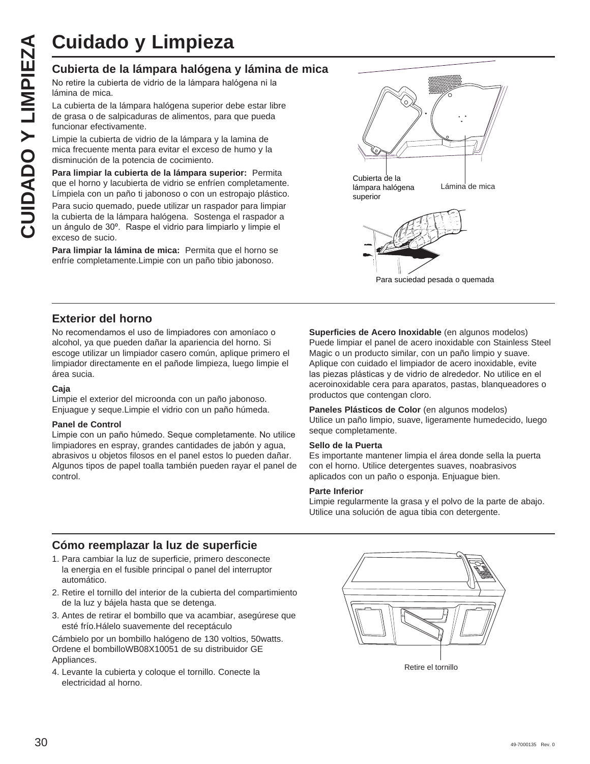# Cuidado y Limpieza

## Cubierta de la lámpara halógena y lámina de mica

No retire la cubierta de vidrio de la lámpara halógena ni la lámina de mica.

La cubierta de la lámpara halógena superior debe estar libre de grasa o de salpicaduras de alimentos, para que pueda funcionar efectivamente.

Limpie la cubierta de vidrio de la lámpara y la lamina de mica frecuente menta para evitar el exceso de humo y la disminución de la potencia de cocimiento.

**Para limpiar la cubierta de la lámpara superior:** Permita que el horno y lacubierta de vidrio se enfríen completamente. Límpiela con un paño ti jabonoso o con un estropajo plástico.

Para sucio quemado, puede utilizar un raspador para limpiar la cubierta de la lámpara halógena. Sostenga el raspador a un ángulo de 30º. Raspe el vidrio para limpiarlo y limpie el exceso de sucio.

**Para limpiar la lámina de mica:** Permita que el horno se enfríe completamente.Limpie con un paño tibio jabonoso.

Cubierta de la lámpara halógena superior

Lámina de mica

Para suciedad pesada o quemada

## Exterior del horno

No recomendamos el uso de limpiadores con amoníaco o alcohol, ya que pueden dañar la apariencia del horno. Si escoge utilizar un limpiador casero común, aplique primero el limpiador directamente en el pañode limpieza, luego limpie el área sucia.

**Caja**
Limpie el exterior del microonda con un paño jabonoso. Enjuague y seque.Limpie el vidrio con un paño húmeda.

**Panel de Control**
Limpie con un paño húmedo. Seque completamente. No utilice limpiadores en espray, grandes cantidades de jabón y agua, abrasivos u objetos filosos en el panel estos lo pueden dañar. Algunos tipos de papel toalla también pueden rayar el panel de control.

**Superficies de Acero Inoxidable** (en algunos modelos)
Puede limpiar el panel de acero inoxidable con Stainless Steel Magic o un producto similar, con un paño limpio y suave. Aplique con cuidado el limpiador de acero inoxidable, evite las piezas plásticas y de vidrio de alrededor. No utilice en el aceroinoxidable cera para aparatos, pastas, blanqueadores o productos que contengan cloro.

**Paneles Plásticos de Color** (en algunos modelos)
Utilice un paño limpio, suave, ligeramente humedecido, luego seque completamente.

**Sello de la Puerta**
Es importante mantener limpia el área donde sella la puerta con el horno. Utilice detergentes suaves, noabrasivos aplicados con un paño o esponja. Enjuague bien.

**Parte Inferior**
Limpie regularmente la grasa y el polvo de la parte de abajo. Utilice una solución de agua tibia con detergente.

## Cómo reemplazar la luz de superficie

1. Para cambiar la luz de superficie, primero desconecte la energia en el fusible principal o panel del interruptor automático.
2. Retire el tornillo del interior de la cubierta del compartimiento de la luz y bájela hasta que se detenga.
3. Antes de retirar el bombillo que va acambiar, asegúrese que esté frío.Hálelo suavemente del receptáculo

Cámbielo por un bombillo halógeno de 130 voltios, 50watts. Ordene el bombilloWB08X10051 de su distribuidor GE Appliances.

4. Levante la cubierta y coloque el tornillo. Conecte la electricidad al horno.

Retire el tornillo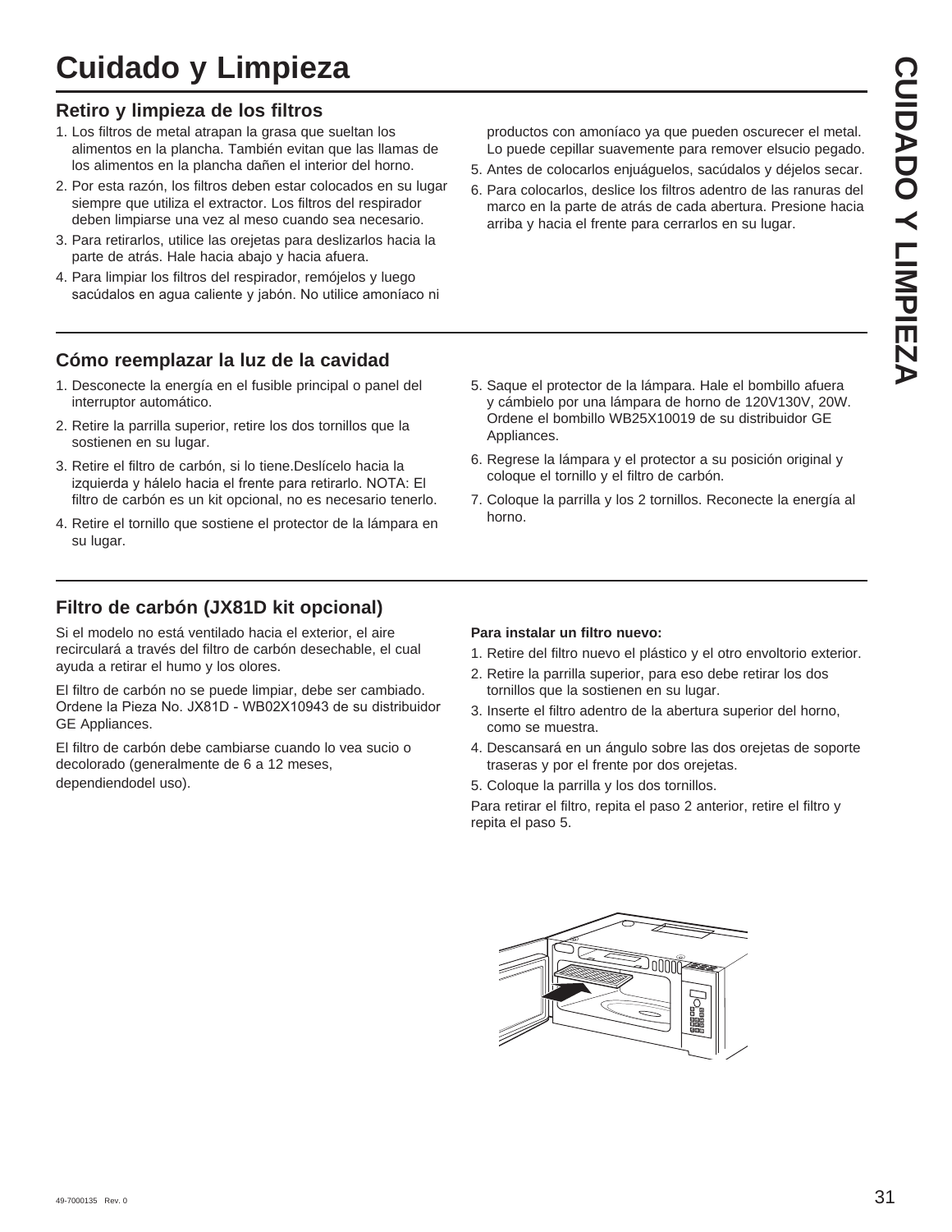# Cuidado y Limpieza

## Retiro y limpieza de los filtros

1. Los filtros de metal atrapan la grasa que sueltan los alimentos en la plancha. También evitan que las llamas de los alimentos en la plancha dañen el interior del horno.
2. Por esta razón, los filtros deben estar colocados en su lugar siempre que utiliza el extractor. Los filtros del respirador deben limpiarse una vez al meso cuando sea necesario.
3. Para retirarlos, utilice las orejetas para deslizarlos hacia la parte de atrás. Hale hacia abajo y hacia afuera.
4. Para limpiar los filtros del respirador, remójelos y luego sacúdalos en agua caliente y jabón. No utilice amoníaco ni productos con amoníaco ya que pueden oscurecer el metal. Lo puede cepillar suavemente para remover elsucio pegado.
5. Antes de colocarlos enjuáguelos, sacúdalos y déjelos secar.
6. Para colocarlos, deslice los filtros adentro de las ranuras del marco en la parte de atrás de cada abertura. Presione hacia arriba y hacia el frente para cerrarlos en su lugar.

## Cómo reemplazar la luz de la cavidad

1. Desconecte la energía en el fusible principal o panel del interruptor automático.
2. Retire la parrilla superior, retire los dos tornillos que la sostienen en su lugar.
3. Retire el filtro de carbón, si lo tiene.Deslícelo hacia la izquierda y hálelo hacia el frente para retirarlo. NOTA: El filtro de carbón es un kit opcional, no es necesario tenerlo.
4. Retire el tornillo que sostiene el protector de la lámpara en su lugar.
5. Saque el protector de la lámpara. Hale el bombillo afuera y cámbielo por una lámpara de horno de 120V130V, 20W. Ordene el bombillo WB25X10019 de su distribuidor GE Appliances.
6. Regrese la lámpara y el protector a su posición original y coloque el tornillo y el filtro de carbón.
7. Coloque la parrilla y los 2 tornillos. Reconecte la energía al horno.

## Filtro de carbón (JX81D kit opcional)

Si el modelo no está ventilado hacia el exterior, el aire recirculará a través del filtro de carbón desechable, el cual ayuda a retirar el humo y los olores.

El filtro de carbón no se puede limpiar, debe ser cambiado. Ordene la Pieza No. JX81D - WB02X10943 de su distribuidor GE Appliances.

El filtro de carbón debe cambiarse cuando lo vea sucio o decolorado (generalmente de 6 a 12 meses, dependiendodel uso).

**Para instalar un filtro nuevo:**

1. Retire del filtro nuevo el plástico y el otro envoltorio exterior.
2. Retire la parrilla superior, para eso debe retirar los dos tornillos que la sostienen en su lugar.
3. Inserte el filtro adentro de la abertura superior del horno, como se muestra.
4. Descansará en un ángulo sobre las dos orejetas de soporte traseras y por el frente por dos orejetas.
5. Coloque la parrilla y los dos tornillos.

Para retirar el filtro, repita el paso 2 anterior, retire el filtro y repita el paso 5.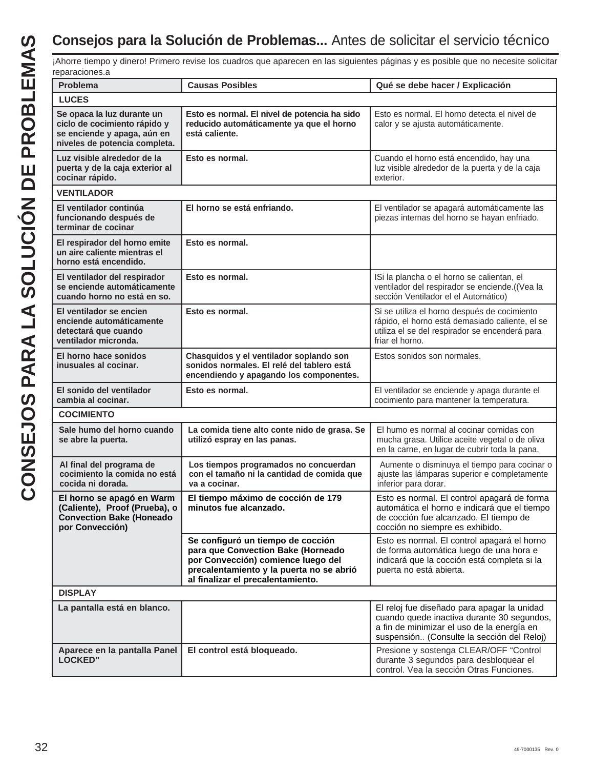## **Consejos para la Solución de Problemas...** Antes de solicitar el servicio técnico

¡Ahorre tiempo y dinero! Primero revise los cuadros que aparecen en las siguientes páginas y es posible que no necesite solicitar reparaciones.a

| Problema | Causas Posibles | Qué se debe hacer / Explicación |
|---|---|---|
| **LUCES** | | |
| **Se opaca la luz durante un ciclo de cocimiento rápido y se enciende y apaga, aún en niveles de potencia completa.** | **Esto es normal. El nivel de potencia ha sido reducido automáticamente ya que el horno está caliente.** | Esto es normal. El horno detecta el nivel de calor y se ajusta automáticamente. |
| **Luz visible alrededor de la puerta y de la caja exterior al cocinar rápido.** | **Esto es normal.** | Cuando el horno está encendido, hay una luz visible alrededor de la puerta y de la caja exterior. |
| **VENTILADOR** | | |
| **El ventilador continúa funcionando después de terminar de cocinar** | **El horno se está enfriando.** | El ventilador se apagará automáticamente las piezas internas del horno se hayan enfriado. |
| **El respirador del horno emite un aire caliente mientras el horno está encendido.** | **Esto es normal.** | |
| **El ventilador del respirador se enciende automáticamente cuando horno no está en so.** | **Esto es normal.** | ISi la plancha o el horno se calientan, el ventilador del respirador se enciende.((Vea la sección Ventilador el el Automático) |
| **El ventilador se encien enciende automáticamente detectará que cuando ventilador micronda.** | **Esto es normal.** | Si se utiliza el horno después de cocimiento rápido, el horno está demasiado caliente, el se utiliza el se del respirador se encenderá para friar el horno. |
| **El horno hace sonidos inusuales al cocinar.** | **Chasquidos y el ventilador soplando son sonidos normales. El relé del tablero está encendiendo y apagando los componentes.** | Estos sonidos son normales. |
| **El sonido del ventilador cambia al cocinar.** | **Esto es normal.** | El ventilador se enciende y apaga durante el cocimiento para mantener la temperatura. |
| **COCIMIENTO** | | |
| **Sale humo del horno cuando se abre la puerta.** | **La comida tiene alto conte nido de grasa. Se utilizó espray en las panas.** | El humo es normal al cocinar comidas con mucha grasa. Utilice aceite vegetal o de oliva en la carne, en lugar de cubrir toda la pana. |
| **Al final del programa de cocimiento la comida no está cocida ni dorada.** | **Los tiempos programados no concuerdan con el tamaño ni la cantidad de comida que va a cocinar.** | Aumente o disminuya el tiempo para cocinar o ajuste las lámparas superior e completamente inferior para dorar. |
| **El horno se apagó en Warm (Caliente), Proof (Prueba), o Convection Bake (Honeado por Convección)** | **El tiempo máximo de cocción de 179 minutos fue alcanzado.** | Esto es normal. El control apagará de forma automática el horno e indicará que el tiempo de cocción fue alcanzado. El tiempo de cocción no siempre es exhibido. |
| | **Se configuró un tiempo de cocción para que Convection Bake (Horneado por Convección) comience luego del precalentamiento y la puerta no se abrió al finalizar el precalentamiento.** | Esto es normal. El control apagará el horno de forma automática luego de una hora e indicará que la cocción está completa si la puerta no está abierta. |
| **DISPLAY** | | |
| **La pantalla está en blanco.** | | El reloj fue diseñado para apagar la unidad cuando quede inactiva durante 30 segundos, a fin de minimizar el uso de la energía en suspensión.. (Consulte la sección del Reloj) |
| **Aparece en la pantalla Panel LOCKED"** | **El control está bloqueado.** | Presione y sostenga CLEAR/OFF "Control durante 3 segundos para desbloquear el control. Vea la sección Otras Funciones. |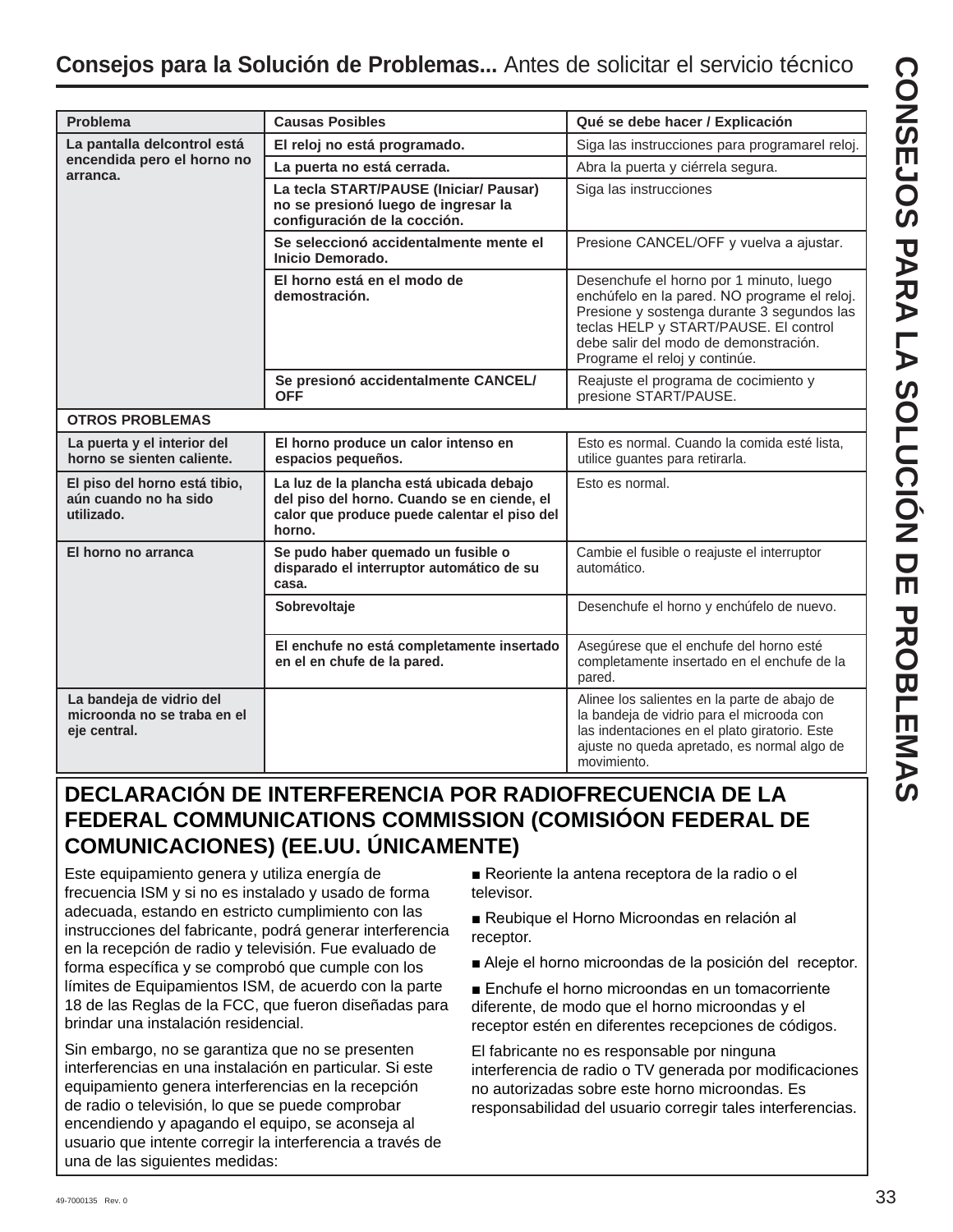## **Consejos para la Solución de Problemas...** Antes de solicitar el servicio técnico

# CONSEJOS PARA LA SOLUCIÓN DE PROBLEMAS

| Problema | Causas Posibles | Qué se debe hacer / Explicación |
|---|---|---|
| **La pantalla delcontrol está encendida pero el horno no arranca.** | **El reloj no está programado.** | Siga las instrucciones para programarel reloj. |
| | **La puerta no está cerrada.** | Abra la puerta y ciérrela segura. |
| | **La tecla START/PAUSE (Iniciar/ Pausar) no se presionó luego de ingresar la configuración de la cocción.** | Siga las instrucciones |
| | **Se seleccionó accidentalmente mente el Inicio Demorado.** | Presione CANCEL/OFF y vuelva a ajustar. |
| | **El horno está en el modo de demostración.** | Desenchufe el horno por 1 minuto, luego enchúfelo en la pared. NO programe el reloj. Presione y sostenga durante 3 segundos las teclas HELP y START/PAUSE. El control debe salir del modo de demonstración. Programe el reloj y continúe. |
| | **Se presionó accidentalmente CANCEL/ OFF** | Reajuste el programa de cocimiento y presione START/PAUSE. |
| **OTROS PROBLEMAS** | | |
| **La puerta y el interior del horno se sienten caliente.** | **El horno produce un calor intenso en espacios pequeños.** | Esto es normal. Cuando la comida esté lista, utilice guantes para retirarla. |
| **El piso del horno está tibio, aún cuando no ha sido utilizado.** | **La luz de la plancha está ubicada debajo del piso del horno. Cuando se en ciende, el calor que produce puede calentar el piso del horno.** | Esto es normal. |
| **El horno no arranca** | **Se pudo haber quemado un fusible o disparado el interruptor automático de su casa.** | Cambie el fusible o reajuste el interruptor automático. |
| | **Sobrevoltaje** | Desenchufe el horno y enchúfelo de nuevo. |
| | **El enchufe no está completamente insertado en el en chufe de la pared.** | Asegúrese que el enchufe del horno esté completamente insertado en el enchufe de la pared. |
| **La bandeja de vidrio del microonda no se traba en el eje central.** | | Alinee los salientes en la parte de abajo de la bandeja de vidrio para el microoda con las indentaciones en el plato giratorio. Este ajuste no queda apretado, es normal algo de movimiento. |

## DECLARACIÓN DE INTERFERENCIA POR RADIOFRECUENCIA DE LA FEDERAL COMMUNICATIONS COMMISSION (COMISIÓON FEDERAL DE COMUNICACIONES) (EE.UU. ÚNICAMENTE)

Este equipamiento genera y utiliza energía de frecuencia ISM y si no es instalado y usado de forma adecuada, estando en estricto cumplimiento con las instrucciones del fabricante, podrá generar interferencia en la recepción de radio y televisión. Fue evaluado de forma específica y se comprobó que cumple con los límites de Equipamientos ISM, de acuerdo con la parte 18 de las Reglas de la FCC, que fueron diseñadas para brindar una instalación residencial.

Sin embargo, no se garantiza que no se presenten interferencias en una instalación en particular. Si este equipamiento genera interferencias en la recepción de radio o televisión, lo que se puede comprobar encendiendo y apagando el equipo, se aconseja al usuario que intente corregir la interferencia a través de una de las siguientes medidas:

- Reoriente la antena receptora de la radio o el televisor.
- Reubique el Horno Microondas en relación al receptor.
- Aleje el horno microondas de la posición del receptor.
- Enchufe el horno microondas en un tomacorriente diferente, de modo que el horno microondas y el receptor estén en diferentes recepciones de códigos.

El fabricante no es responsable por ninguna interferencia de radio o TV generada por modificaciones no autorizadas sobre este horno microondas. Es responsabilidad del usuario corregir tales interferencias.

49-7000135 Rev. 0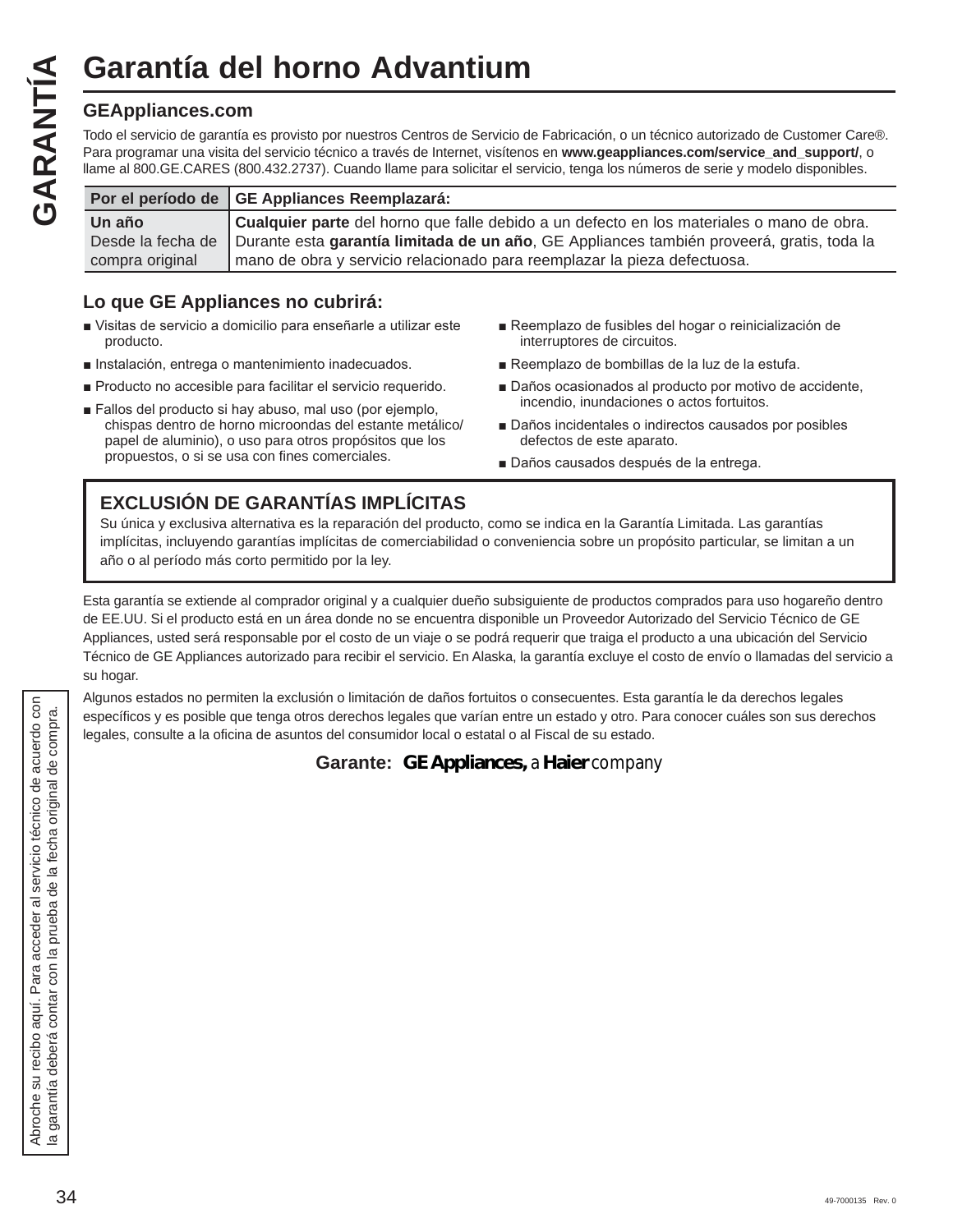# Garantía del horno Advantium

## GEAppliances.com

Todo el servicio de garantía es provisto por nuestros Centros de Servicio de Fabricación, o un técnico autorizado de Customer Care®. Para programar una visita del servicio técnico a través de Internet, visítenos en **www.geappliances.com/service_and_support/**, o llame al 800.GE.CARES (800.432.2737). Cuando llame para solicitar el servicio, tenga los números de serie y modelo disponibles.

| Por el período de | GE Appliances Reemplazará: |
|---|---|
| **Un año** Desde la fecha de compra original | **Cualquier parte** del horno que falle debido a un defecto en los materiales o mano de obra. Durante esta **garantía limitada de un año**, GE Appliances también proveerá, gratis, toda la mano de obra y servicio relacionado para reemplazar la pieza defectuosa. |

### Lo que GE Appliances no cubrirá:

- Visitas de servicio a domicilio para enseñarle a utilizar este producto.
- Instalación, entrega o mantenimiento inadecuados.
- Producto no accesible para facilitar el servicio requerido.
- Fallos del producto si hay abuso, mal uso (por ejemplo, chispas dentro de horno microondas del estante metálico/ papel de aluminio), o uso para otros propósitos que los propuestos, o si se usa con fines comerciales.
- Reemplazo de fusibles del hogar o reinicialización de interruptores de circuitos.
- Reemplazo de bombillas de la luz de la estufa.
- Daños ocasionados al producto por motivo de accidente, incendio, inundaciones o actos fortuitos.
- Daños incidentales o indirectos causados por posibles defectos de este aparato.
- Daños causados después de la entrega.

**EXCLUSIÓN DE GARANTÍAS IMPLÍCITAS**

Su única y exclusiva alternativa es la reparación del producto, como se indica en la Garantía Limitada. Las garantías implícitas, incluyendo garantías implícitas de comerciabilidad o conveniencia sobre un propósito particular, se limitan a un año o al período más corto permitido por la ley.

Esta garantía se extiende al comprador original y a cualquier dueño subsiguiente de productos comprados para uso hogareño dentro de EE.UU. Si el producto está en un área donde no se encuentra disponible un Proveedor Autorizado del Servicio Técnico de GE Appliances, usted será responsable por el costo de un viaje o se podrá requerir que traiga el producto a una ubicación del Servicio Técnico de GE Appliances autorizado para recibir el servicio. En Alaska, la garantía excluye el costo de envío o llamadas del servicio a su hogar.

Algunos estados no permiten la exclusión o limitación de daños fortuitos o consecuentes. Esta garantía le da derechos legales específicos y es posible que tenga otros derechos legales que varían entre un estado y otro. Para conocer cuáles son sus derechos legales, consulte a la oficina de asuntos del consumidor local o estatal o al Fiscal de su estado.

**Garante: GE Appliances,** a **Haier** company

Abroche su recibo aquí. Para acceder al servicio técnico de acuerdo con la garantía deberá contar con la prueba de la fecha original de compra.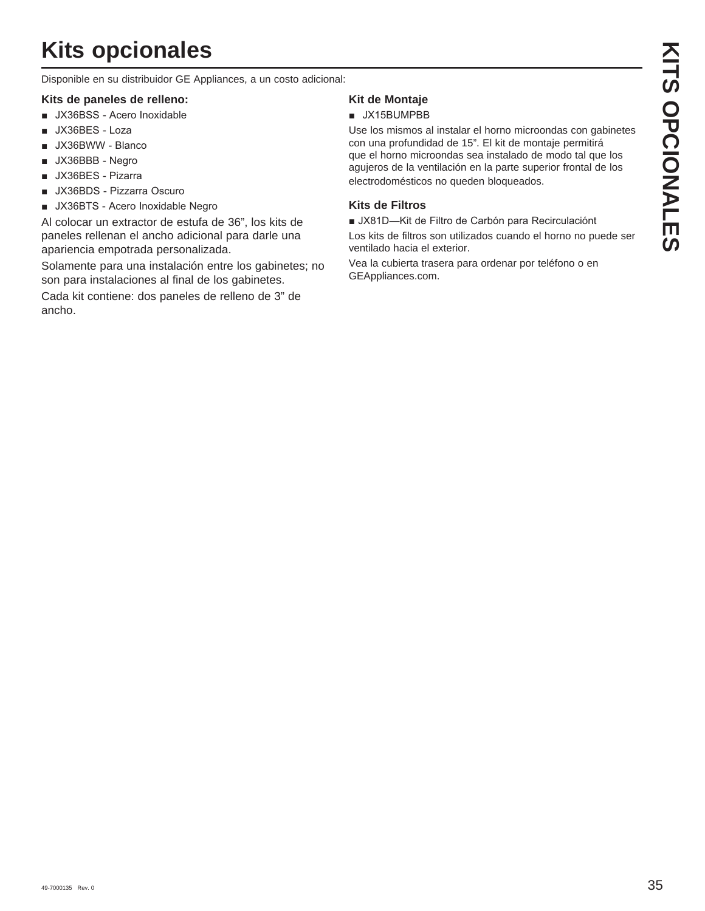# Kits opcionales

Disponible en su distribuidor GE Appliances, a un costo adicional:

**Kits de paneles de relleno:**

- JX36BSS - Acero Inoxidable
- JX36BES - Loza
- JX36BWW - Blanco
- JX36BBB - Negro
- JX36BES - Pizarra
- JX36BDS - Pizzarra Oscuro
- JX36BTS - Acero Inoxidable Negro

Al colocar un extractor de estufa de 36”, los kits de paneles rellenan el ancho adicional para darle una apariencia empotrada personalizada.

Solamente para una instalación entre los gabinetes; no son para instalaciones al final de los gabinetes.

Cada kit contiene: dos paneles de relleno de 3” de ancho.

**Kit de Montaje**

- JX15BUMPBB

Use los mismos al instalar el horno microondas con gabinetes con una profundidad de 15”. El kit de montaje permitirá que el horno microondas sea instalado de modo tal que los agujeros de la ventilación en la parte superior frontal de los electrodomésticos no queden bloqueados.

**Kits de Filtros**

- JX81D—Kit de Filtro de Carbón para Recirculaciónt

Los kits de filtros son utilizados cuando el horno no puede ser ventilado hacia el exterior.

Vea la cubierta trasera para ordenar por teléfono o en GEAppliances.com.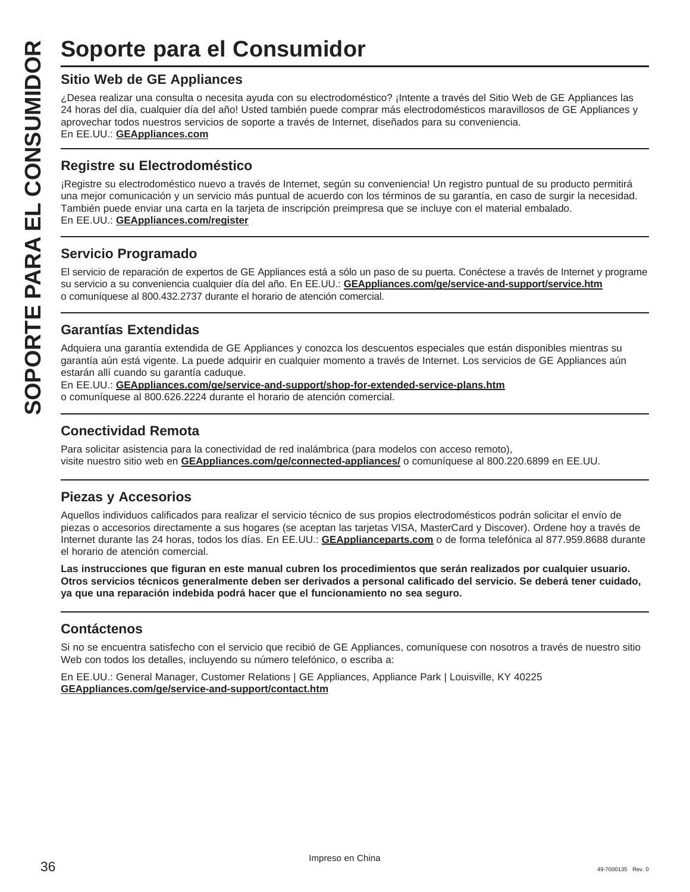# Soporte para el Consumidor

## Sitio Web de GE Appliances

¿Desea realizar una consulta o necesita ayuda con su electrodoméstico? ¡Intente a través del Sitio Web de GE Appliances las 24 horas del día, cualquier día del año! Usted también puede comprar más electrodomésticos maravillosos de GE Appliances y aprovechar todos nuestros servicios de soporte a través de Internet, diseñados para su conveniencia.
En EE.UU.: **GEAppliances.com**

## Registre su Electrodoméstico

¡Registre su electrodoméstico nuevo a través de Internet, según su conveniencia! Un registro puntual de su producto permitirá una mejor comunicación y un servicio más puntual de acuerdo con los términos de su garantía, en caso de surgir la necesidad. También puede enviar una carta en la tarjeta de inscripción preimpresa que se incluye con el material embalado.
En EE.UU.: **GEAppliances.com/register**

## Servicio Programado

El servicio de reparación de expertos de GE Appliances está a sólo un paso de su puerta. Conéctese a través de Internet y programe su servicio a su conveniencia cualquier día del año. En EE.UU.: **GEAppliances.com/ge/service-and-support/service.htm** o comuníquese al 800.432.2737 durante el horario de atención comercial.

## Garantías Extendidas

Adquiera una garantía extendida de GE Appliances y conozca los descuentos especiales que están disponibles mientras su garantía aún está vigente. La puede adquirir en cualquier momento a través de Internet. Los servicios de GE Appliances aún estarán allí cuando su garantía caduque.
En EE.UU.: **GEAppliances.com/ge/service-and-support/shop-for-extended-service-plans.htm**
o comuníquese al 800.626.2224 durante el horario de atención comercial.

## Conectividad Remota

Para solicitar asistencia para la conectividad de red inalámbrica (para modelos con acceso remoto), visite nuestro sitio web en **GEAppliances.com/ge/connected-appliances/** o comuníquese al 800.220.6899 en EE.UU.

## Piezas y Accesorios

Aquellos individuos calificados para realizar el servicio técnico de sus propios electrodomésticos podrán solicitar el envío de piezas o accesorios directamente a sus hogares (se aceptan las tarjetas VISA, MasterCard y Discover). Ordene hoy a través de Internet durante las 24 horas, todos los días. En EE.UU.: **GEApplianceparts.com** o de forma telefónica al 877.959.8688 durante el horario de atención comercial.

**Las instrucciones que figuran en este manual cubren los procedimientos que serán realizados por cualquier usuario. Otros servicios técnicos generalmente deben ser derivados a personal calificado del servicio. Se deberá tener cuidado, ya que una reparación indebida podrá hacer que el funcionamiento no sea seguro.**

## Contáctenos

Si no se encuentra satisfecho con el servicio que recibió de GE Appliances, comuníquese con nosotros a través de nuestro sitio Web con todos los detalles, incluyendo su número telefónico, o escriba a:

En EE.UU.: General Manager, Customer Relations | GE Appliances, Appliance Park | Louisville, KY 40225
**GEAppliances.com/ge/service-and-support/contact.htm**

Impreso en China

49-7000135 Rev. 0